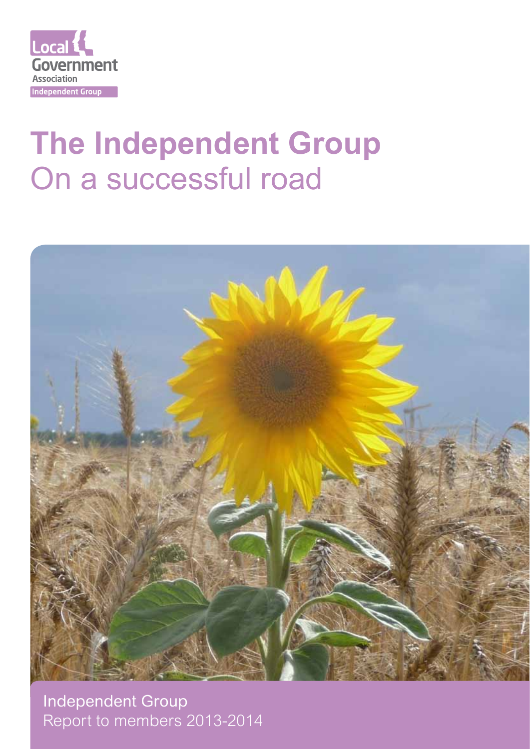Local Government Association

Independent Group

# The Independent Group

## On a successful road

Independent Group

Report to members 2013-2014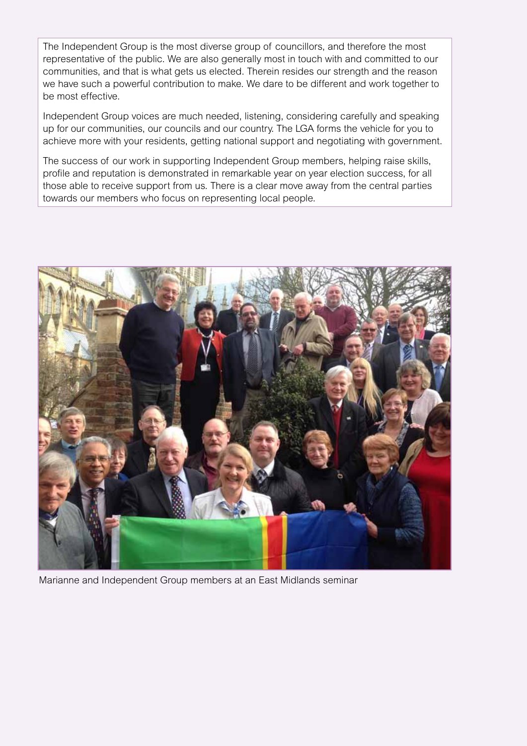The Independent Group is the most diverse group of councillors, and therefore the most representative of the public. We are also generally most in touch with and committed to our communities, and that is what gets us elected. Therein resides our strength and the reason we have such a powerful contribution to make. We dare to be different and work together to be most effective.

Independent Group voices are much needed, listening, considering carefully and speaking up for our communities, our councils and our country. The LGA forms the vehicle for you to achieve more with your residents, getting national support and negotiating with government.

The success of our work in supporting Independent Group members, helping raise skills, profile and reputation is demonstrated in remarkable year on year election success, for all those able to receive support from us. There is a clear move away from the central parties towards our members who focus on representing local people.

Marianne and Independent Group members at an East Midlands seminar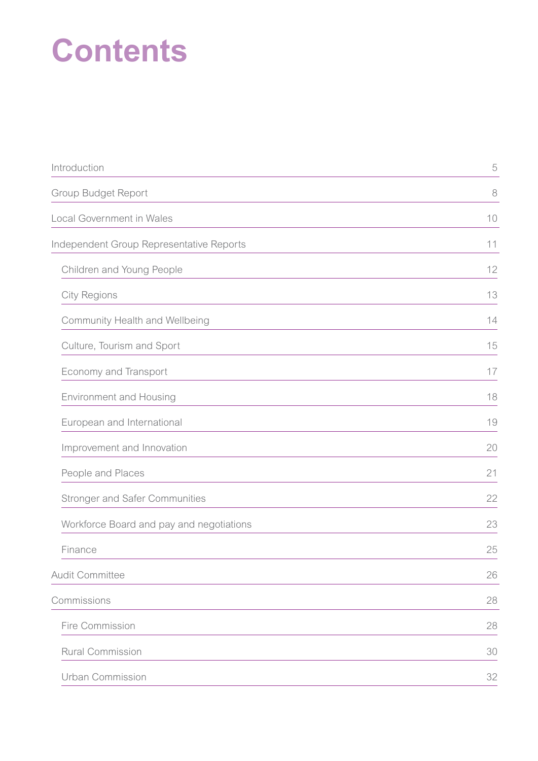# Contents

- Introduction 5
- Group Budget Report 8
- Local Government in Wales 10
- Independent Group Representative Reports 11
  - Children and Young People 12
  - City Regions 13
  - Community Health and Wellbeing 14
  - Culture, Tourism and Sport 15
  - Economy and Transport 17
  - Environment and Housing 18
  - European and International 19
  - Improvement and Innovation 20
  - People and Places 21
  - Stronger and Safer Communities 22
  - Workforce Board and pay and negotiations 23
  - Finance 25
- Audit Committee 26
- Commissions 28
  - Fire Commission 28
  - Rural Commission 30
  - Urban Commission 32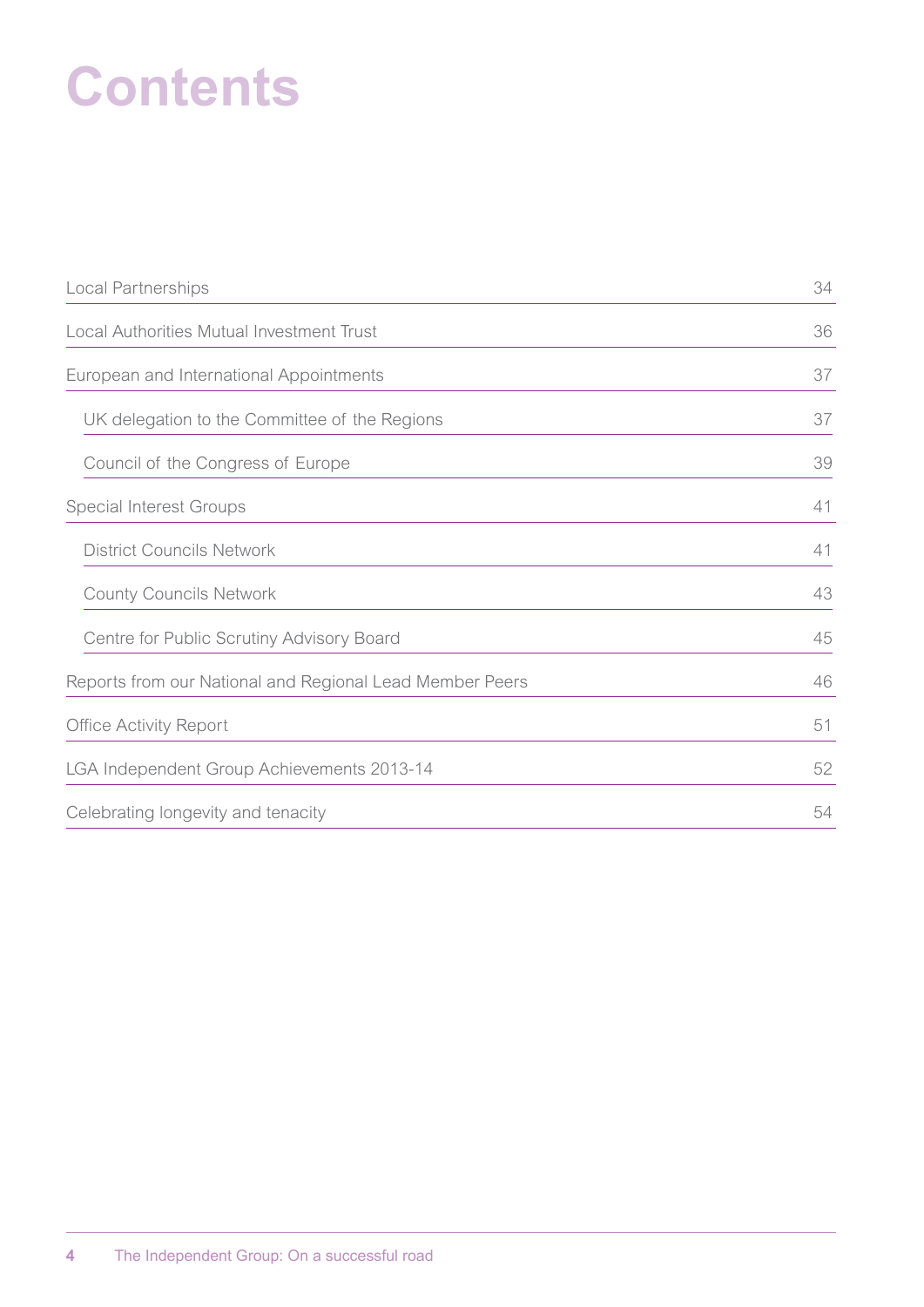# Contents

| | |
|---|---|
| Local Partnerships | 34 |
| Local Authorities Mutual Investment Trust | 36 |
| European and International Appointments | 37 |
| UK delegation to the Committee of the Regions | 37 |
| Council of the Congress of Europe | 39 |
| Special Interest Groups | 41 |
| District Councils Network | 41 |
| County Councils Network | 43 |
| Centre for Public Scrutiny Advisory Board | 45 |
| Reports from our National and Regional Lead Member Peers | 46 |
| Office Activity Report | 51 |
| LGA Independent Group Achievements 2013-14 | 52 |
| Celebrating longevity and tenacity | 54 |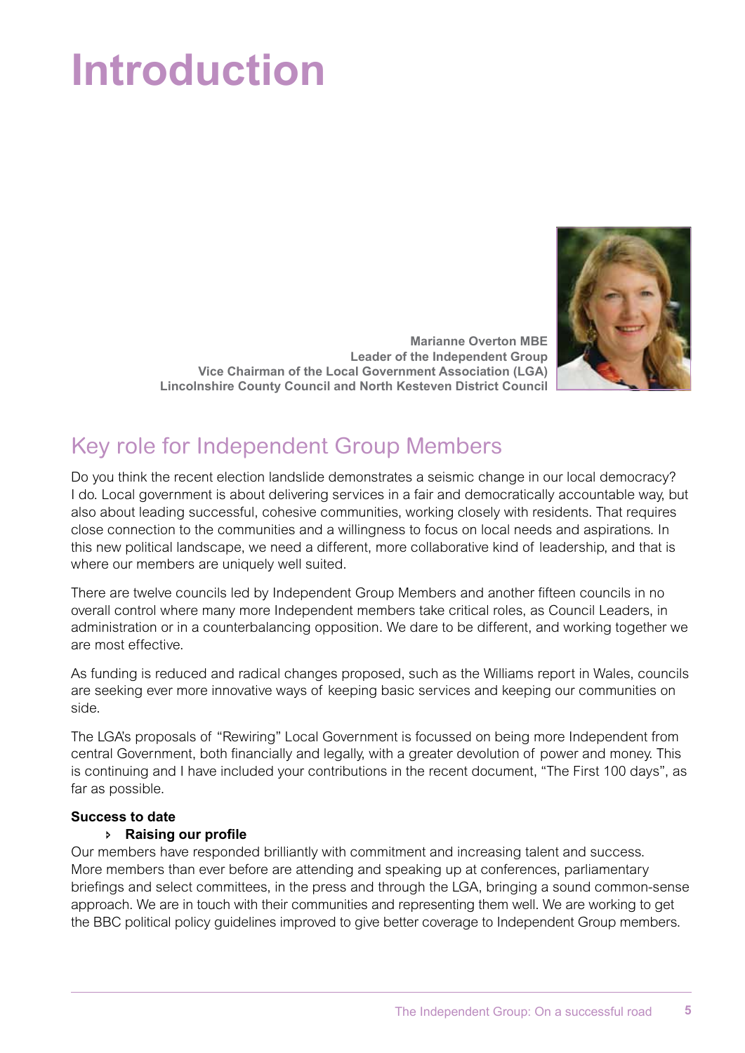# Introduction

**Marianne Overton MBE**
**Leader of the Independent Group**
**Vice Chairman of the Local Government Association (LGA)**
**Lincolnshire County Council and North Kesteven District Council**

## Key role for Independent Group Members

Do you think the recent election landslide demonstrates a seismic change in our local democracy? I do. Local government is about delivering services in a fair and democratically accountable way, but also about leading successful, cohesive communities, working closely with residents. That requires close connection to the communities and a willingness to focus on local needs and aspirations. In this new political landscape, we need a different, more collaborative kind of leadership, and that is where our members are uniquely well suited.

There are twelve councils led by Independent Group Members and another fifteen councils in no overall control where many more Independent members take critical roles, as Council Leaders, in administration or in a counterbalancing opposition. We dare to be different, and working together we are most effective.

As funding is reduced and radical changes proposed, such as the Williams report in Wales, councils are seeking ever more innovative ways of keeping basic services and keeping our communities on side.

The LGA's proposals of "Rewiring" Local Government is focussed on being more Independent from central Government, both financially and legally, with a greater devolution of power and money. This is continuing and I have included your contributions in the recent document, "The First 100 days", as far as possible.

**Success to date**

- **Raising our profile**

Our members have responded brilliantly with commitment and increasing talent and success. More members than ever before are attending and speaking up at conferences, parliamentary briefings and select committees, in the press and through the LGA, bringing a sound common-sense approach. We are in touch with their communities and representing them well. We are working to get the BBC political policy guidelines improved to give better coverage to Independent Group members.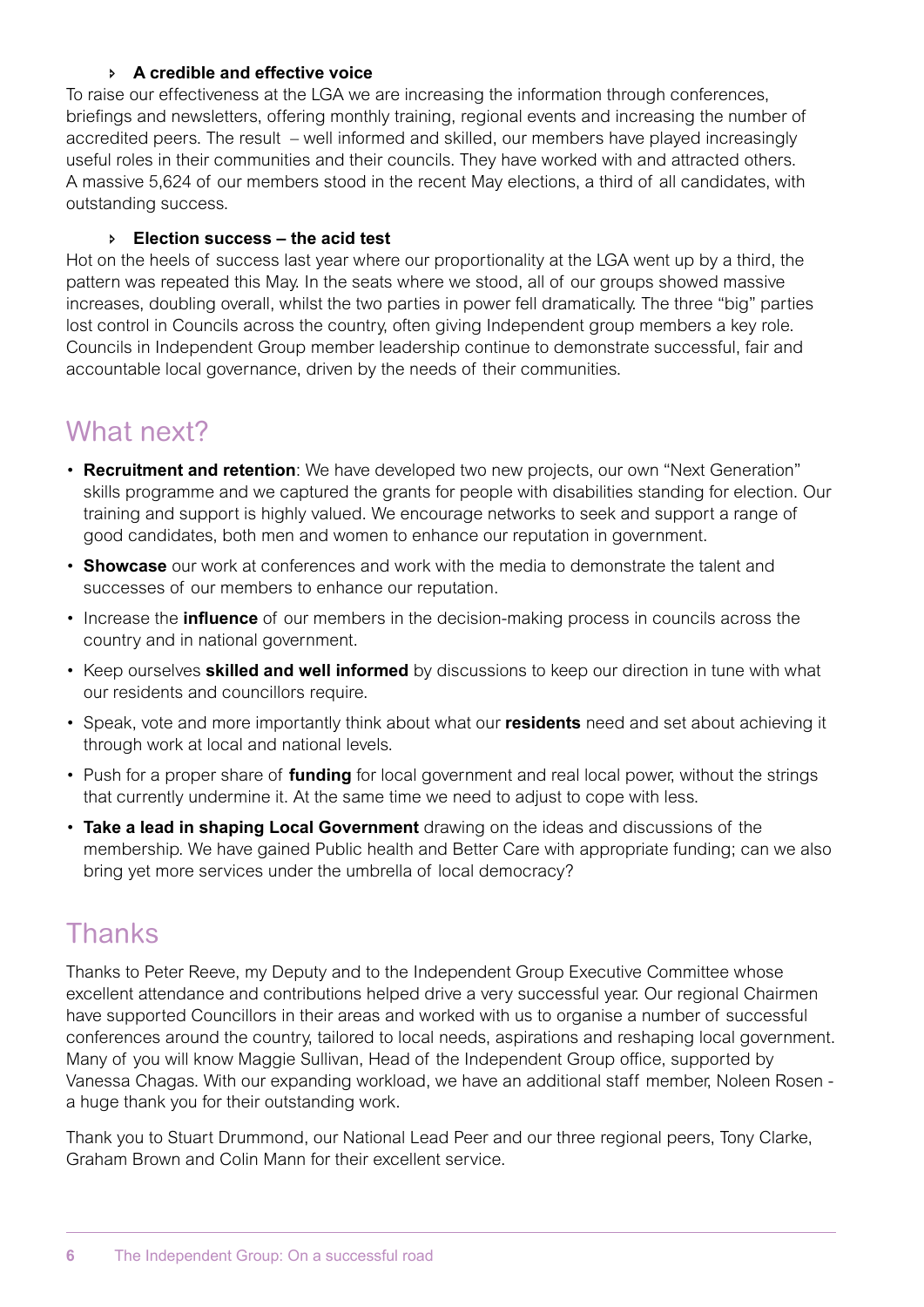- **A credible and effective voice**

To raise our effectiveness at the LGA we are increasing the information through conferences, briefings and newsletters, offering monthly training, regional events and increasing the number of accredited peers. The result – well informed and skilled, our members have played increasingly useful roles in their communities and their councils. They have worked with and attracted others. A massive 5,624 of our members stood in the recent May elections, a third of all candidates, with outstanding success.

- **Election success – the acid test**

Hot on the heels of success last year where our proportionality at the LGA went up by a third, the pattern was repeated this May. In the seats where we stood, all of our groups showed massive increases, doubling overall, whilst the two parties in power fell dramatically. The three "big" parties lost control in Councils across the country, often giving Independent group members a key role. Councils in Independent Group member leadership continue to demonstrate successful, fair and accountable local governance, driven by the needs of their communities.

## What next?

- **Recruitment and retention**: We have developed two new projects, our own "Next Generation" skills programme and we captured the grants for people with disabilities standing for election. Our training and support is highly valued. We encourage networks to seek and support a range of good candidates, both men and women to enhance our reputation in government.
- **Showcase** our work at conferences and work with the media to demonstrate the talent and successes of our members to enhance our reputation.
- Increase the **influence** of our members in the decision-making process in councils across the country and in national government.
- Keep ourselves **skilled and well informed** by discussions to keep our direction in tune with what our residents and councillors require.
- Speak, vote and more importantly think about what our **residents** need and set about achieving it through work at local and national levels.
- Push for a proper share of **funding** for local government and real local power, without the strings that currently undermine it. At the same time we need to adjust to cope with less.
- **Take a lead in shaping Local Government** drawing on the ideas and discussions of the membership. We have gained Public health and Better Care with appropriate funding; can we also bring yet more services under the umbrella of local democracy?

## Thanks

Thanks to Peter Reeve, my Deputy and to the Independent Group Executive Committee whose excellent attendance and contributions helped drive a very successful year. Our regional Chairmen have supported Councillors in their areas and worked with us to organise a number of successful conferences around the country, tailored to local needs, aspirations and reshaping local government. Many of you will know Maggie Sullivan, Head of the Independent Group office, supported by Vanessa Chagas. With our expanding workload, we have an additional staff member, Noleen Rosen - a huge thank you for their outstanding work.

Thank you to Stuart Drummond, our National Lead Peer and our three regional peers, Tony Clarke, Graham Brown and Colin Mann for their excellent service.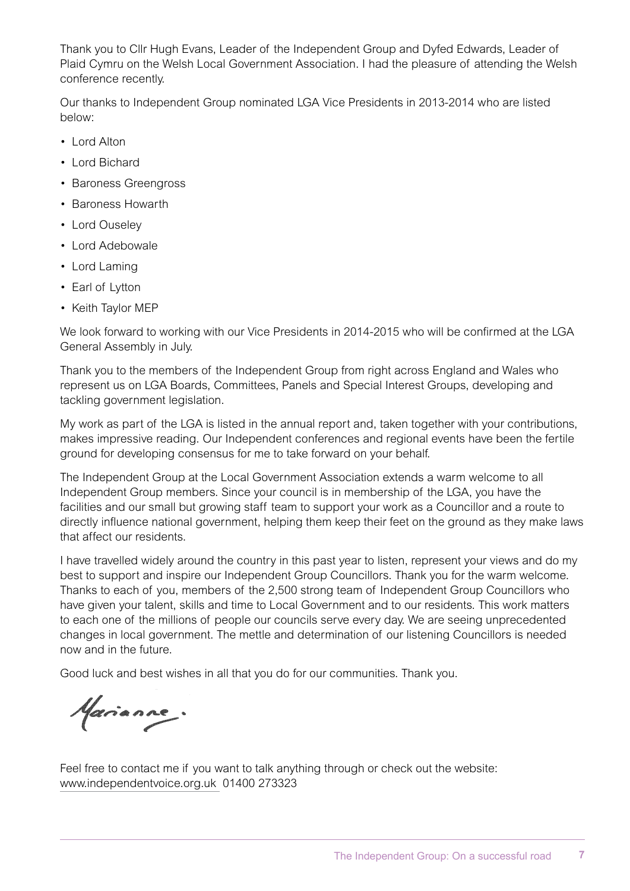Thank you to Cllr Hugh Evans, Leader of the Independent Group and Dyfed Edwards, Leader of Plaid Cymru on the Welsh Local Government Association. I had the pleasure of attending the Welsh conference recently.

Our thanks to Independent Group nominated LGA Vice Presidents in 2013-2014 who are listed below:

- Lord Alton
- Lord Bichard
- Baroness Greengross
- Baroness Howarth
- Lord Ouseley
- Lord Adebowale
- Lord Laming
- Earl of Lytton
- Keith Taylor MEP

We look forward to working with our Vice Presidents in 2014-2015 who will be confirmed at the LGA General Assembly in July.

Thank you to the members of the Independent Group from right across England and Wales who represent us on LGA Boards, Committees, Panels and Special Interest Groups, developing and tackling government legislation.

My work as part of the LGA is listed in the annual report and, taken together with your contributions, makes impressive reading. Our Independent conferences and regional events have been the fertile ground for developing consensus for me to take forward on your behalf.

The Independent Group at the Local Government Association extends a warm welcome to all Independent Group members. Since your council is in membership of the LGA, you have the facilities and our small but growing staff team to support your work as a Councillor and a route to directly influence national government, helping them keep their feet on the ground as they make laws that affect our residents.

I have travelled widely around the country in this past year to listen, represent your views and do my best to support and inspire our Independent Group Councillors. Thank you for the warm welcome. Thanks to each of you, members of the 2,500 strong team of Independent Group Councillors who have given your talent, skills and time to Local Government and to our residents. This work matters to each one of the millions of people our councils serve every day. We are seeing unprecedented changes in local government. The mettle and determination of our listening Councillors is needed now and in the future.

Good luck and best wishes in all that you do for our communities. Thank you.

Marianne.

Feel free to contact me if you want to talk anything through or check out the website: www.independentvoice.org.uk 01400 273323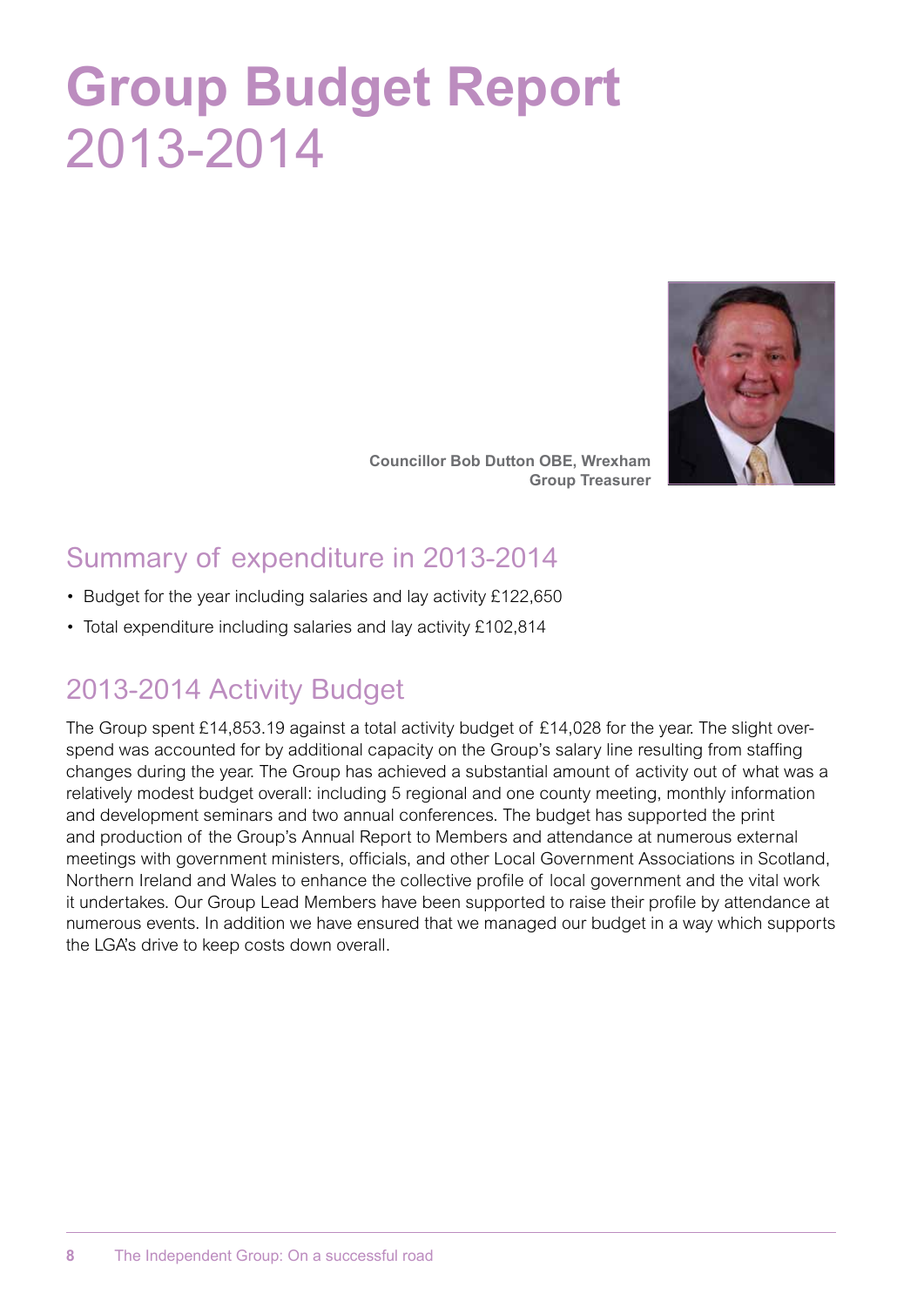# **Group Budget Report** 2013-2014

**Councillor Bob Dutton OBE, Wrexham**
**Group Treasurer**

## Summary of expenditure in 2013-2014

- Budget for the year including salaries and lay activity £122,650
- Total expenditure including salaries and lay activity £102,814

## 2013-2014 Activity Budget

The Group spent £14,853.19 against a total activity budget of £14,028 for the year. The slight over-spend was accounted for by additional capacity on the Group's salary line resulting from staffing changes during the year. The Group has achieved a substantial amount of activity out of what was a relatively modest budget overall: including 5 regional and one county meeting, monthly information and development seminars and two annual conferences. The budget has supported the print and production of the Group's Annual Report to Members and attendance at numerous external meetings with government ministers, officials, and other Local Government Associations in Scotland, Northern Ireland and Wales to enhance the collective profile of local government and the vital work it undertakes. Our Group Lead Members have been supported to raise their profile by attendance at numerous events. In addition we have ensured that we managed our budget in a way which supports the LGA's drive to keep costs down overall.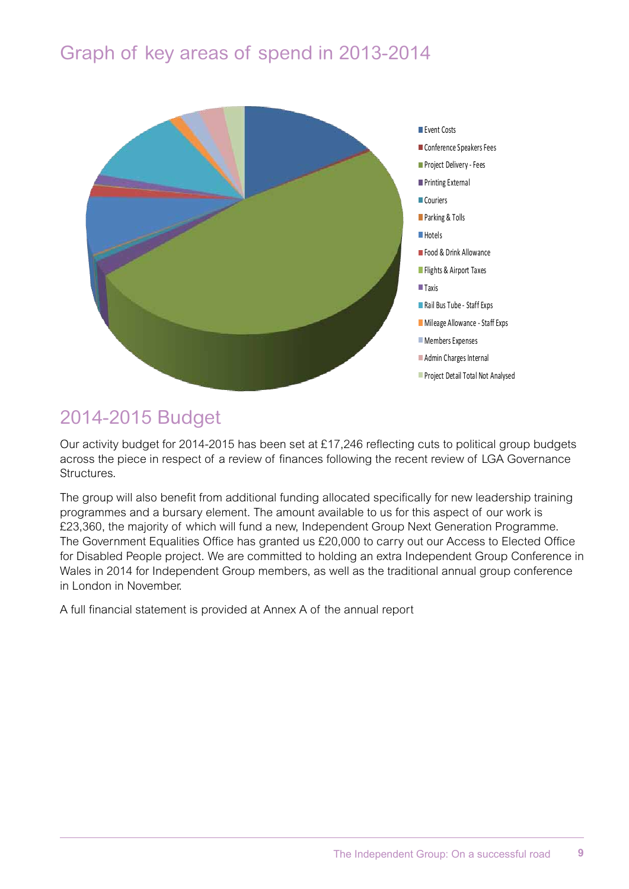## Graph of key areas of spend in 2013-2014

- Event Costs
- Conference Speakers Fees
- Project Delivery - Fees
- Printing External
- Couriers
- Parking & Tolls
- Hotels
- Food & Drink Allowance
- Flights & Airport Taxes
- Taxis
- Rail Bus Tube - Staff Exps
- Mileage Allowance - Staff Exps
- Members Expenses
- Admin Charges Internal
- Project Detail Total Not Analysed

## 2014-2015 Budget

Our activity budget for 2014-2015 has been set at £17,246 reflecting cuts to political group budgets across the piece in respect of a review of finances following the recent review of LGA Governance Structures.

The group will also benefit from additional funding allocated specifically for new leadership training programmes and a bursary element. The amount available to us for this aspect of our work is £23,360, the majority of which will fund a new, Independent Group Next Generation Programme. The Government Equalities Office has granted us £20,000 to carry out our Access to Elected Office for Disabled People project. We are committed to holding an extra Independent Group Conference in Wales in 2014 for Independent Group members, as well as the traditional annual group conference in London in November.

A full financial statement is provided at Annex A of the annual report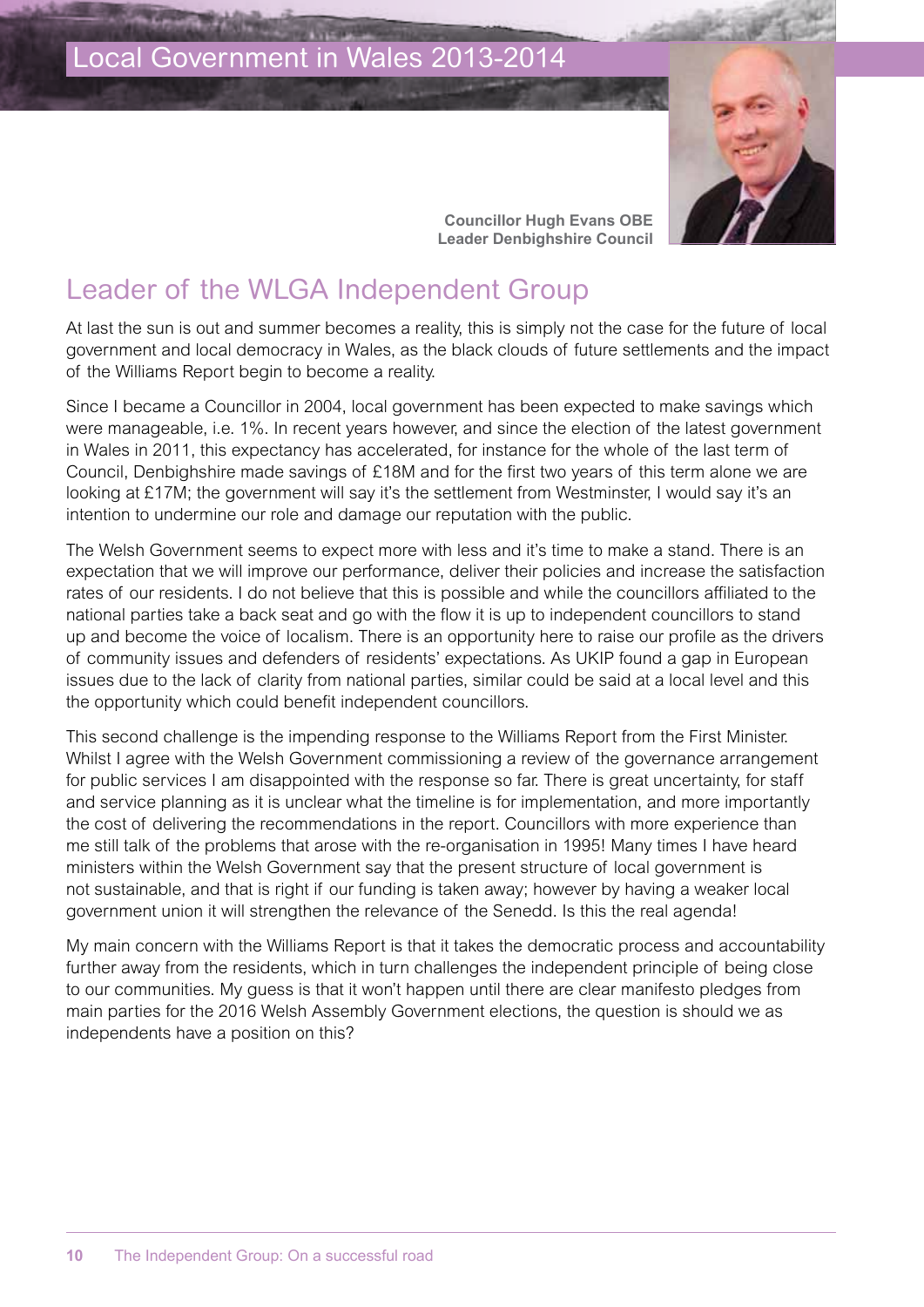**Councillor Hugh Evans OBE**
**Leader Denbighshire Council**

## Leader of the WLGA Independent Group

At last the sun is out and summer becomes a reality, this is simply not the case for the future of local government and local democracy in Wales, as the black clouds of future settlements and the impact of the Williams Report begin to become a reality.

Since I became a Councillor in 2004, local government has been expected to make savings which were manageable, i.e. 1%. In recent years however, and since the election of the latest government in Wales in 2011, this expectancy has accelerated, for instance for the whole of the last term of Council, Denbighshire made savings of £18M and for the first two years of this term alone we are looking at £17M; the government will say it's the settlement from Westminster, I would say it's an intention to undermine our role and damage our reputation with the public.

The Welsh Government seems to expect more with less and it's time to make a stand. There is an expectation that we will improve our performance, deliver their policies and increase the satisfaction rates of our residents. I do not believe that this is possible and while the councillors affiliated to the national parties take a back seat and go with the flow it is up to independent councillors to stand up and become the voice of localism. There is an opportunity here to raise our profile as the drivers of community issues and defenders of residents' expectations. As UKIP found a gap in European issues due to the lack of clarity from national parties, similar could be said at a local level and this the opportunity which could benefit independent councillors.

This second challenge is the impending response to the Williams Report from the First Minister. Whilst I agree with the Welsh Government commissioning a review of the governance arrangement for public services I am disappointed with the response so far. There is great uncertainty, for staff and service planning as it is unclear what the timeline is for implementation, and more importantly the cost of delivering the recommendations in the report. Councillors with more experience than me still talk of the problems that arose with the re-organisation in 1995! Many times I have heard ministers within the Welsh Government say that the present structure of local government is not sustainable, and that is right if our funding is taken away; however by having a weaker local government union it will strengthen the relevance of the Senedd. Is this the real agenda!

My main concern with the Williams Report is that it takes the democratic process and accountability further away from the residents, which in turn challenges the independent principle of being close to our communities. My guess is that it won't happen until there are clear manifesto pledges from main parties for the 2016 Welsh Assembly Government elections, the question is should we as independents have a position on this?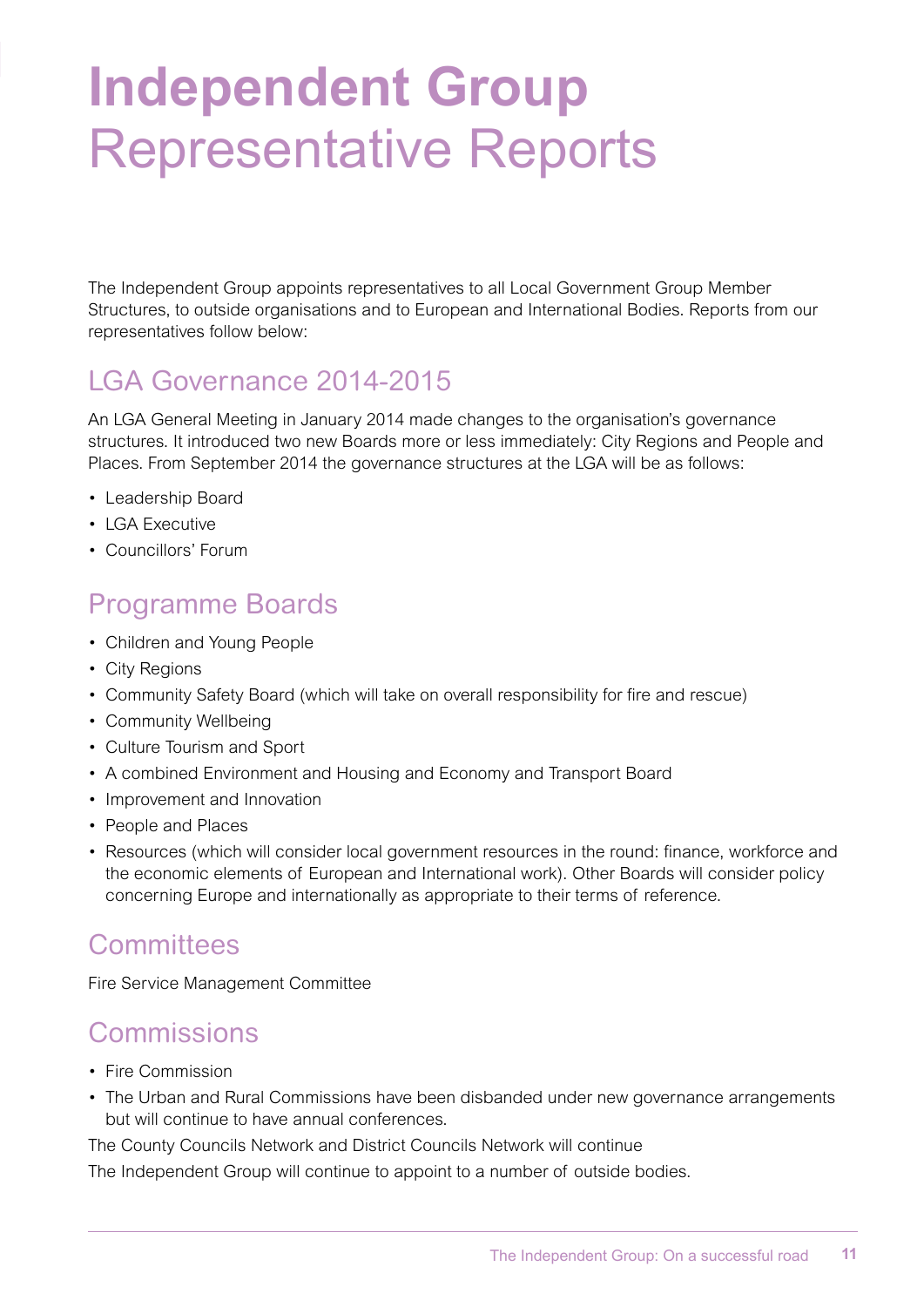# **Independent Group** Representative Reports

The Independent Group appoints representatives to all Local Government Group Member Structures, to outside organisations and to European and International Bodies. Reports from our representatives follow below:

## LGA Governance 2014-2015

An LGA General Meeting in January 2014 made changes to the organisation's governance structures. It introduced two new Boards more or less immediately: City Regions and People and Places. From September 2014 the governance structures at the LGA will be as follows:

- Leadership Board
- LGA Executive
- Councillors' Forum

## Programme Boards

- Children and Young People
- City Regions
- Community Safety Board (which will take on overall responsibility for fire and rescue)
- Community Wellbeing
- Culture Tourism and Sport
- A combined Environment and Housing and Economy and Transport Board
- Improvement and Innovation
- People and Places
- Resources (which will consider local government resources in the round: finance, workforce and the economic elements of European and International work). Other Boards will consider policy concerning Europe and internationally as appropriate to their terms of reference.

## Committees

Fire Service Management Committee

## Commissions

- Fire Commission
- The Urban and Rural Commissions have been disbanded under new governance arrangements but will continue to have annual conferences.

The County Councils Network and District Councils Network will continue

The Independent Group will continue to appoint to a number of outside bodies.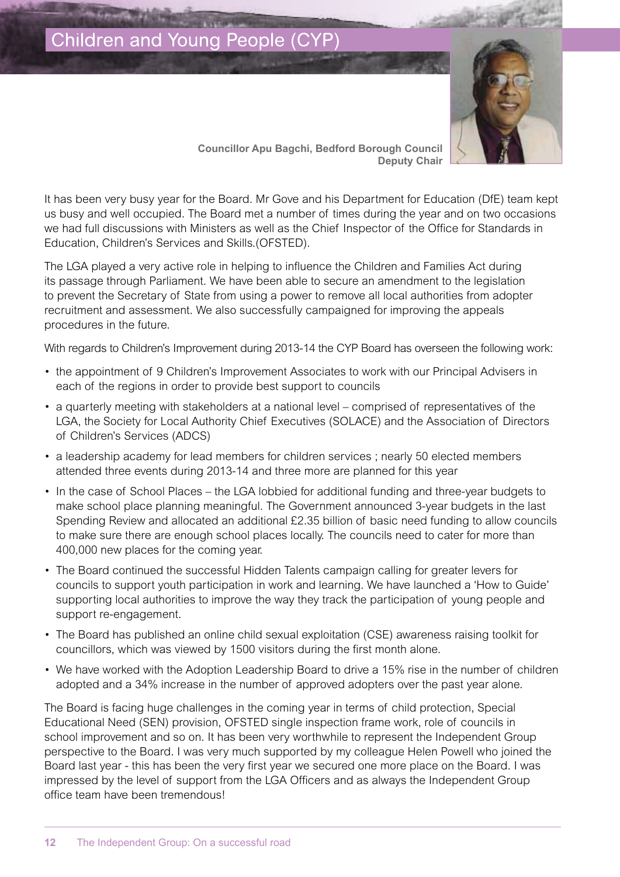# Children and Young People (CYP)

**Councillor Apu Bagchi, Bedford Borough Council**
**Deputy Chair**

It has been very busy year for the Board. Mr Gove and his Department for Education (DfE) team kept us busy and well occupied. The Board met a number of times during the year and on two occasions we had full discussions with Ministers as well as the Chief Inspector of the Office for Standards in Education, Children's Services and Skills.(OFSTED).

The LGA played a very active role in helping to influence the Children and Families Act during its passage through Parliament. We have been able to secure an amendment to the legislation to prevent the Secretary of State from using a power to remove all local authorities from adopter recruitment and assessment. We also successfully campaigned for improving the appeals procedures in the future.

With regards to Children's Improvement during 2013-14 the CYP Board has overseen the following work:

- the appointment of 9 Children's Improvement Associates to work with our Principal Advisers in each of the regions in order to provide best support to councils
- a quarterly meeting with stakeholders at a national level – comprised of representatives of the LGA, the Society for Local Authority Chief Executives (SOLACE) and the Association of Directors of Children's Services (ADCS)
- a leadership academy for lead members for children services ; nearly 50 elected members attended three events during 2013-14 and three more are planned for this year
- In the case of School Places – the LGA lobbied for additional funding and three-year budgets to make school place planning meaningful. The Government announced 3-year budgets in the last Spending Review and allocated an additional £2.35 billion of basic need funding to allow councils to make sure there are enough school places locally. The councils need to cater for more than 400,000 new places for the coming year.
- The Board continued the successful Hidden Talents campaign calling for greater levers for councils to support youth participation in work and learning. We have launched a 'How to Guide' supporting local authorities to improve the way they track the participation of young people and support re-engagement.
- The Board has published an online child sexual exploitation (CSE) awareness raising toolkit for councillors, which was viewed by 1500 visitors during the first month alone.
- We have worked with the Adoption Leadership Board to drive a 15% rise in the number of children adopted and a 34% increase in the number of approved adopters over the past year alone.

The Board is facing huge challenges in the coming year in terms of child protection, Special Educational Need (SEN) provision, OFSTED single inspection frame work, role of councils in school improvement and so on. It has been very worthwhile to represent the Independent Group perspective to the Board. I was very much supported by my colleague Helen Powell who joined the Board last year - this has been the very first year we secured one more place on the Board. I was impressed by the level of support from the LGA Officers and as always the Independent Group office team have been tremendous!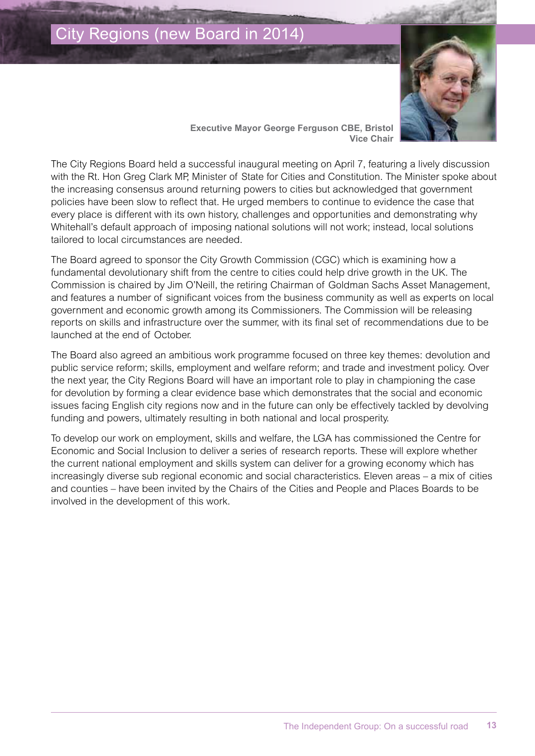# City Regions (new Board in 2014)

**Executive Mayor George Ferguson CBE, Bristol**
**Vice Chair**

The City Regions Board held a successful inaugural meeting on April 7, featuring a lively discussion with the Rt. Hon Greg Clark MP, Minister of State for Cities and Constitution. The Minister spoke about the increasing consensus around returning powers to cities but acknowledged that government policies have been slow to reflect that. He urged members to continue to evidence the case that every place is different with its own history, challenges and opportunities and demonstrating why Whitehall's default approach of imposing national solutions will not work; instead, local solutions tailored to local circumstances are needed.

The Board agreed to sponsor the City Growth Commission (CGC) which is examining how a fundamental devolutionary shift from the centre to cities could help drive growth in the UK. The Commission is chaired by Jim O'Neill, the retiring Chairman of Goldman Sachs Asset Management, and features a number of significant voices from the business community as well as experts on local government and economic growth among its Commissioners. The Commission will be releasing reports on skills and infrastructure over the summer, with its final set of recommendations due to be launched at the end of October.

The Board also agreed an ambitious work programme focused on three key themes: devolution and public service reform; skills, employment and welfare reform; and trade and investment policy. Over the next year, the City Regions Board will have an important role to play in championing the case for devolution by forming a clear evidence base which demonstrates that the social and economic issues facing English city regions now and in the future can only be effectively tackled by devolving funding and powers, ultimately resulting in both national and local prosperity.

To develop our work on employment, skills and welfare, the LGA has commissioned the Centre for Economic and Social Inclusion to deliver a series of research reports. These will explore whether the current national employment and skills system can deliver for a growing economy which has increasingly diverse sub regional economic and social characteristics. Eleven areas – a mix of cities and counties – have been invited by the Chairs of the Cities and People and Places Boards to be involved in the development of this work.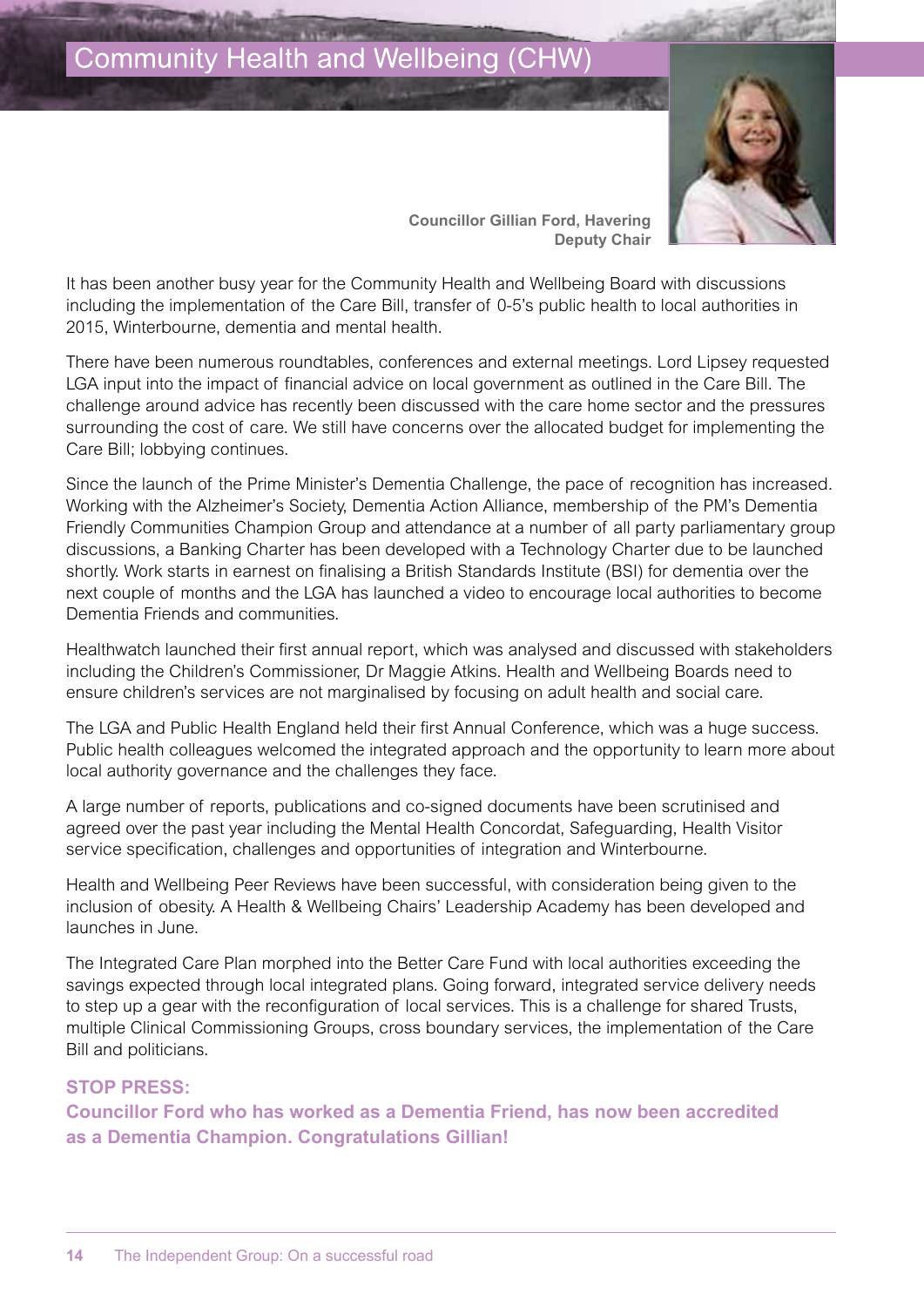# Community Health and Wellbeing (CHW)

**Councillor Gillian Ford, Havering**
**Deputy Chair**

It has been another busy year for the Community Health and Wellbeing Board with discussions including the implementation of the Care Bill, transfer of 0-5's public health to local authorities in 2015, Winterbourne, dementia and mental health.

There have been numerous roundtables, conferences and external meetings. Lord Lipsey requested LGA input into the impact of financial advice on local government as outlined in the Care Bill. The challenge around advice has recently been discussed with the care home sector and the pressures surrounding the cost of care. We still have concerns over the allocated budget for implementing the Care Bill; lobbying continues.

Since the launch of the Prime Minister's Dementia Challenge, the pace of recognition has increased. Working with the Alzheimer's Society, Dementia Action Alliance, membership of the PM's Dementia Friendly Communities Champion Group and attendance at a number of all party parliamentary group discussions, a Banking Charter has been developed with a Technology Charter due to be launched shortly. Work starts in earnest on finalising a British Standards Institute (BSI) for dementia over the next couple of months and the LGA has launched a video to encourage local authorities to become Dementia Friends and communities.

Healthwatch launched their first annual report, which was analysed and discussed with stakeholders including the Children's Commissioner, Dr Maggie Atkins. Health and Wellbeing Boards need to ensure children's services are not marginalised by focusing on adult health and social care.

The LGA and Public Health England held their first Annual Conference, which was a huge success. Public health colleagues welcomed the integrated approach and the opportunity to learn more about local authority governance and the challenges they face.

A large number of reports, publications and co-signed documents have been scrutinised and agreed over the past year including the Mental Health Concordat, Safeguarding, Health Visitor service specification, challenges and opportunities of integration and Winterbourne.

Health and Wellbeing Peer Reviews have been successful, with consideration being given to the inclusion of obesity. A Health & Wellbeing Chairs' Leadership Academy has been developed and launches in June.

The Integrated Care Plan morphed into the Better Care Fund with local authorities exceeding the savings expected through local integrated plans. Going forward, integrated service delivery needs to step up a gear with the reconfiguration of local services. This is a challenge for shared Trusts, multiple Clinical Commissioning Groups, cross boundary services, the implementation of the Care Bill and politicians.

**STOP PRESS:**

**Councillor Ford who has worked as a Dementia Friend, has now been accredited as a Dementia Champion. Congratulations Gillian!**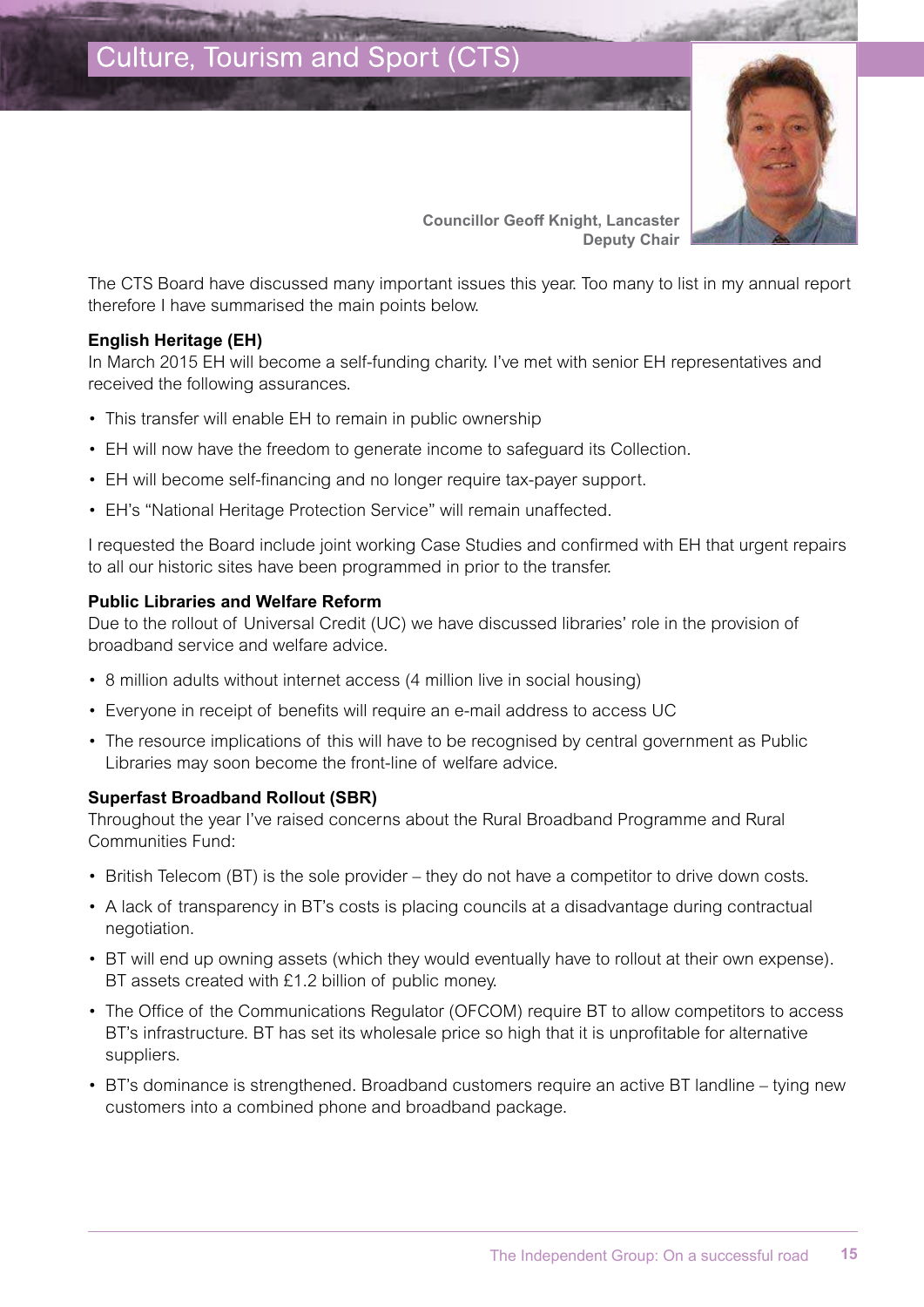# Culture, Tourism and Sport (CTS)

**Councillor Geoff Knight, Lancaster**
**Deputy Chair**

The CTS Board have discussed many important issues this year. Too many to list in my annual report therefore I have summarised the main points below.

**English Heritage (EH)**

In March 2015 EH will become a self-funding charity. I've met with senior EH representatives and received the following assurances.

- This transfer will enable EH to remain in public ownership
- EH will now have the freedom to generate income to safeguard its Collection.
- EH will become self-financing and no longer require tax-payer support.
- EH's "National Heritage Protection Service" will remain unaffected.

I requested the Board include joint working Case Studies and confirmed with EH that urgent repairs to all our historic sites have been programmed in prior to the transfer.

**Public Libraries and Welfare Reform**

Due to the rollout of Universal Credit (UC) we have discussed libraries' role in the provision of broadband service and welfare advice.

- 8 million adults without internet access (4 million live in social housing)
- Everyone in receipt of benefits will require an e-mail address to access UC
- The resource implications of this will have to be recognised by central government as Public Libraries may soon become the front-line of welfare advice.

**Superfast Broadband Rollout (SBR)**

Throughout the year I've raised concerns about the Rural Broadband Programme and Rural Communities Fund:

- British Telecom (BT) is the sole provider – they do not have a competitor to drive down costs.
- A lack of transparency in BT's costs is placing councils at a disadvantage during contractual negotiation.
- BT will end up owning assets (which they would eventually have to rollout at their own expense). BT assets created with £1.2 billion of public money.
- The Office of the Communications Regulator (OFCOM) require BT to allow competitors to access BT's infrastructure. BT has set its wholesale price so high that it is unprofitable for alternative suppliers.
- BT's dominance is strengthened. Broadband customers require an active BT landline – tying new customers into a combined phone and broadband package.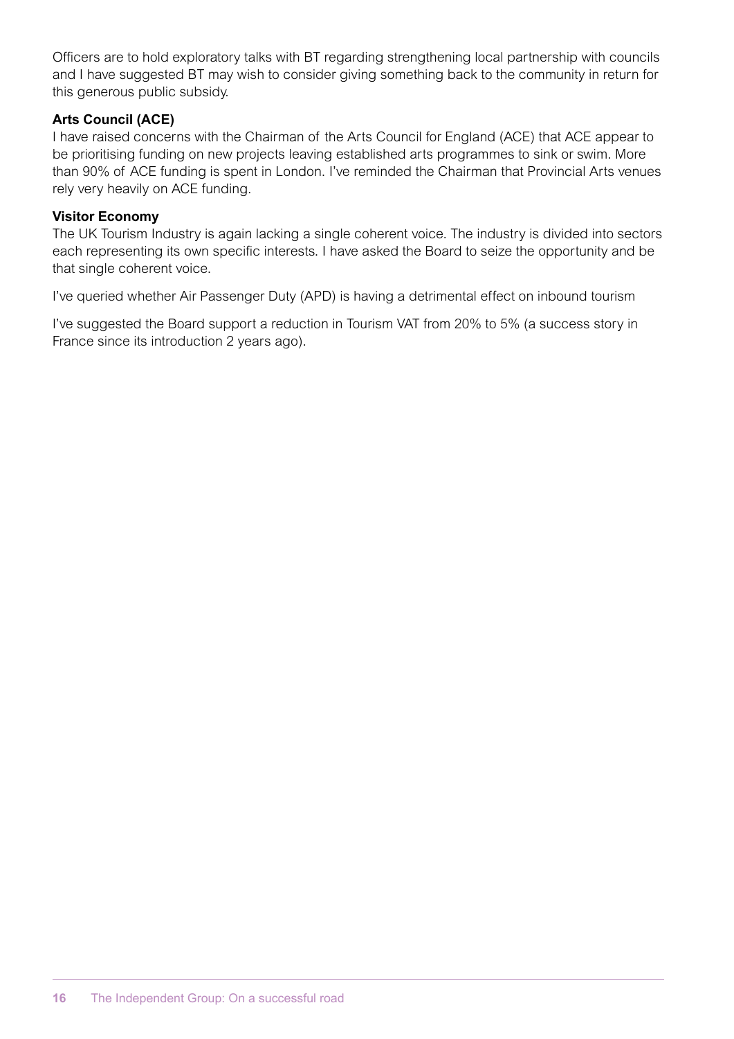Officers are to hold exploratory talks with BT regarding strengthening local partnership with councils and I have suggested BT may wish to consider giving something back to the community in return for this generous public subsidy.

**Arts Council (ACE)**

I have raised concerns with the Chairman of the Arts Council for England (ACE) that ACE appear to be prioritising funding on new projects leaving established arts programmes to sink or swim. More than 90% of ACE funding is spent in London. I've reminded the Chairman that Provincial Arts venues rely very heavily on ACE funding.

**Visitor Economy**

The UK Tourism Industry is again lacking a single coherent voice. The industry is divided into sectors each representing its own specific interests. I have asked the Board to seize the opportunity and be that single coherent voice.

I've queried whether Air Passenger Duty (APD) is having a detrimental effect on inbound tourism

I've suggested the Board support a reduction in Tourism VAT from 20% to 5% (a success story in France since its introduction 2 years ago).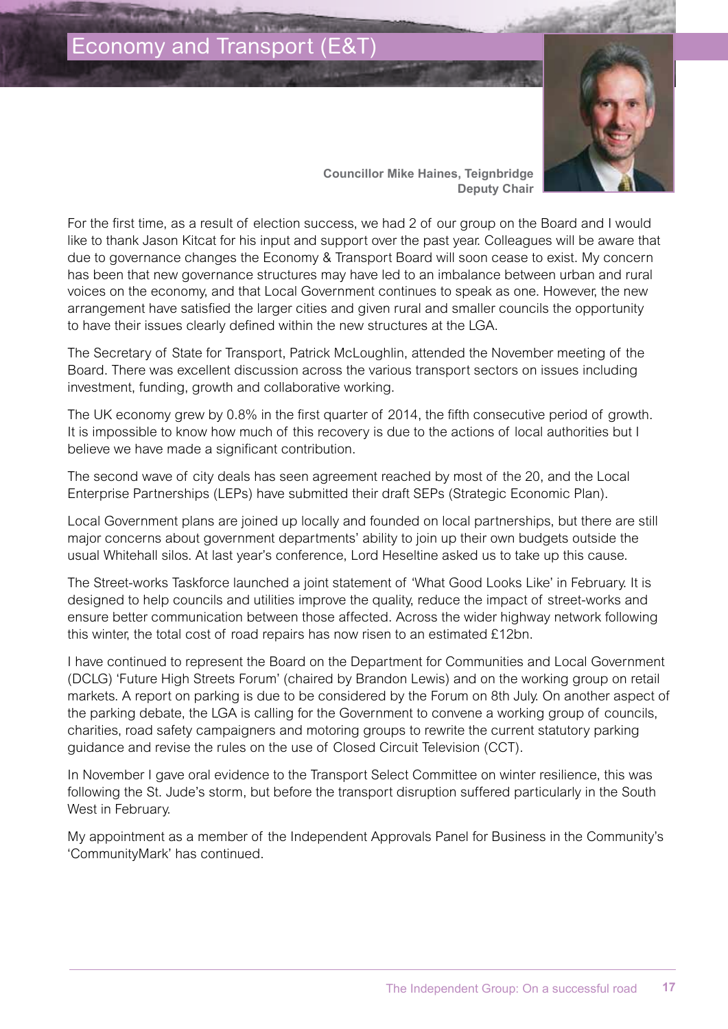# Economy and Transport (E&T)

**Councillor Mike Haines, Teignbridge**
**Deputy Chair**

For the first time, as a result of election success, we had 2 of our group on the Board and I would like to thank Jason Kitcat for his input and support over the past year. Colleagues will be aware that due to governance changes the Economy & Transport Board will soon cease to exist. My concern has been that new governance structures may have led to an imbalance between urban and rural voices on the economy, and that Local Government continues to speak as one. However, the new arrangement have satisfied the larger cities and given rural and smaller councils the opportunity to have their issues clearly defined within the new structures at the LGA.

The Secretary of State for Transport, Patrick McLoughlin, attended the November meeting of the Board. There was excellent discussion across the various transport sectors on issues including investment, funding, growth and collaborative working.

The UK economy grew by 0.8% in the first quarter of 2014, the fifth consecutive period of growth. It is impossible to know how much of this recovery is due to the actions of local authorities but I believe we have made a significant contribution.

The second wave of city deals has seen agreement reached by most of the 20, and the Local Enterprise Partnerships (LEPs) have submitted their draft SEPs (Strategic Economic Plan).

Local Government plans are joined up locally and founded on local partnerships, but there are still major concerns about government departments' ability to join up their own budgets outside the usual Whitehall silos. At last year's conference, Lord Heseltine asked us to take up this cause.

The Street-works Taskforce launched a joint statement of 'What Good Looks Like' in February. It is designed to help councils and utilities improve the quality, reduce the impact of street-works and ensure better communication between those affected. Across the wider highway network following this winter, the total cost of road repairs has now risen to an estimated £12bn.

I have continued to represent the Board on the Department for Communities and Local Government (DCLG) 'Future High Streets Forum' (chaired by Brandon Lewis) and on the working group on retail markets. A report on parking is due to be considered by the Forum on 8th July. On another aspect of the parking debate, the LGA is calling for the Government to convene a working group of councils, charities, road safety campaigners and motoring groups to rewrite the current statutory parking guidance and revise the rules on the use of Closed Circuit Television (CCT).

In November I gave oral evidence to the Transport Select Committee on winter resilience, this was following the St. Jude's storm, but before the transport disruption suffered particularly in the South West in February.

My appointment as a member of the Independent Approvals Panel for Business in the Community's 'CommunityMark' has continued.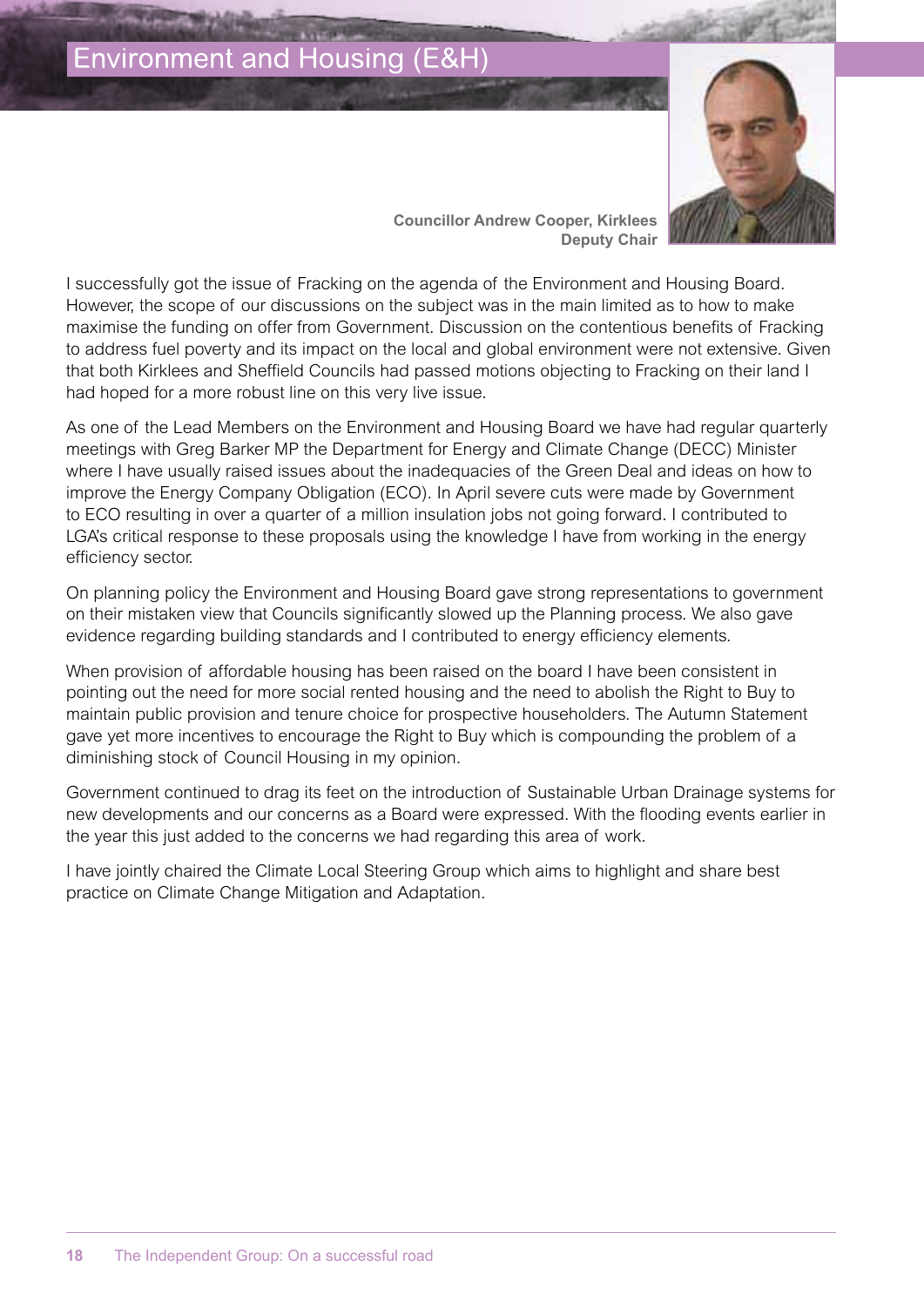# Environment and Housing (E&H)

**Councillor Andrew Cooper, Kirklees**
**Deputy Chair**

I successfully got the issue of Fracking on the agenda of the Environment and Housing Board. However, the scope of our discussions on the subject was in the main limited as to how to make maximise the funding on offer from Government. Discussion on the contentious benefits of Fracking to address fuel poverty and its impact on the local and global environment were not extensive. Given that both Kirklees and Sheffield Councils had passed motions objecting to Fracking on their land I had hoped for a more robust line on this very live issue.

As one of the Lead Members on the Environment and Housing Board we have had regular quarterly meetings with Greg Barker MP the Department for Energy and Climate Change (DECC) Minister where I have usually raised issues about the inadequacies of the Green Deal and ideas on how to improve the Energy Company Obligation (ECO). In April severe cuts were made by Government to ECO resulting in over a quarter of a million insulation jobs not going forward. I contributed to LGA's critical response to these proposals using the knowledge I have from working in the energy efficiency sector.

On planning policy the Environment and Housing Board gave strong representations to government on their mistaken view that Councils significantly slowed up the Planning process. We also gave evidence regarding building standards and I contributed to energy efficiency elements.

When provision of affordable housing has been raised on the board I have been consistent in pointing out the need for more social rented housing and the need to abolish the Right to Buy to maintain public provision and tenure choice for prospective householders. The Autumn Statement gave yet more incentives to encourage the Right to Buy which is compounding the problem of a diminishing stock of Council Housing in my opinion.

Government continued to drag its feet on the introduction of Sustainable Urban Drainage systems for new developments and our concerns as a Board were expressed. With the flooding events earlier in the year this just added to the concerns we had regarding this area of work.

I have jointly chaired the Climate Local Steering Group which aims to highlight and share best practice on Climate Change Mitigation and Adaptation.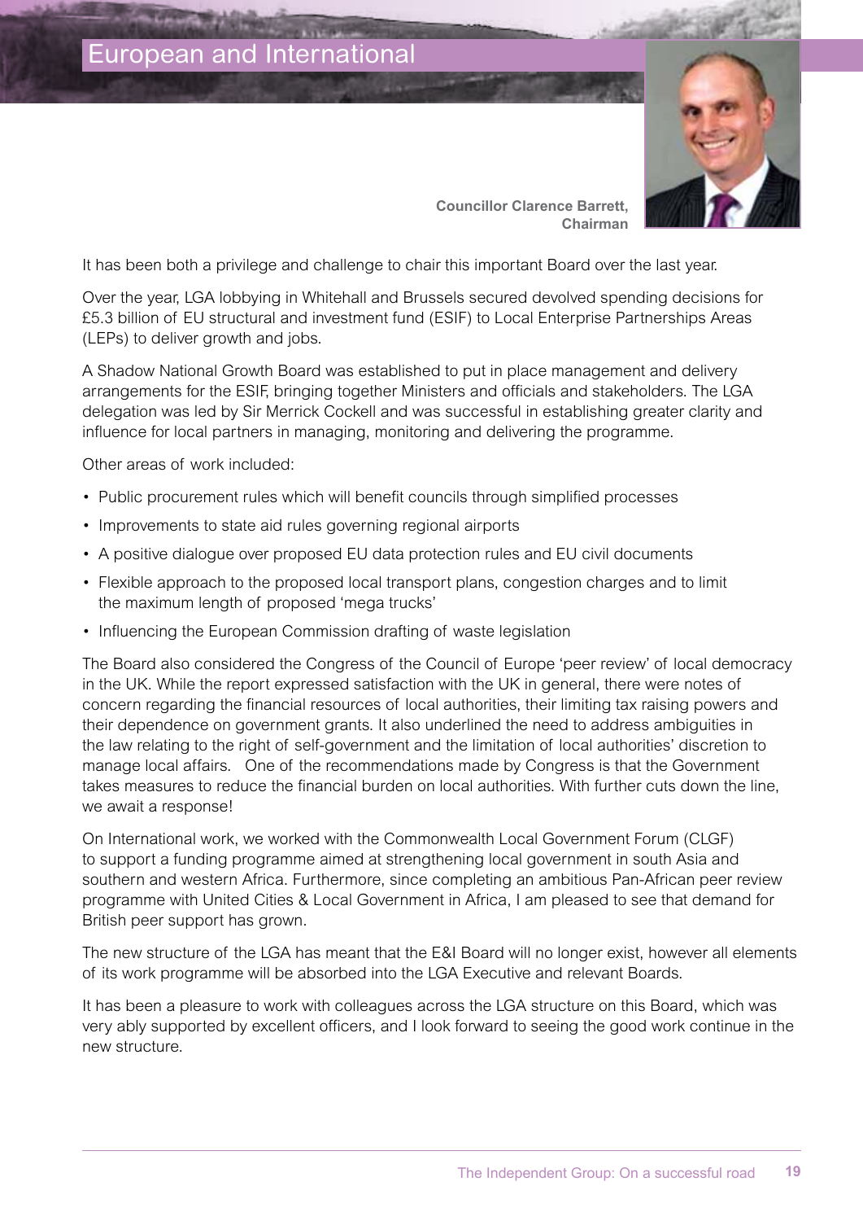# European and International

**Councillor Clarence Barrett, Chairman**

It has been both a privilege and challenge to chair this important Board over the last year.

Over the year, LGA lobbying in Whitehall and Brussels secured devolved spending decisions for £5.3 billion of EU structural and investment fund (ESIF) to Local Enterprise Partnerships Areas (LEPs) to deliver growth and jobs.

A Shadow National Growth Board was established to put in place management and delivery arrangements for the ESIF, bringing together Ministers and officials and stakeholders. The LGA delegation was led by Sir Merrick Cockell and was successful in establishing greater clarity and influence for local partners in managing, monitoring and delivering the programme.

Other areas of work included:

- Public procurement rules which will benefit councils through simplified processes
- Improvements to state aid rules governing regional airports
- A positive dialogue over proposed EU data protection rules and EU civil documents
- Flexible approach to the proposed local transport plans, congestion charges and to limit the maximum length of proposed 'mega trucks'
- Influencing the European Commission drafting of waste legislation

The Board also considered the Congress of the Council of Europe 'peer review' of local democracy in the UK. While the report expressed satisfaction with the UK in general, there were notes of concern regarding the financial resources of local authorities, their limiting tax raising powers and their dependence on government grants. It also underlined the need to address ambiguities in the law relating to the right of self-government and the limitation of local authorities' discretion to manage local affairs. One of the recommendations made by Congress is that the Government takes measures to reduce the financial burden on local authorities. With further cuts down the line, we await a response!

On International work, we worked with the Commonwealth Local Government Forum (CLGF) to support a funding programme aimed at strengthening local government in south Asia and southern and western Africa. Furthermore, since completing an ambitious Pan-African peer review programme with United Cities & Local Government in Africa, I am pleased to see that demand for British peer support has grown.

The new structure of the LGA has meant that the E&I Board will no longer exist, however all elements of its work programme will be absorbed into the LGA Executive and relevant Boards.

It has been a pleasure to work with colleagues across the LGA structure on this Board, which was very ably supported by excellent officers, and I look forward to seeing the good work continue in the new structure.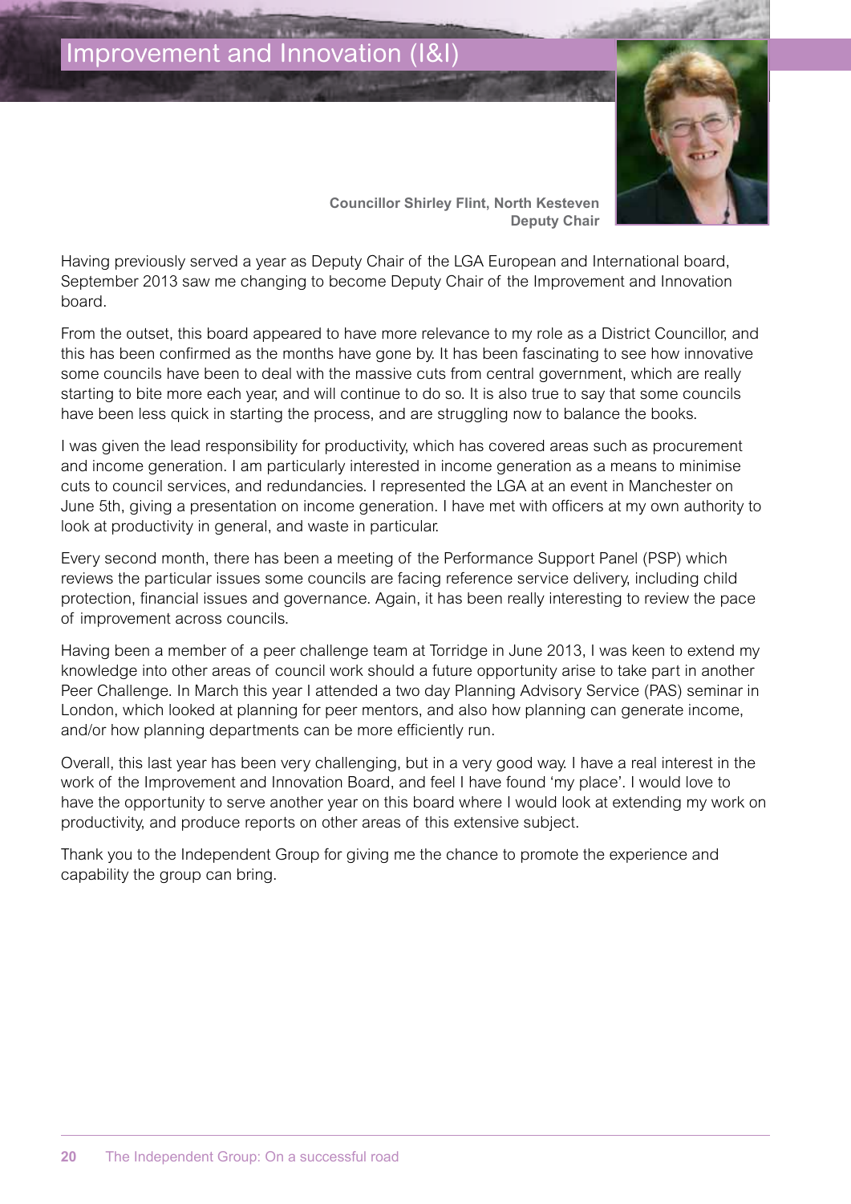# Improvement and Innovation (I&I)

**Councillor Shirley Flint, North Kesteven**
**Deputy Chair**

Having previously served a year as Deputy Chair of the LGA European and International board, September 2013 saw me changing to become Deputy Chair of the Improvement and Innovation board.

From the outset, this board appeared to have more relevance to my role as a District Councillor, and this has been confirmed as the months have gone by. It has been fascinating to see how innovative some councils have been to deal with the massive cuts from central government, which are really starting to bite more each year, and will continue to do so. It is also true to say that some councils have been less quick in starting the process, and are struggling now to balance the books.

I was given the lead responsibility for productivity, which has covered areas such as procurement and income generation. I am particularly interested in income generation as a means to minimise cuts to council services, and redundancies. I represented the LGA at an event in Manchester on June 5th, giving a presentation on income generation. I have met with officers at my own authority to look at productivity in general, and waste in particular.

Every second month, there has been a meeting of the Performance Support Panel (PSP) which reviews the particular issues some councils are facing reference service delivery, including child protection, financial issues and governance. Again, it has been really interesting to review the pace of improvement across councils.

Having been a member of a peer challenge team at Torridge in June 2013, I was keen to extend my knowledge into other areas of council work should a future opportunity arise to take part in another Peer Challenge. In March this year I attended a two day Planning Advisory Service (PAS) seminar in London, which looked at planning for peer mentors, and also how planning can generate income, and/or how planning departments can be more efficiently run.

Overall, this last year has been very challenging, but in a very good way. I have a real interest in the work of the Improvement and Innovation Board, and feel I have found 'my place'. I would love to have the opportunity to serve another year on this board where I would look at extending my work on productivity, and produce reports on other areas of this extensive subject.

Thank you to the Independent Group for giving me the chance to promote the experience and capability the group can bring.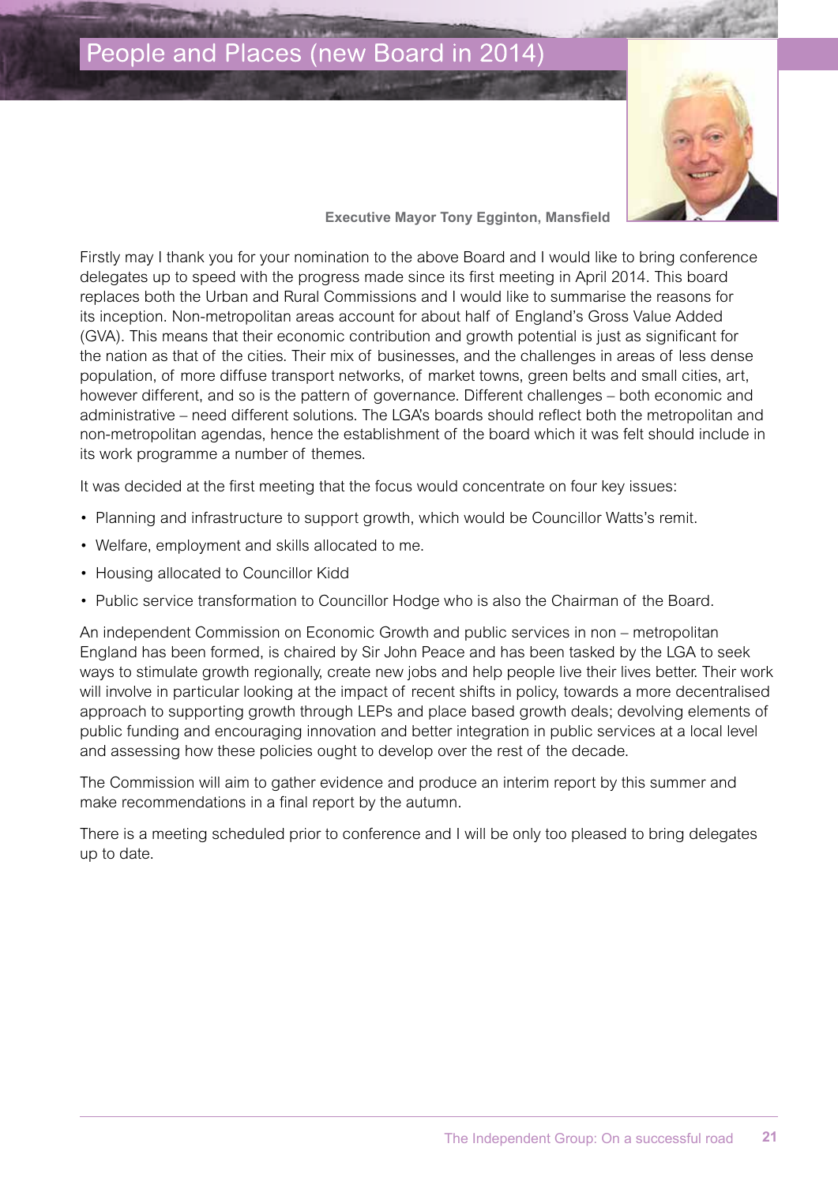# People and Places (new Board in 2014)

**Executive Mayor Tony Egginton, Mansfield**

Firstly may I thank you for your nomination to the above Board and I would like to bring conference delegates up to speed with the progress made since its first meeting in April 2014. This board replaces both the Urban and Rural Commissions and I would like to summarise the reasons for its inception. Non-metropolitan areas account for about half of England's Gross Value Added (GVA). This means that their economic contribution and growth potential is just as significant for the nation as that of the cities. Their mix of businesses, and the challenges in areas of less dense population, of more diffuse transport networks, of market towns, green belts and small cities, art, however different, and so is the pattern of governance. Different challenges – both economic and administrative – need different solutions. The LGA's boards should reflect both the metropolitan and non-metropolitan agendas, hence the establishment of the board which it was felt should include in its work programme a number of themes.

It was decided at the first meeting that the focus would concentrate on four key issues:

- Planning and infrastructure to support growth, which would be Councillor Watts's remit.
- Welfare, employment and skills allocated to me.
- Housing allocated to Councillor Kidd
- Public service transformation to Councillor Hodge who is also the Chairman of the Board.

An independent Commission on Economic Growth and public services in non – metropolitan England has been formed, is chaired by Sir John Peace and has been tasked by the LGA to seek ways to stimulate growth regionally, create new jobs and help people live their lives better. Their work will involve in particular looking at the impact of recent shifts in policy, towards a more decentralised approach to supporting growth through LEPs and place based growth deals; devolving elements of public funding and encouraging innovation and better integration in public services at a local level and assessing how these policies ought to develop over the rest of the decade.

The Commission will aim to gather evidence and produce an interim report by this summer and make recommendations in a final report by the autumn.

There is a meeting scheduled prior to conference and I will be only too pleased to bring delegates up to date.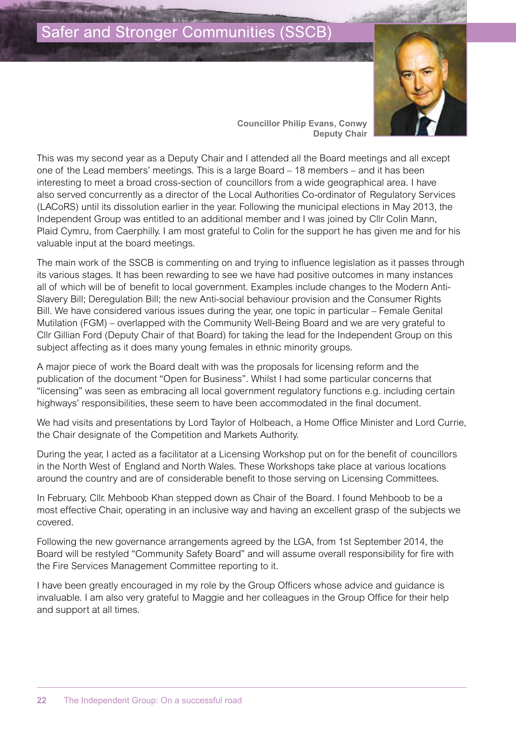# Safer and Stronger Communities (SSCB)

**Councillor Philip Evans, Conwy**
**Deputy Chair**

This was my second year as a Deputy Chair and I attended all the Board meetings and all except one of the Lead members' meetings. This is a large Board – 18 members – and it has been interesting to meet a broad cross-section of councillors from a wide geographical area. I have also served concurrently as a director of the Local Authorities Co-ordinator of Regulatory Services (LACoRS) until its dissolution earlier in the year. Following the municipal elections in May 2013, the Independent Group was entitled to an additional member and I was joined by Cllr Colin Mann, Plaid Cymru, from Caerphilly. I am most grateful to Colin for the support he has given me and for his valuable input at the board meetings.

The main work of the SSCB is commenting on and trying to influence legislation as it passes through its various stages. It has been rewarding to see we have had positive outcomes in many instances all of which will be of benefit to local government. Examples include changes to the Modern Anti-Slavery Bill; Deregulation Bill; the new Anti-social behaviour provision and the Consumer Rights Bill. We have considered various issues during the year, one topic in particular – Female Genital Mutilation (FGM) – overlapped with the Community Well-Being Board and we are very grateful to Cllr Gillian Ford (Deputy Chair of that Board) for taking the lead for the Independent Group on this subject affecting as it does many young females in ethnic minority groups.

A major piece of work the Board dealt with was the proposals for licensing reform and the publication of the document "Open for Business". Whilst I had some particular concerns that "licensing" was seen as embracing all local government regulatory functions e.g. including certain highways' responsibilities, these seem to have been accommodated in the final document.

We had visits and presentations by Lord Taylor of Holbeach, a Home Office Minister and Lord Currie, the Chair designate of the Competition and Markets Authority.

During the year, I acted as a facilitator at a Licensing Workshop put on for the benefit of councillors in the North West of England and North Wales. These Workshops take place at various locations around the country and are of considerable benefit to those serving on Licensing Committees.

In February, Cllr. Mehboob Khan stepped down as Chair of the Board. I found Mehboob to be a most effective Chair, operating in an inclusive way and having an excellent grasp of the subjects we covered.

Following the new governance arrangements agreed by the LGA, from 1st September 2014, the Board will be restyled "Community Safety Board" and will assume overall responsibility for fire with the Fire Services Management Committee reporting to it.

I have been greatly encouraged in my role by the Group Officers whose advice and guidance is invaluable. I am also very grateful to Maggie and her colleagues in the Group Office for their help and support at all times.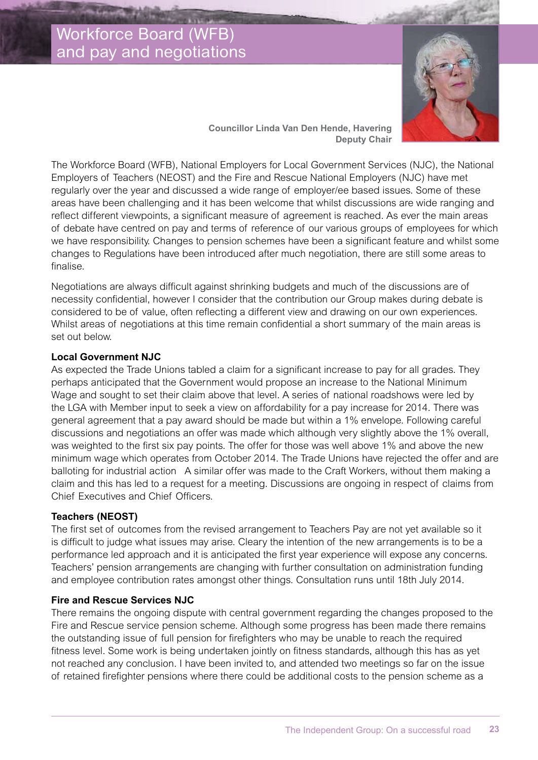# Workforce Board (WFB) and pay and negotiations

**Councillor Linda Van Den Hende, Havering**
**Deputy Chair**

The Workforce Board (WFB), National Employers for Local Government Services (NJC), the National Employers of Teachers (NEOST) and the Fire and Rescue National Employers (NJC) have met regularly over the year and discussed a wide range of employer/ee based issues. Some of these areas have been challenging and it has been welcome that whilst discussions are wide ranging and reflect different viewpoints, a significant measure of agreement is reached. As ever the main areas of debate have centred on pay and terms of reference of our various groups of employees for which we have responsibility. Changes to pension schemes have been a significant feature and whilst some changes to Regulations have been introduced after much negotiation, there are still some areas to finalise.

Negotiations are always difficult against shrinking budgets and much of the discussions are of necessity confidential, however I consider that the contribution our Group makes during debate is considered to be of value, often reflecting a different view and drawing on our own experiences. Whilst areas of negotiations at this time remain confidential a short summary of the main areas is set out below.

**Local Government NJC**
As expected the Trade Unions tabled a claim for a significant increase to pay for all grades. They perhaps anticipated that the Government would propose an increase to the National Minimum Wage and sought to set their claim above that level. A series of national roadshows were led by the LGA with Member input to seek a view on affordability for a pay increase for 2014. There was general agreement that a pay award should be made but within a 1% envelope. Following careful discussions and negotiations an offer was made which although very slightly above the 1% overall, was weighted to the first six pay points. The offer for those was well above 1% and above the new minimum wage which operates from October 2014. The Trade Unions have rejected the offer and are balloting for industrial action   A similar offer was made to the Craft Workers, without them making a claim and this has led to a request for a meeting. Discussions are ongoing in respect of claims from Chief Executives and Chief Officers.

**Teachers (NEOST)**
The first set of outcomes from the revised arrangement to Teachers Pay are not yet available so it is difficult to judge what issues may arise. Cleary the intention of the new arrangements is to be a performance led approach and it is anticipated the first year experience will expose any concerns. Teachers' pension arrangements are changing with further consultation on administration funding and employee contribution rates amongst other things. Consultation runs until 18th July 2014.

**Fire and Rescue Services NJC**
There remains the ongoing dispute with central government regarding the changes proposed to the Fire and Rescue service pension scheme. Although some progress has been made there remains the outstanding issue of full pension for firefighters who may be unable to reach the required fitness level. Some work is being undertaken jointly on fitness standards, although this has as yet not reached any conclusion. I have been invited to, and attended two meetings so far on the issue of retained firefighter pensions where there could be additional costs to the pension scheme as a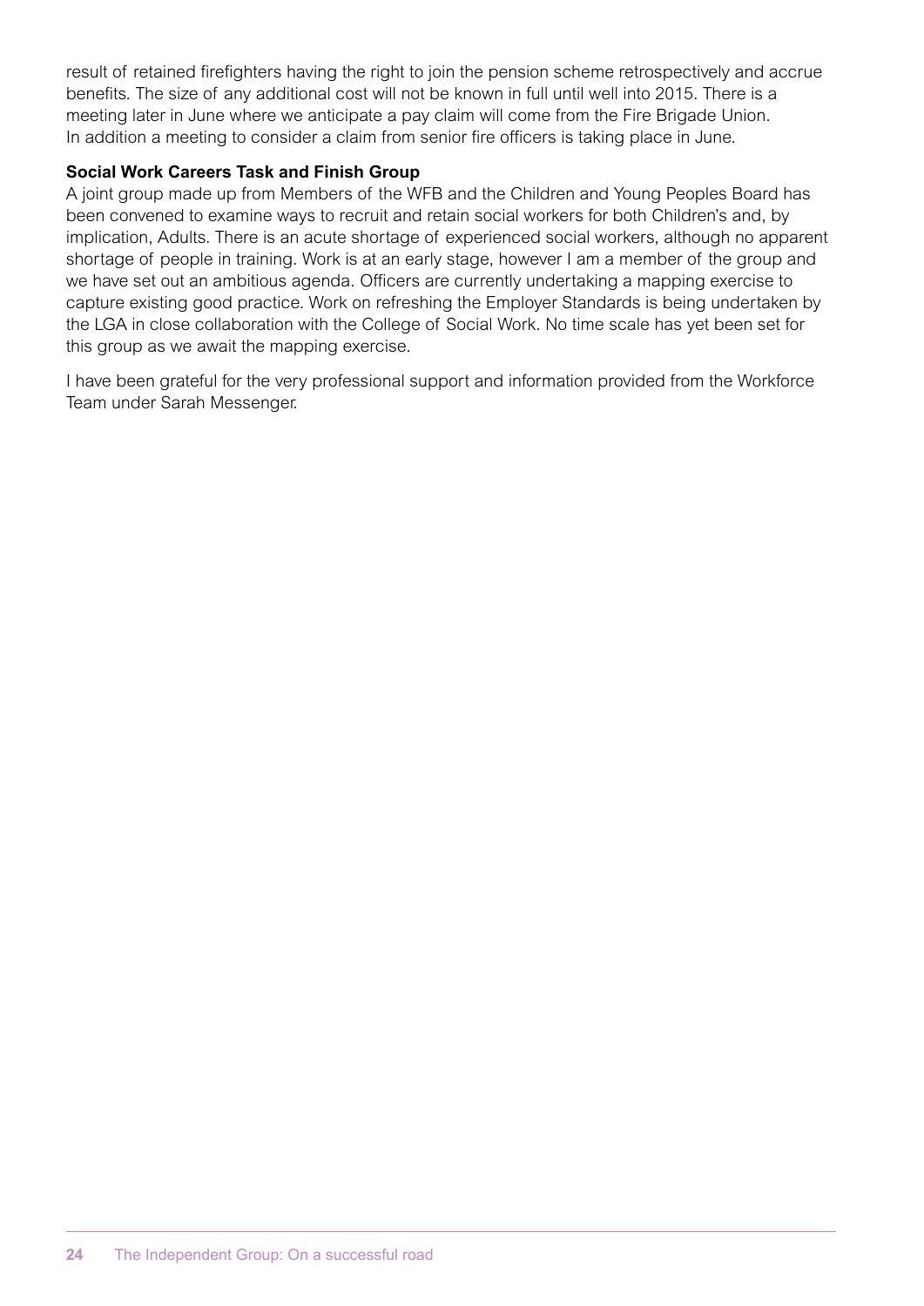result of retained firefighters having the right to join the pension scheme retrospectively and accrue benefits. The size of any additional cost will not be known in full until well into 2015. There is a meeting later in June where we anticipate a pay claim will come from the Fire Brigade Union. In addition a meeting to consider a claim from senior fire officers is taking place in June.

**Social Work Careers Task and Finish Group**

A joint group made up from Members of the WFB and the Children and Young Peoples Board has been convened to examine ways to recruit and retain social workers for both Children's and, by implication, Adults. There is an acute shortage of experienced social workers, although no apparent shortage of people in training. Work is at an early stage, however I am a member of the group and we have set out an ambitious agenda. Officers are currently undertaking a mapping exercise to capture existing good practice. Work on refreshing the Employer Standards is being undertaken by the LGA in close collaboration with the College of Social Work. No time scale has yet been set for this group as we await the mapping exercise.

I have been grateful for the very professional support and information provided from the Workforce Team under Sarah Messenger.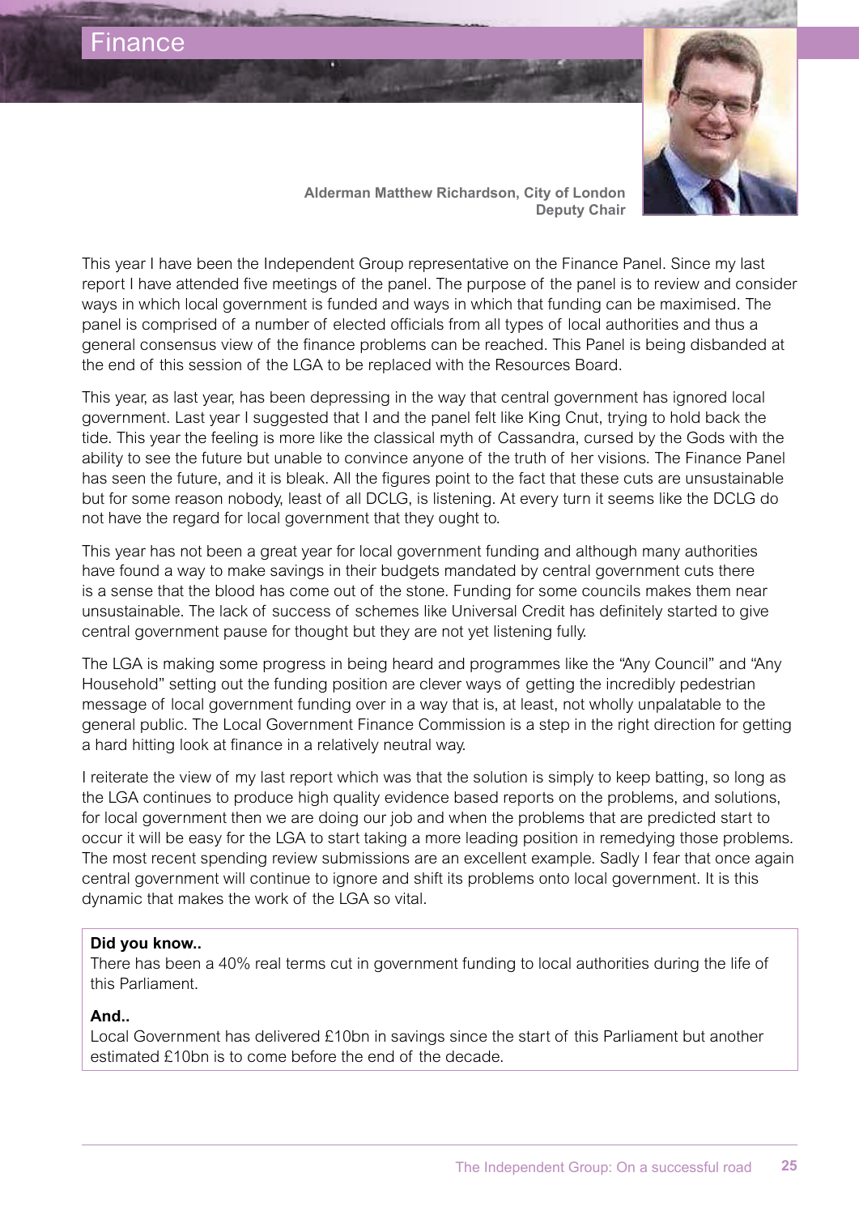# Finance

**Alderman Matthew Richardson, City of London**
**Deputy Chair**

This year I have been the Independent Group representative on the Finance Panel. Since my last report I have attended five meetings of the panel. The purpose of the panel is to review and consider ways in which local government is funded and ways in which that funding can be maximised. The panel is comprised of a number of elected officials from all types of local authorities and thus a general consensus view of the finance problems can be reached. This Panel is being disbanded at the end of this session of the LGA to be replaced with the Resources Board.

This year, as last year, has been depressing in the way that central government has ignored local government. Last year I suggested that I and the panel felt like King Cnut, trying to hold back the tide. This year the feeling is more like the classical myth of Cassandra, cursed by the Gods with the ability to see the future but unable to convince anyone of the truth of her visions. The Finance Panel has seen the future, and it is bleak. All the figures point to the fact that these cuts are unsustainable but for some reason nobody, least of all DCLG, is listening. At every turn it seems like the DCLG do not have the regard for local government that they ought to.

This year has not been a great year for local government funding and although many authorities have found a way to make savings in their budgets mandated by central government cuts there is a sense that the blood has come out of the stone. Funding for some councils makes them near unsustainable. The lack of success of schemes like Universal Credit has definitely started to give central government pause for thought but they are not yet listening fully.

The LGA is making some progress in being heard and programmes like the "Any Council" and "Any Household" setting out the funding position are clever ways of getting the incredibly pedestrian message of local government funding over in a way that is, at least, not wholly unpalatable to the general public. The Local Government Finance Commission is a step in the right direction for getting a hard hitting look at finance in a relatively neutral way.

I reiterate the view of my last report which was that the solution is simply to keep batting, so long as the LGA continues to produce high quality evidence based reports on the problems, and solutions, for local government then we are doing our job and when the problems that are predicted start to occur it will be easy for the LGA to start taking a more leading position in remedying those problems. The most recent spending review submissions are an excellent example. Sadly I fear that once again central government will continue to ignore and shift its problems onto local government. It is this dynamic that makes the work of the LGA so vital.

**Did you know..**
There has been a 40% real terms cut in government funding to local authorities during the life of this Parliament.

**And..**
Local Government has delivered £10bn in savings since the start of this Parliament but another estimated £10bn is to come before the end of the decade.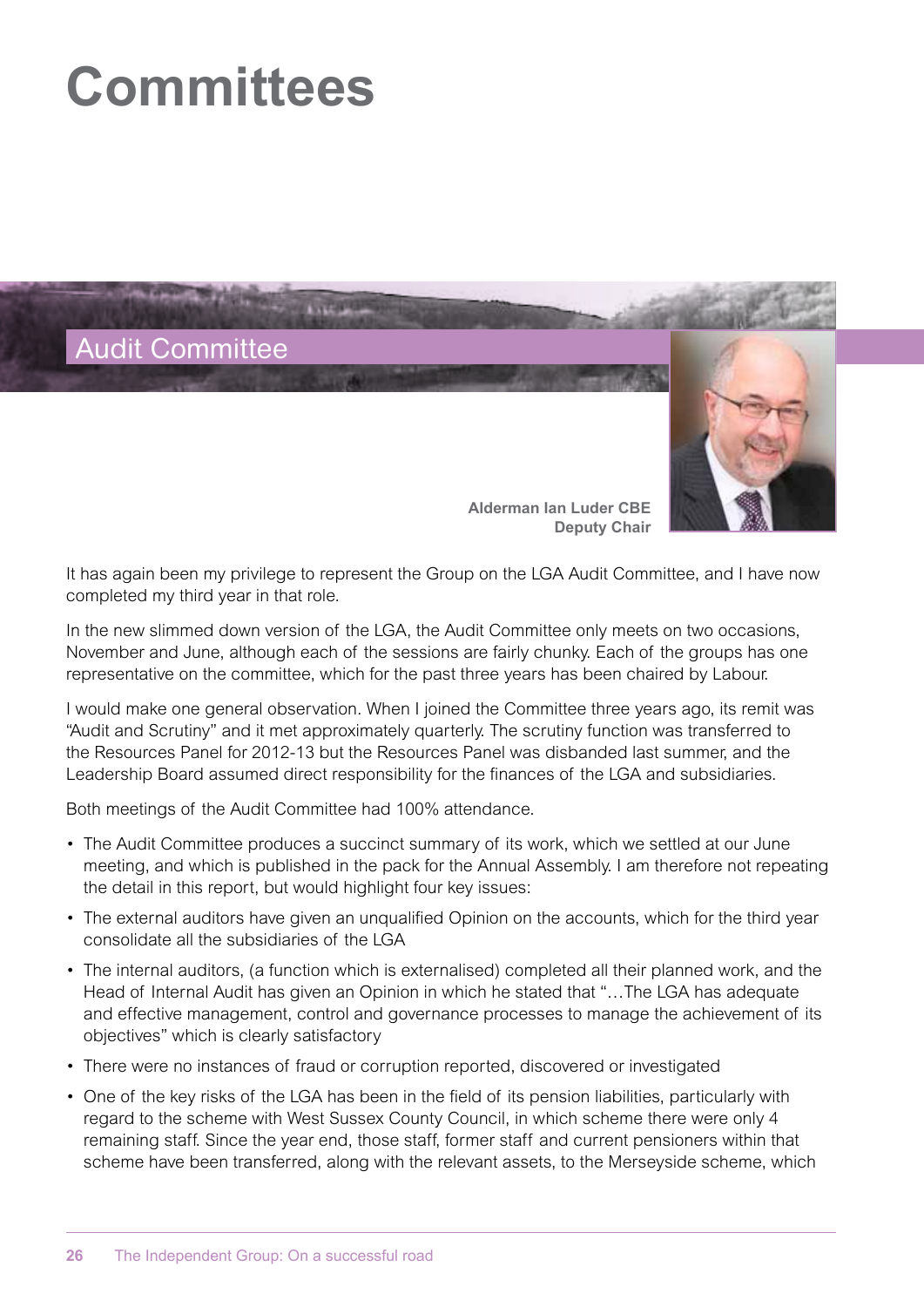# Committees

## Audit Committee

**Alderman Ian Luder CBE**
**Deputy Chair**

It has again been my privilege to represent the Group on the LGA Audit Committee, and I have now completed my third year in that role.

In the new slimmed down version of the LGA, the Audit Committee only meets on two occasions, November and June, although each of the sessions are fairly chunky. Each of the groups has one representative on the committee, which for the past three years has been chaired by Labour.

I would make one general observation. When I joined the Committee three years ago, its remit was "Audit and Scrutiny" and it met approximately quarterly. The scrutiny function was transferred to the Resources Panel for 2012-13 but the Resources Panel was disbanded last summer, and the Leadership Board assumed direct responsibility for the finances of the LGA and subsidiaries.

Both meetings of the Audit Committee had 100% attendance.

- The Audit Committee produces a succinct summary of its work, which we settled at our June meeting, and which is published in the pack for the Annual Assembly. I am therefore not repeating the detail in this report, but would highlight four key issues:
- The external auditors have given an unqualified Opinion on the accounts, which for the third year consolidate all the subsidiaries of the LGA
- The internal auditors, (a function which is externalised) completed all their planned work, and the Head of Internal Audit has given an Opinion in which he stated that "…The LGA has adequate and effective management, control and governance processes to manage the achievement of its objectives" which is clearly satisfactory
- There were no instances of fraud or corruption reported, discovered or investigated
- One of the key risks of the LGA has been in the field of its pension liabilities, particularly with regard to the scheme with West Sussex County Council, in which scheme there were only 4 remaining staff. Since the year end, those staff, former staff and current pensioners within that scheme have been transferred, along with the relevant assets, to the Merseyside scheme, which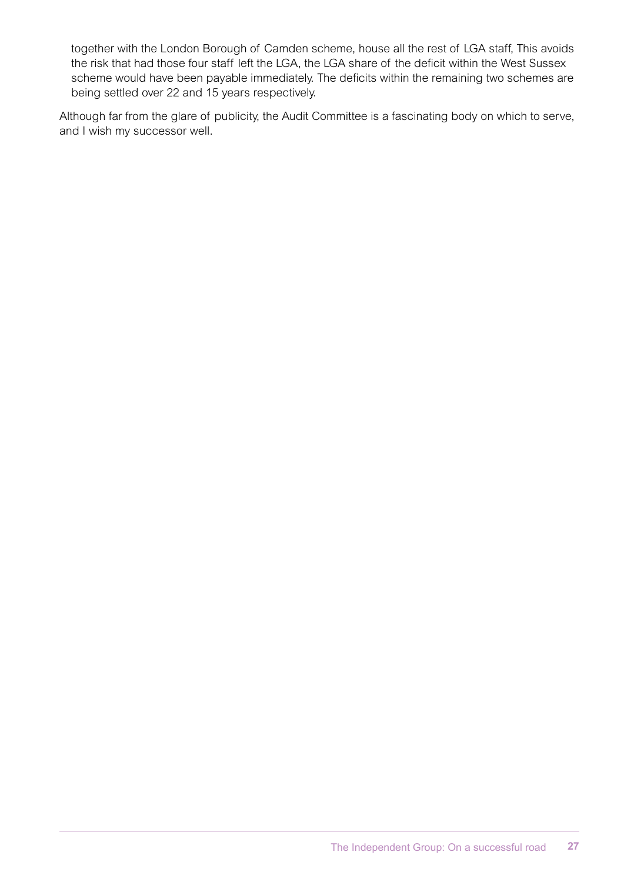together with the London Borough of Camden scheme, house all the rest of LGA staff, This avoids the risk that had those four staff left the LGA, the LGA share of the deficit within the West Sussex scheme would have been payable immediately. The deficits within the remaining two schemes are being settled over 22 and 15 years respectively.

Although far from the glare of publicity, the Audit Committee is a fascinating body on which to serve, and I wish my successor well.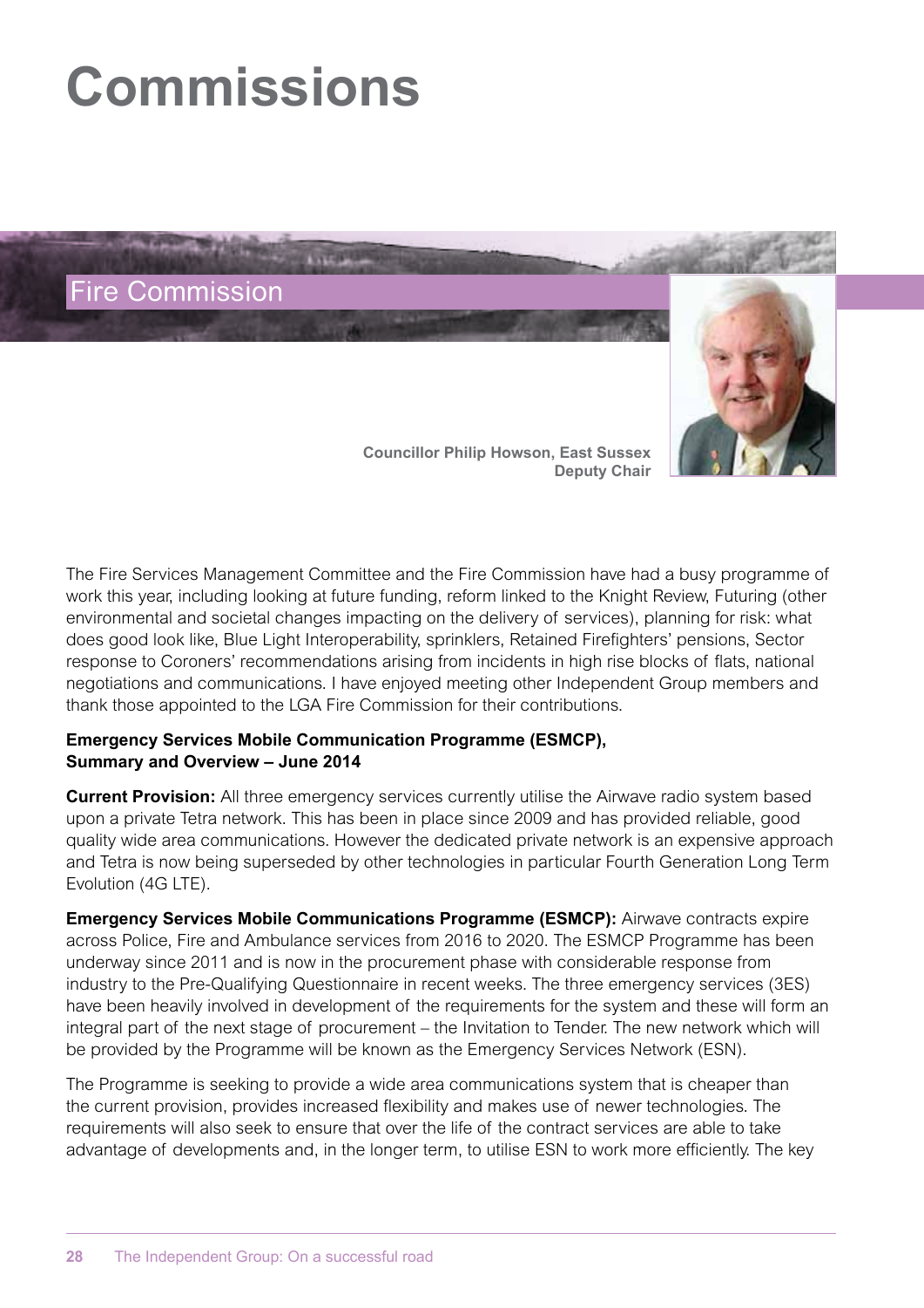# Commissions

## Fire Commission

**Councillor Philip Howson, East Sussex**
**Deputy Chair**

The Fire Services Management Committee and the Fire Commission have had a busy programme of work this year, including looking at future funding, reform linked to the Knight Review, Futuring (other environmental and societal changes impacting on the delivery of services), planning for risk: what does good look like, Blue Light Interoperability, sprinklers, Retained Firefighters' pensions, Sector response to Coroners' recommendations arising from incidents in high rise blocks of flats, national negotiations and communications. I have enjoyed meeting other Independent Group members and thank those appointed to the LGA Fire Commission for their contributions.

**Emergency Services Mobile Communication Programme (ESMCP), Summary and Overview – June 2014**

**Current Provision:** All three emergency services currently utilise the Airwave radio system based upon a private Tetra network. This has been in place since 2009 and has provided reliable, good quality wide area communications. However the dedicated private network is an expensive approach and Tetra is now being superseded by other technologies in particular Fourth Generation Long Term Evolution (4G LTE).

**Emergency Services Mobile Communications Programme (ESMCP):** Airwave contracts expire across Police, Fire and Ambulance services from 2016 to 2020. The ESMCP Programme has been underway since 2011 and is now in the procurement phase with considerable response from industry to the Pre-Qualifying Questionnaire in recent weeks. The three emergency services (3ES) have been heavily involved in development of the requirements for the system and these will form an integral part of the next stage of procurement – the Invitation to Tender. The new network which will be provided by the Programme will be known as the Emergency Services Network (ESN).

The Programme is seeking to provide a wide area communications system that is cheaper than the current provision, provides increased flexibility and makes use of newer technologies. The requirements will also seek to ensure that over the life of the contract services are able to take advantage of developments and, in the longer term, to utilise ESN to work more efficiently. The key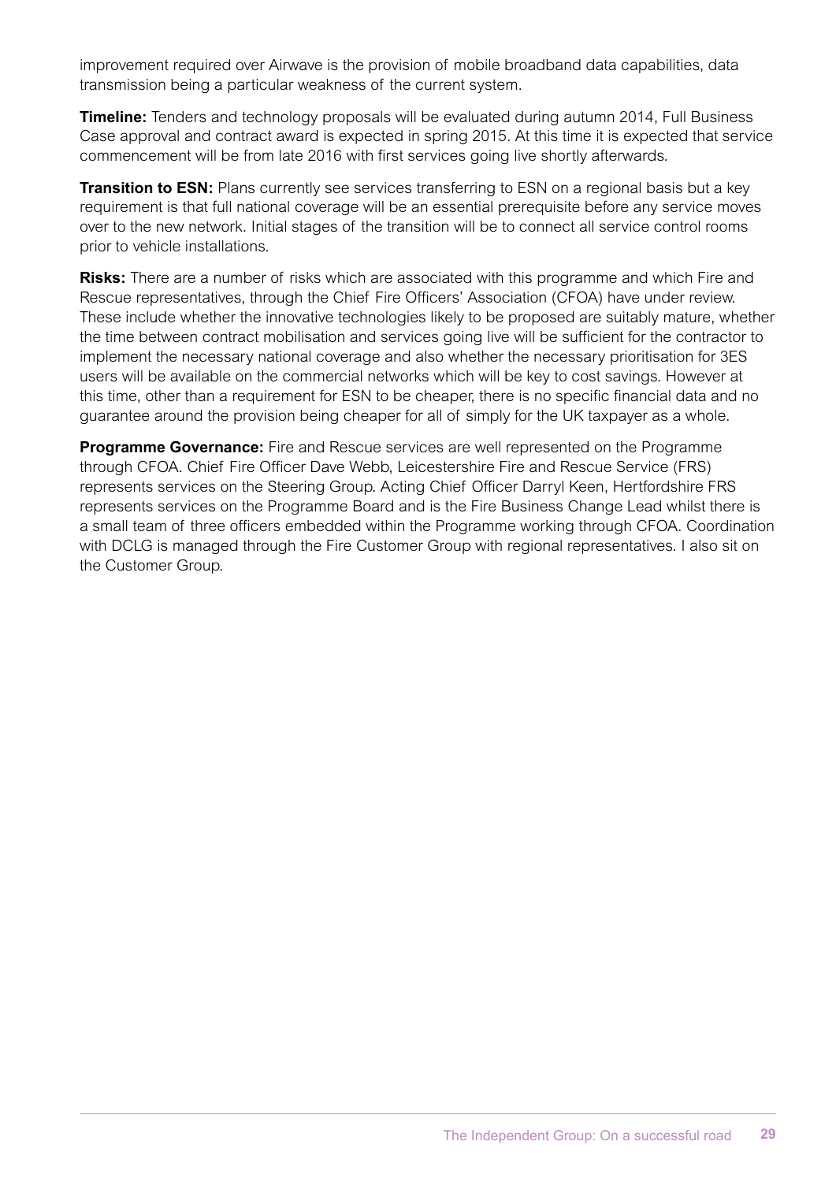improvement required over Airwave is the provision of mobile broadband data capabilities, data transmission being a particular weakness of the current system.

**Timeline:** Tenders and technology proposals will be evaluated during autumn 2014, Full Business Case approval and contract award is expected in spring 2015. At this time it is expected that service commencement will be from late 2016 with first services going live shortly afterwards.

**Transition to ESN:** Plans currently see services transferring to ESN on a regional basis but a key requirement is that full national coverage will be an essential prerequisite before any service moves over to the new network. Initial stages of the transition will be to connect all service control rooms prior to vehicle installations.

**Risks:** There are a number of risks which are associated with this programme and which Fire and Rescue representatives, through the Chief Fire Officers' Association (CFOA) have under review. These include whether the innovative technologies likely to be proposed are suitably mature, whether the time between contract mobilisation and services going live will be sufficient for the contractor to implement the necessary national coverage and also whether the necessary prioritisation for 3ES users will be available on the commercial networks which will be key to cost savings. However at this time, other than a requirement for ESN to be cheaper, there is no specific financial data and no guarantee around the provision being cheaper for all of simply for the UK taxpayer as a whole.

**Programme Governance:** Fire and Rescue services are well represented on the Programme through CFOA. Chief Fire Officer Dave Webb, Leicestershire Fire and Rescue Service (FRS) represents services on the Steering Group. Acting Chief Officer Darryl Keen, Hertfordshire FRS represents services on the Programme Board and is the Fire Business Change Lead whilst there is a small team of three officers embedded within the Programme working through CFOA. Coordination with DCLG is managed through the Fire Customer Group with regional representatives. I also sit on the Customer Group.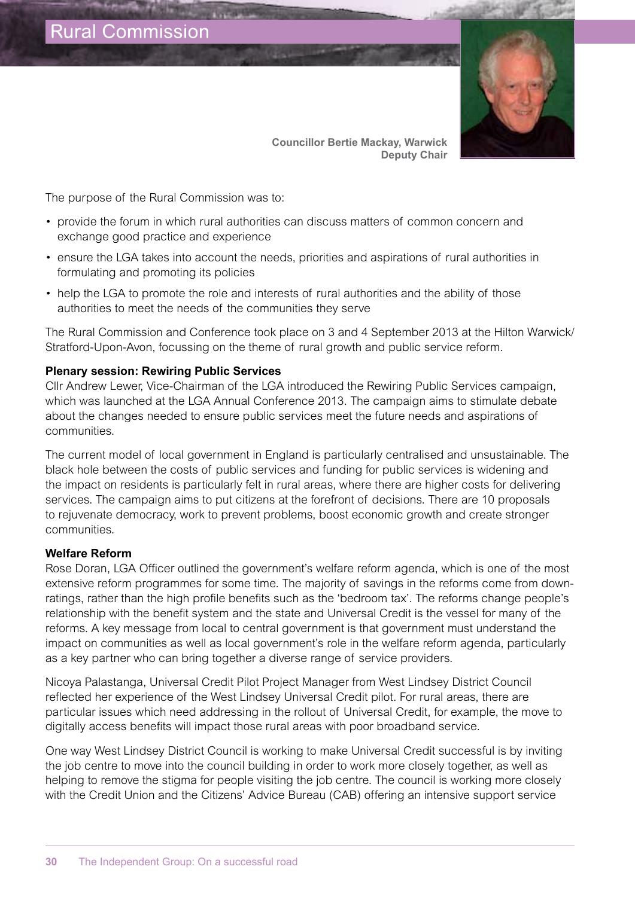# Rural Commission

**Councillor Bertie Mackay, Warwick**
**Deputy Chair**

The purpose of the Rural Commission was to:

- provide the forum in which rural authorities can discuss matters of common concern and exchange good practice and experience
- ensure the LGA takes into account the needs, priorities and aspirations of rural authorities in formulating and promoting its policies
- help the LGA to promote the role and interests of rural authorities and the ability of those authorities to meet the needs of the communities they serve

The Rural Commission and Conference took place on 3 and 4 September 2013 at the Hilton Warwick/Stratford-Upon-Avon, focussing on the theme of rural growth and public service reform.

**Plenary session: Rewiring Public Services**
Cllr Andrew Lewer, Vice-Chairman of the LGA introduced the Rewiring Public Services campaign, which was launched at the LGA Annual Conference 2013. The campaign aims to stimulate debate about the changes needed to ensure public services meet the future needs and aspirations of communities.

The current model of local government in England is particularly centralised and unsustainable. The black hole between the costs of public services and funding for public services is widening and the impact on residents is particularly felt in rural areas, where there are higher costs for delivering services. The campaign aims to put citizens at the forefront of decisions. There are 10 proposals to rejuvenate democracy, work to prevent problems, boost economic growth and create stronger communities.

**Welfare Reform**
Rose Doran, LGA Officer outlined the government's welfare reform agenda, which is one of the most extensive reform programmes for some time. The majority of savings in the reforms come from down-ratings, rather than the high profile benefits such as the 'bedroom tax'. The reforms change people's relationship with the benefit system and the state and Universal Credit is the vessel for many of the reforms. A key message from local to central government is that government must understand the impact on communities as well as local government's role in the welfare reform agenda, particularly as a key partner who can bring together a diverse range of service providers.

Nicoya Palastanga, Universal Credit Pilot Project Manager from West Lindsey District Council reflected her experience of the West Lindsey Universal Credit pilot. For rural areas, there are particular issues which need addressing in the rollout of Universal Credit, for example, the move to digitally access benefits will impact those rural areas with poor broadband service.

One way West Lindsey District Council is working to make Universal Credit successful is by inviting the job centre to move into the council building in order to work more closely together, as well as helping to remove the stigma for people visiting the job centre. The council is working more closely with the Credit Union and the Citizens' Advice Bureau (CAB) offering an intensive support service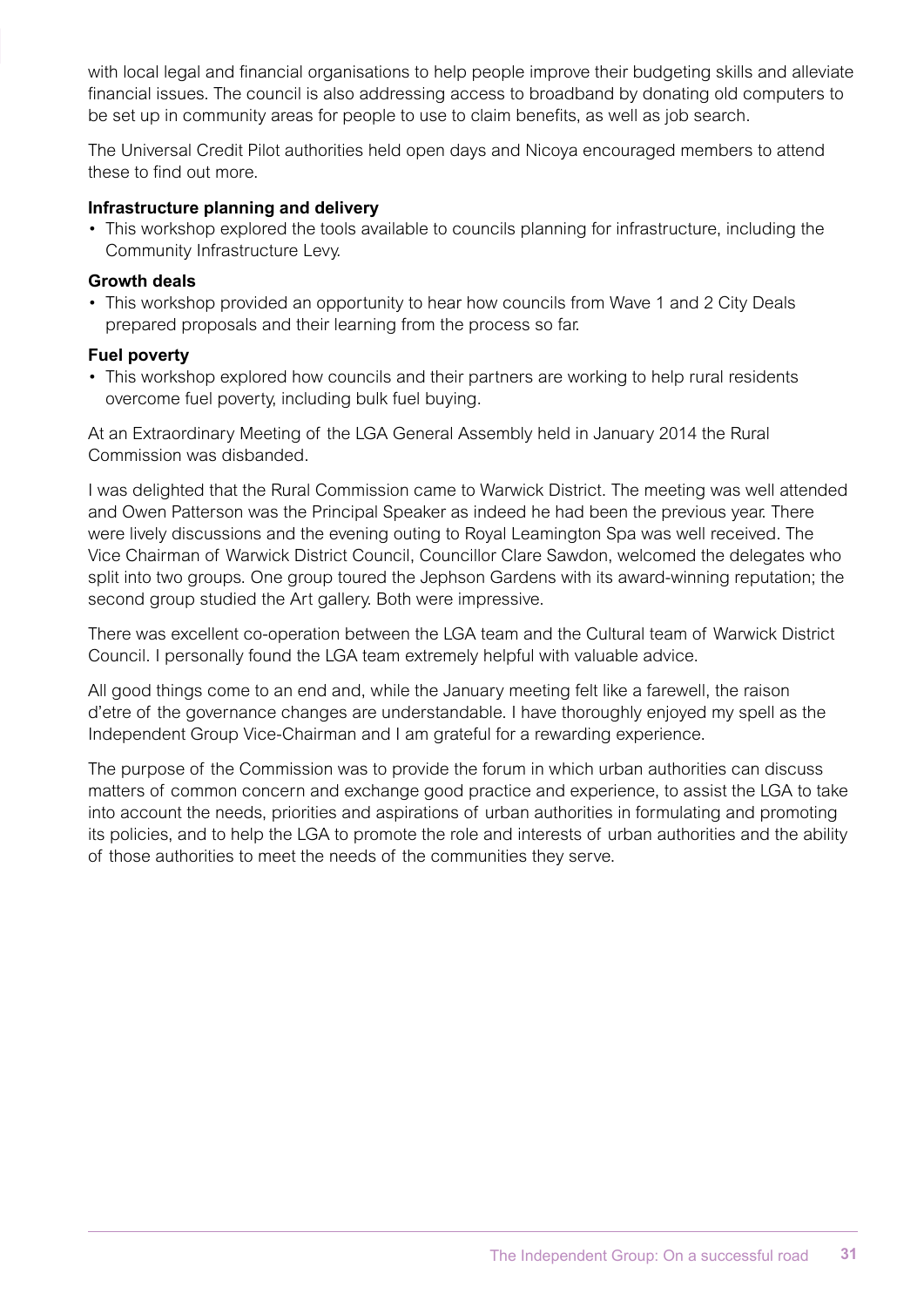with local legal and financial organisations to help people improve their budgeting skills and alleviate financial issues. The council is also addressing access to broadband by donating old computers to be set up in community areas for people to use to claim benefits, as well as job search.

The Universal Credit Pilot authorities held open days and Nicoya encouraged members to attend these to find out more.

**Infrastructure planning and delivery**

- This workshop explored the tools available to councils planning for infrastructure, including the Community Infrastructure Levy.

**Growth deals**

- This workshop provided an opportunity to hear how councils from Wave 1 and 2 City Deals prepared proposals and their learning from the process so far.

**Fuel poverty**

- This workshop explored how councils and their partners are working to help rural residents overcome fuel poverty, including bulk fuel buying.

At an Extraordinary Meeting of the LGA General Assembly held in January 2014 the Rural Commission was disbanded.

I was delighted that the Rural Commission came to Warwick District. The meeting was well attended and Owen Patterson was the Principal Speaker as indeed he had been the previous year. There were lively discussions and the evening outing to Royal Leamington Spa was well received. The Vice Chairman of Warwick District Council, Councillor Clare Sawdon, welcomed the delegates who split into two groups. One group toured the Jephson Gardens with its award-winning reputation; the second group studied the Art gallery. Both were impressive.

There was excellent co-operation between the LGA team and the Cultural team of Warwick District Council. I personally found the LGA team extremely helpful with valuable advice.

All good things come to an end and, while the January meeting felt like a farewell, the raison d'etre of the governance changes are understandable. I have thoroughly enjoyed my spell as the Independent Group Vice-Chairman and I am grateful for a rewarding experience.

The purpose of the Commission was to provide the forum in which urban authorities can discuss matters of common concern and exchange good practice and experience, to assist the LGA to take into account the needs, priorities and aspirations of urban authorities in formulating and promoting its policies, and to help the LGA to promote the role and interests of urban authorities and the ability of those authorities to meet the needs of the communities they serve.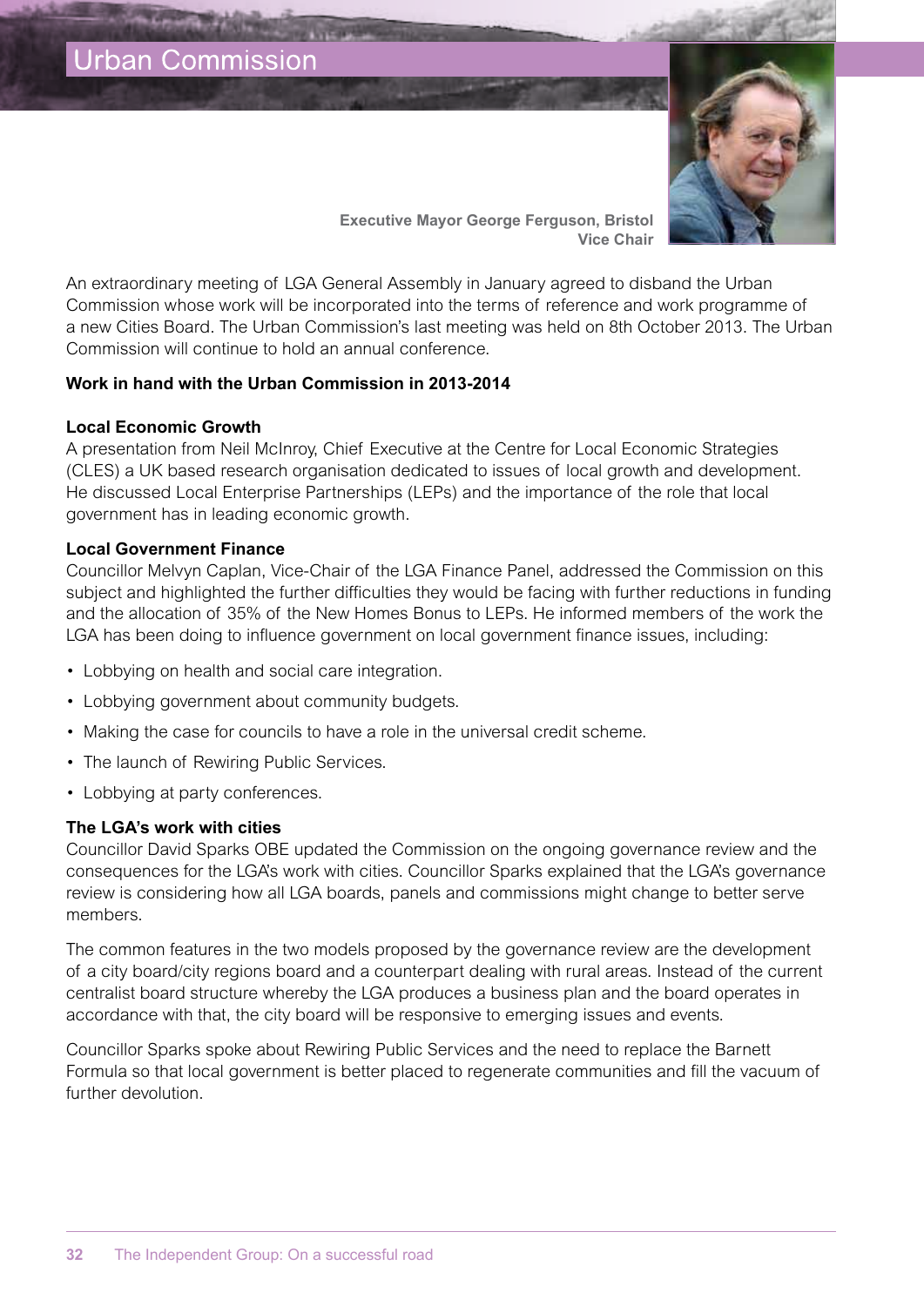# Urban Commission

**Executive Mayor George Ferguson, Bristol**
**Vice Chair**

An extraordinary meeting of LGA General Assembly in January agreed to disband the Urban Commission whose work will be incorporated into the terms of reference and work programme of a new Cities Board. The Urban Commission's last meeting was held on 8th October 2013. The Urban Commission will continue to hold an annual conference.

**Work in hand with the Urban Commission in 2013-2014**

**Local Economic Growth**

A presentation from Neil McInroy, Chief Executive at the Centre for Local Economic Strategies (CLES) a UK based research organisation dedicated to issues of local growth and development. He discussed Local Enterprise Partnerships (LEPs) and the importance of the role that local government has in leading economic growth.

**Local Government Finance**

Councillor Melvyn Caplan, Vice-Chair of the LGA Finance Panel, addressed the Commission on this subject and highlighted the further difficulties they would be facing with further reductions in funding and the allocation of 35% of the New Homes Bonus to LEPs. He informed members of the work the LGA has been doing to influence government on local government finance issues, including:

- Lobbying on health and social care integration.
- Lobbying government about community budgets.
- Making the case for councils to have a role in the universal credit scheme.
- The launch of Rewiring Public Services.
- Lobbying at party conferences.

**The LGA's work with cities**

Councillor David Sparks OBE updated the Commission on the ongoing governance review and the consequences for the LGA's work with cities. Councillor Sparks explained that the LGA's governance review is considering how all LGA boards, panels and commissions might change to better serve members.

The common features in the two models proposed by the governance review are the development of a city board/city regions board and a counterpart dealing with rural areas. Instead of the current centralist board structure whereby the LGA produces a business plan and the board operates in accordance with that, the city board will be responsive to emerging issues and events.

Councillor Sparks spoke about Rewiring Public Services and the need to replace the Barnett Formula so that local government is better placed to regenerate communities and fill the vacuum of further devolution.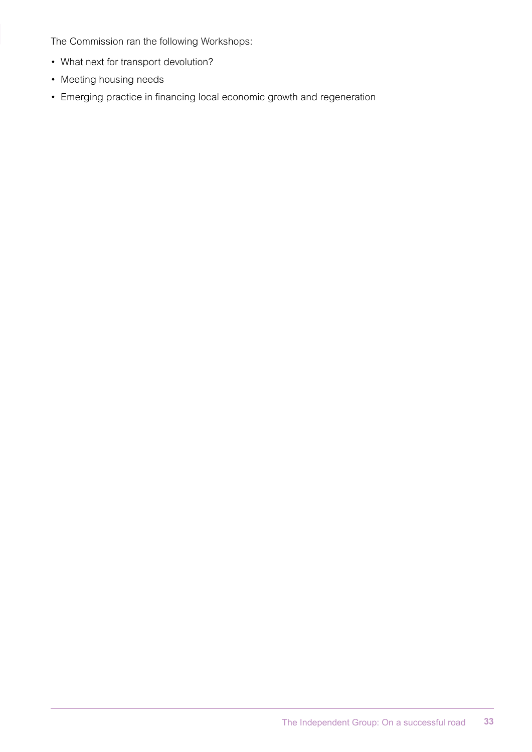The Commission ran the following Workshops:

- What next for transport devolution?
- Meeting housing needs
- Emerging practice in financing local economic growth and regeneration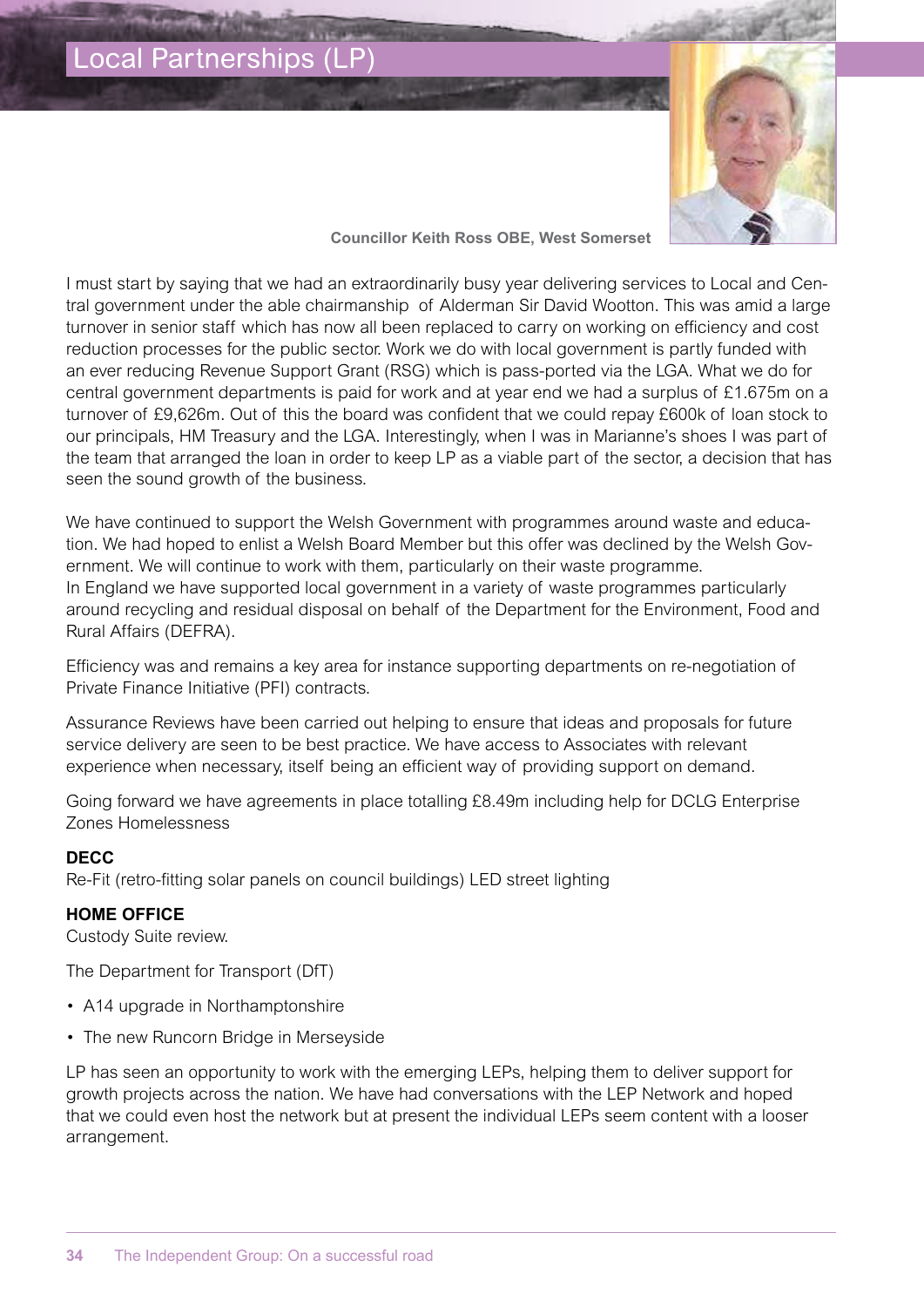# Local Partnerships (LP)

**Councillor Keith Ross OBE, West Somerset**

I must start by saying that we had an extraordinarily busy year delivering services to Local and Central government under the able chairmanship of Alderman Sir David Wootton. This was amid a large turnover in senior staff which has now all been replaced to carry on working on efficiency and cost reduction processes for the public sector. Work we do with local government is partly funded with an ever reducing Revenue Support Grant (RSG) which is pass-ported via the LGA. What we do for central government departments is paid for work and at year end we had a surplus of £1.675m on a turnover of £9,626m. Out of this the board was confident that we could repay £600k of loan stock to our principals, HM Treasury and the LGA. Interestingly, when I was in Marianne's shoes I was part of the team that arranged the loan in order to keep LP as a viable part of the sector, a decision that has seen the sound growth of the business.

We have continued to support the Welsh Government with programmes around waste and education. We had hoped to enlist a Welsh Board Member but this offer was declined by the Welsh Government. We will continue to work with them, particularly on their waste programme.
In England we have supported local government in a variety of waste programmes particularly around recycling and residual disposal on behalf of the Department for the Environment, Food and Rural Affairs (DEFRA).

Efficiency was and remains a key area for instance supporting departments on re-negotiation of Private Finance Initiative (PFI) contracts.

Assurance Reviews have been carried out helping to ensure that ideas and proposals for future service delivery are seen to be best practice. We have access to Associates with relevant experience when necessary, itself being an efficient way of providing support on demand.

Going forward we have agreements in place totalling £8.49m including help for DCLG Enterprise Zones Homelessness

**DECC**
Re-Fit (retro-fitting solar panels on council buildings) LED street lighting

**HOME OFFICE**
Custody Suite review.

The Department for Transport (DfT)

- A14 upgrade in Northamptonshire
- The new Runcorn Bridge in Merseyside

LP has seen an opportunity to work with the emerging LEPs, helping them to deliver support for growth projects across the nation. We have had conversations with the LEP Network and hoped that we could even host the network but at present the individual LEPs seem content with a looser arrangement.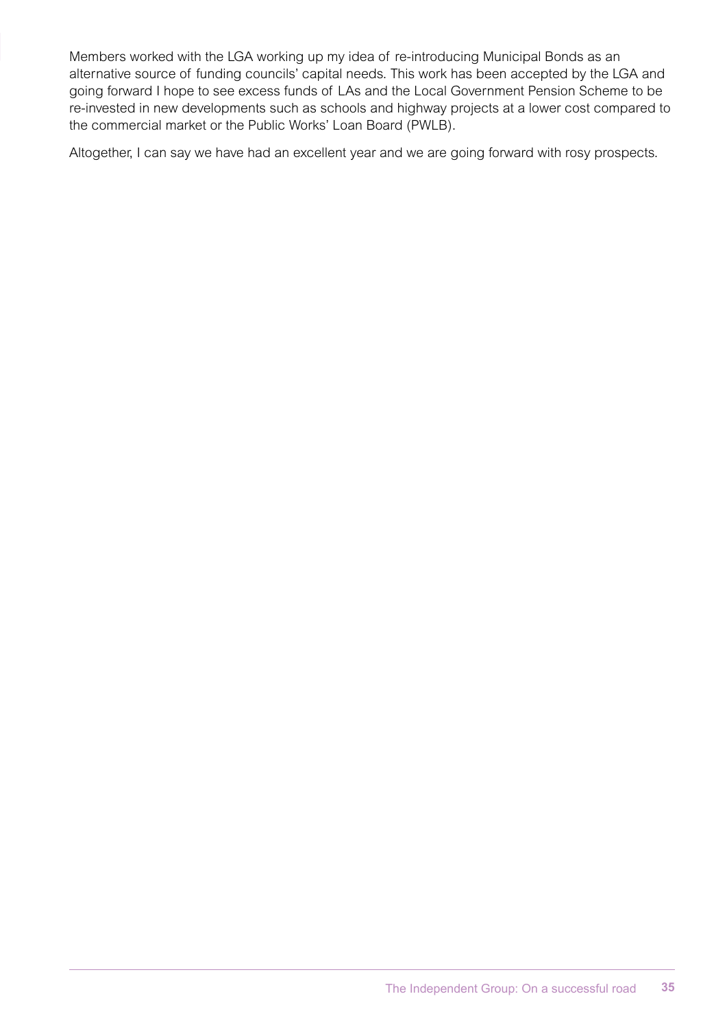Members worked with the LGA working up my idea of re-introducing Municipal Bonds as an alternative source of funding councils' capital needs. This work has been accepted by the LGA and going forward I hope to see excess funds of LAs and the Local Government Pension Scheme to be re-invested in new developments such as schools and highway projects at a lower cost compared to the commercial market or the Public Works' Loan Board (PWLB).

Altogether, I can say we have had an excellent year and we are going forward with rosy prospects.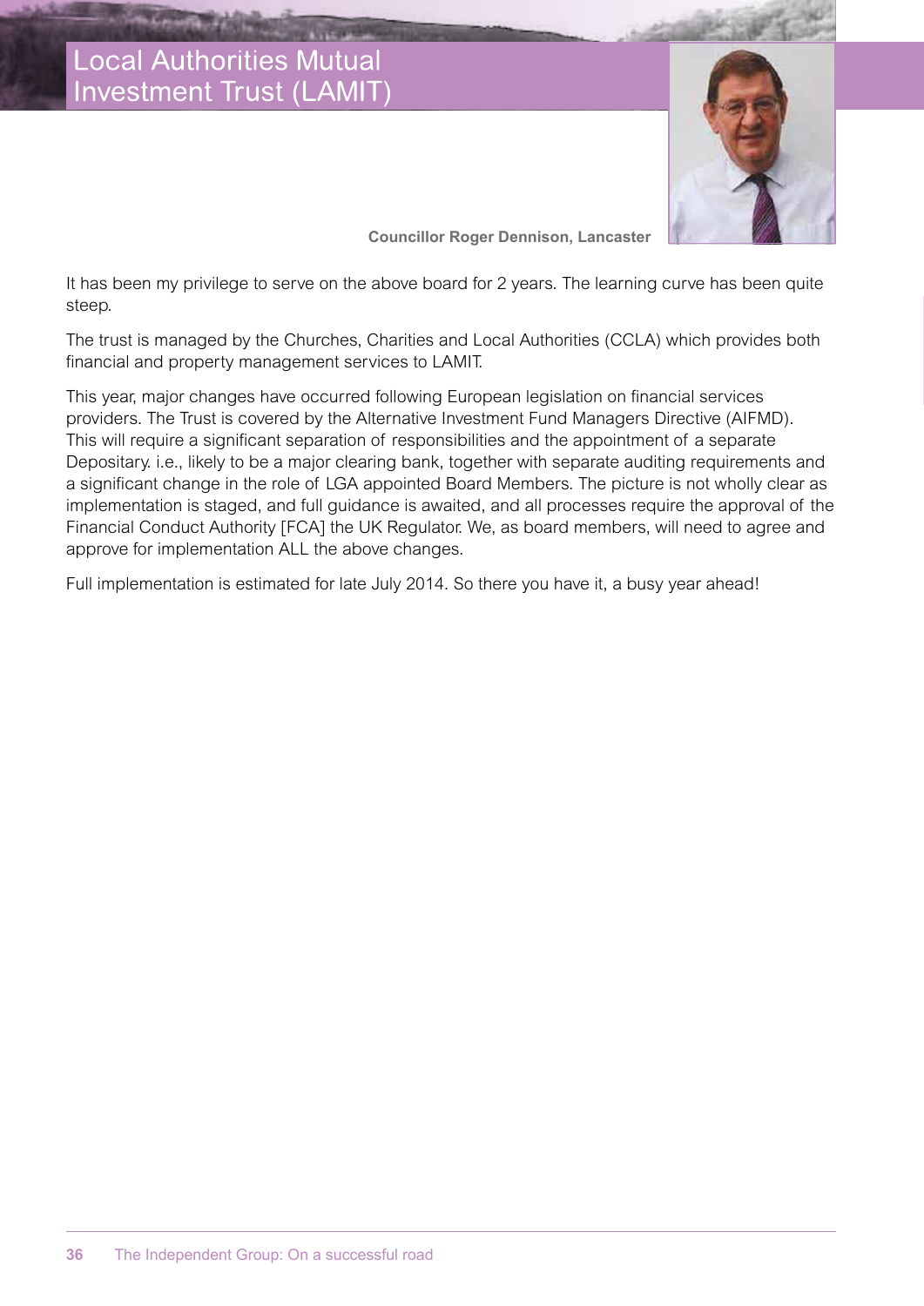# Local Authorities Mutual Investment Trust (LAMIT)

**Councillor Roger Dennison, Lancaster**

It has been my privilege to serve on the above board for 2 years. The learning curve has been quite steep.

The trust is managed by the Churches, Charities and Local Authorities (CCLA) which provides both financial and property management services to LAMIT.

This year, major changes have occurred following European legislation on financial services providers. The Trust is covered by the Alternative Investment Fund Managers Directive (AIFMD). This will require a significant separation of responsibilities and the appointment of a separate Depositary. i.e., likely to be a major clearing bank, together with separate auditing requirements and a significant change in the role of LGA appointed Board Members. The picture is not wholly clear as implementation is staged, and full guidance is awaited, and all processes require the approval of the Financial Conduct Authority [FCA] the UK Regulator. We, as board members, will need to agree and approve for implementation ALL the above changes.

Full implementation is estimated for late July 2014. So there you have it, a busy year ahead!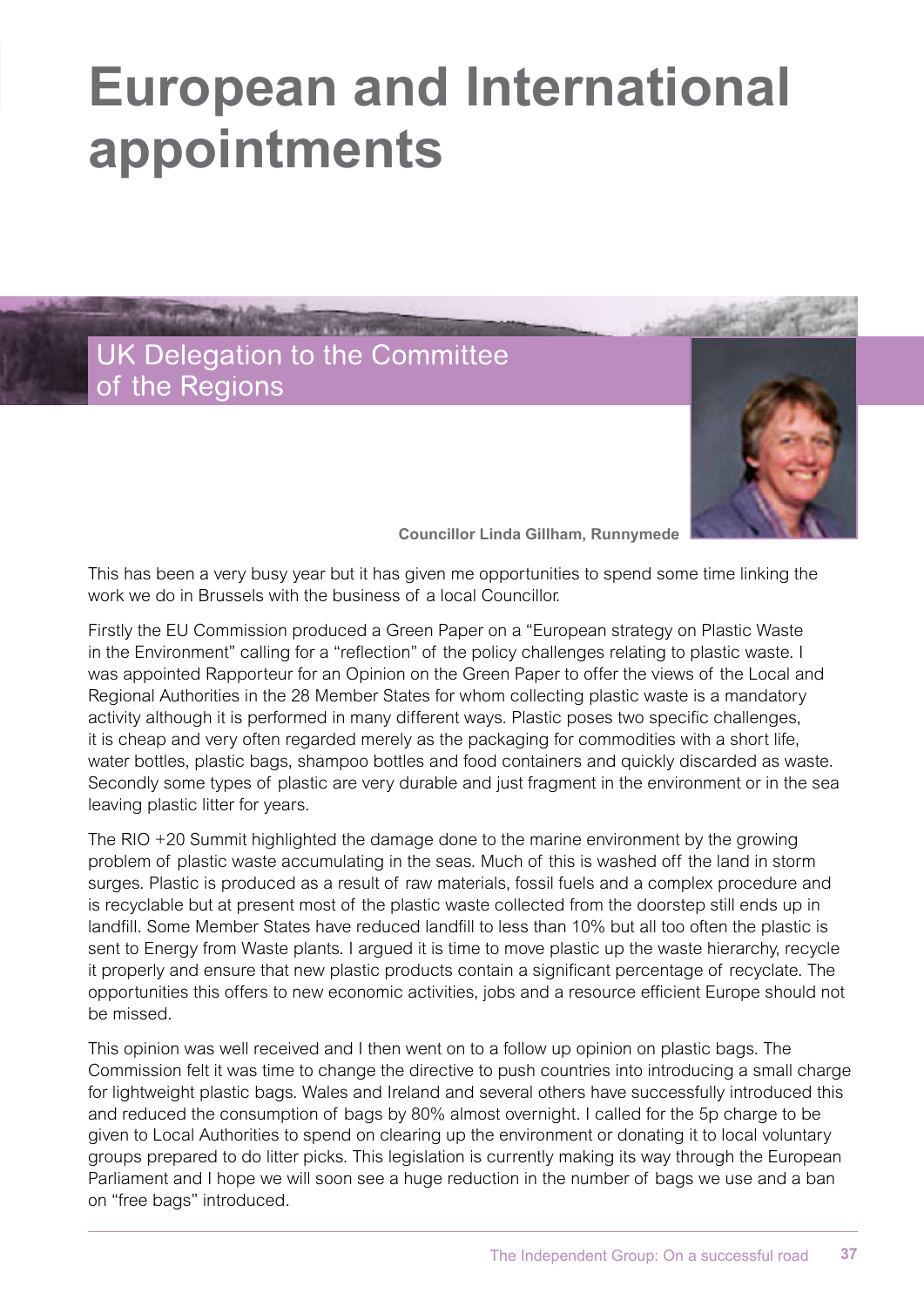# European and International appointments

## UK Delegation to the Committee of the Regions

**Councillor Linda Gillham, Runnymede**

This has been a very busy year but it has given me opportunities to spend some time linking the work we do in Brussels with the business of a local Councillor.

Firstly the EU Commission produced a Green Paper on a "European strategy on Plastic Waste in the Environment" calling for a "reflection" of the policy challenges relating to plastic waste. I was appointed Rapporteur for an Opinion on the Green Paper to offer the views of the Local and Regional Authorities in the 28 Member States for whom collecting plastic waste is a mandatory activity although it is performed in many different ways. Plastic poses two specific challenges, it is cheap and very often regarded merely as the packaging for commodities with a short life, water bottles, plastic bags, shampoo bottles and food containers and quickly discarded as waste. Secondly some types of plastic are very durable and just fragment in the environment or in the sea leaving plastic litter for years.

The RIO +20 Summit highlighted the damage done to the marine environment by the growing problem of plastic waste accumulating in the seas. Much of this is washed off the land in storm surges. Plastic is produced as a result of raw materials, fossil fuels and a complex procedure and is recyclable but at present most of the plastic waste collected from the doorstep still ends up in landfill. Some Member States have reduced landfill to less than 10% but all too often the plastic is sent to Energy from Waste plants. I argued it is time to move plastic up the waste hierarchy, recycle it properly and ensure that new plastic products contain a significant percentage of recyclate. The opportunities this offers to new economic activities, jobs and a resource efficient Europe should not be missed.

This opinion was well received and I then went on to a follow up opinion on plastic bags. The Commission felt it was time to change the directive to push countries into introducing a small charge for lightweight plastic bags. Wales and Ireland and several others have successfully introduced this and reduced the consumption of bags by 80% almost overnight. I called for the 5p charge to be given to Local Authorities to spend on clearing up the environment or donating it to local voluntary groups prepared to do litter picks. This legislation is currently making its way through the European Parliament and I hope we will soon see a huge reduction in the number of bags we use and a ban on "free bags" introduced.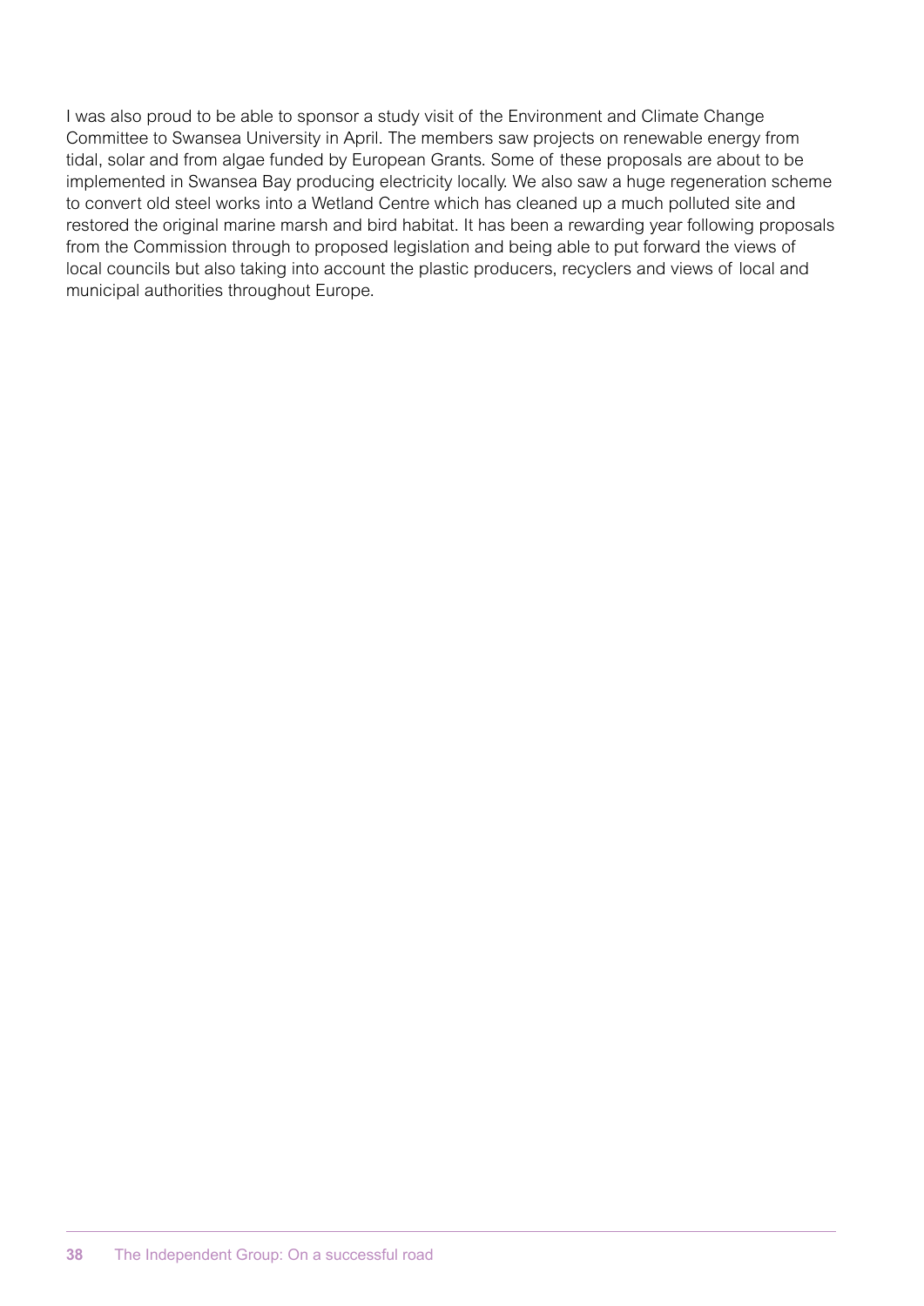I was also proud to be able to sponsor a study visit of the Environment and Climate Change Committee to Swansea University in April. The members saw projects on renewable energy from tidal, solar and from algae funded by European Grants. Some of these proposals are about to be implemented in Swansea Bay producing electricity locally. We also saw a huge regeneration scheme to convert old steel works into a Wetland Centre which has cleaned up a much polluted site and restored the original marine marsh and bird habitat. It has been a rewarding year following proposals from the Commission through to proposed legislation and being able to put forward the views of local councils but also taking into account the plastic producers, recyclers and views of local and municipal authorities throughout Europe.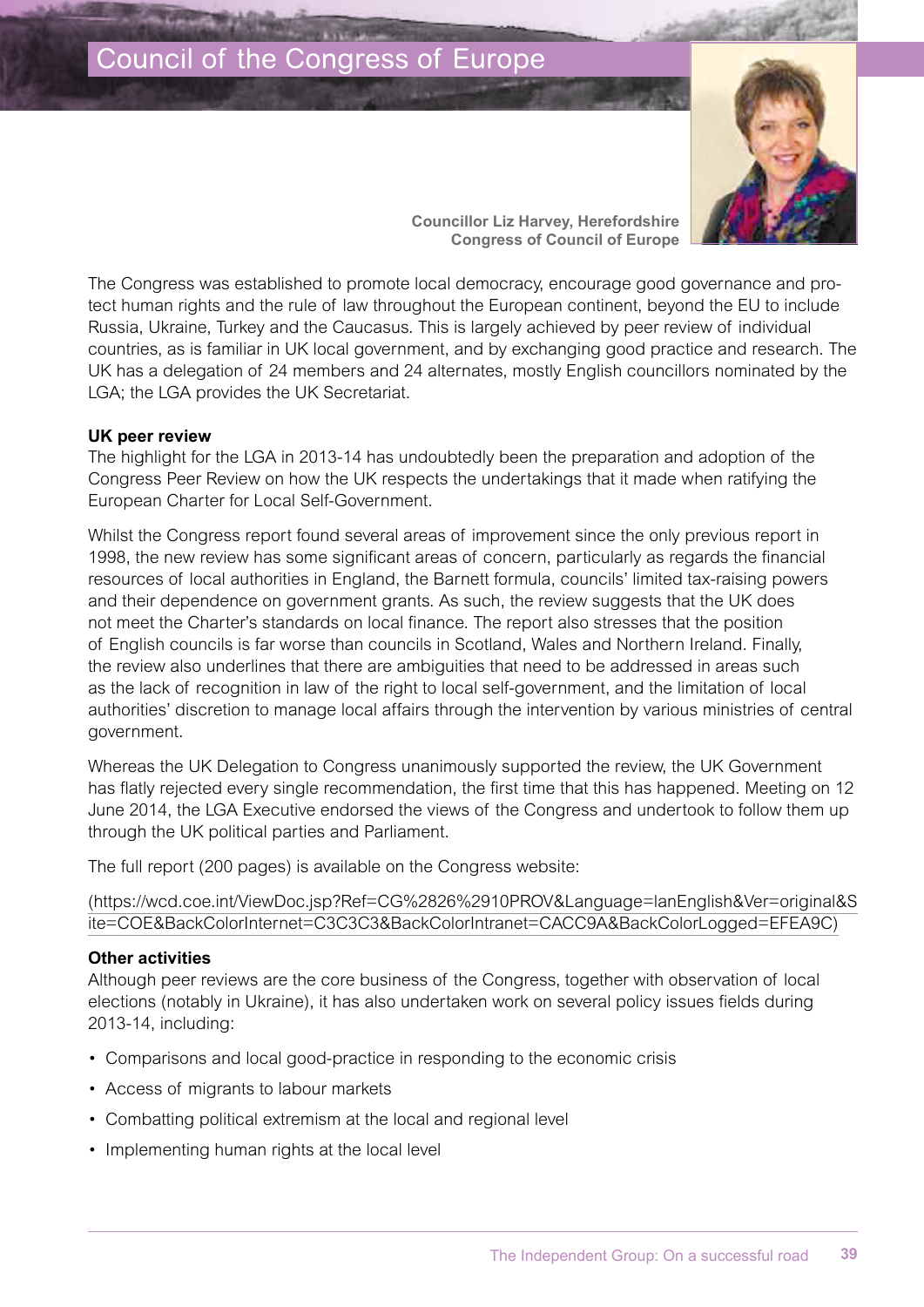# Council of the Congress of Europe

**Councillor Liz Harvey, Herefordshire**
**Congress of Council of Europe**

The Congress was established to promote local democracy, encourage good governance and protect human rights and the rule of law throughout the European continent, beyond the EU to include Russia, Ukraine, Turkey and the Caucasus. This is largely achieved by peer review of individual countries, as is familiar in UK local government, and by exchanging good practice and research. The UK has a delegation of 24 members and 24 alternates, mostly English councillors nominated by the LGA; the LGA provides the UK Secretariat.

**UK peer review**

The highlight for the LGA in 2013-14 has undoubtedly been the preparation and adoption of the Congress Peer Review on how the UK respects the undertakings that it made when ratifying the European Charter for Local Self-Government.

Whilst the Congress report found several areas of improvement since the only previous report in 1998, the new review has some significant areas of concern, particularly as regards the financial resources of local authorities in England, the Barnett formula, councils' limited tax-raising powers and their dependence on government grants. As such, the review suggests that the UK does not meet the Charter's standards on local finance. The report also stresses that the position of English councils is far worse than councils in Scotland, Wales and Northern Ireland. Finally, the review also underlines that there are ambiguities that need to be addressed in areas such as the lack of recognition in law of the right to local self-government, and the limitation of local authorities' discretion to manage local affairs through the intervention by various ministries of central government.

Whereas the UK Delegation to Congress unanimously supported the review, the UK Government has flatly rejected every single recommendation, the first time that this has happened. Meeting on 12 June 2014, the LGA Executive endorsed the views of the Congress and undertook to follow them up through the UK political parties and Parliament.

The full report (200 pages) is available on the Congress website:

(https://wcd.coe.int/ViewDoc.jsp?Ref=CG%2826%2910PROV&Language=lanEnglish&Ver=original&Site=COE&BackColorInternet=C3C3C3&BackColorIntranet=CACC9A&BackColorLogged=EFEA9C)

**Other activities**

Although peer reviews are the core business of the Congress, together with observation of local elections (notably in Ukraine), it has also undertaken work on several policy issues fields during 2013-14, including:

- Comparisons and local good-practice in responding to the economic crisis
- Access of migrants to labour markets
- Combatting political extremism at the local and regional level
- Implementing human rights at the local level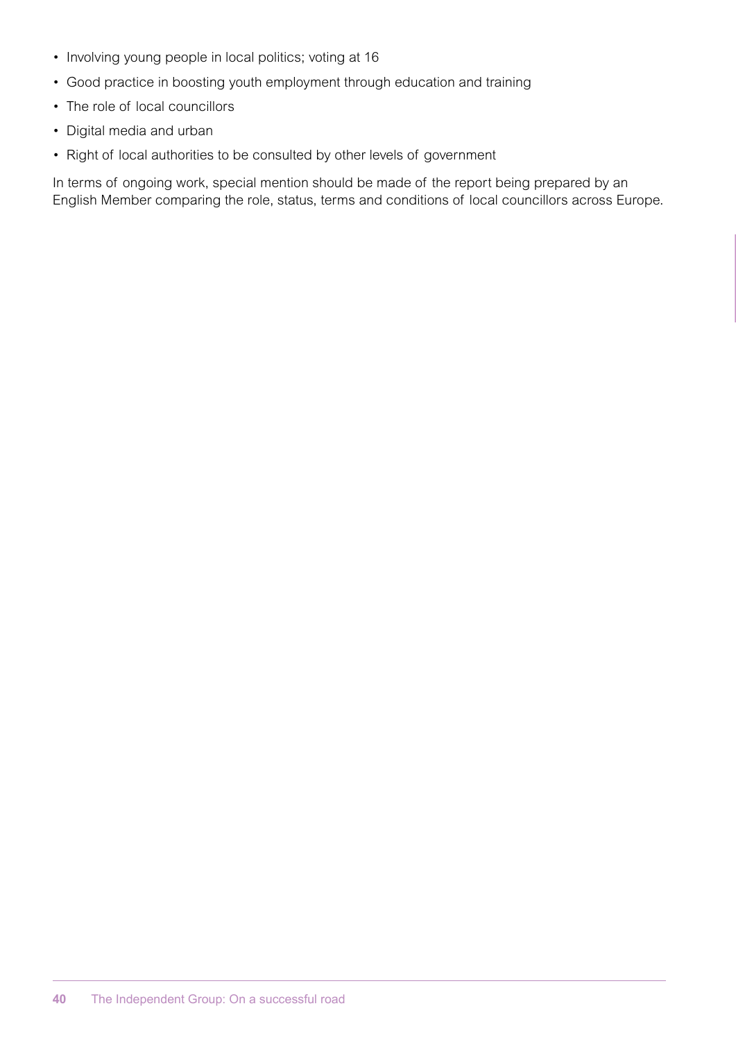- Involving young people in local politics; voting at 16
- Good practice in boosting youth employment through education and training
- The role of local councillors
- Digital media and urban
- Right of local authorities to be consulted by other levels of government

In terms of ongoing work, special mention should be made of the report being prepared by an English Member comparing the role, status, terms and conditions of local councillors across Europe.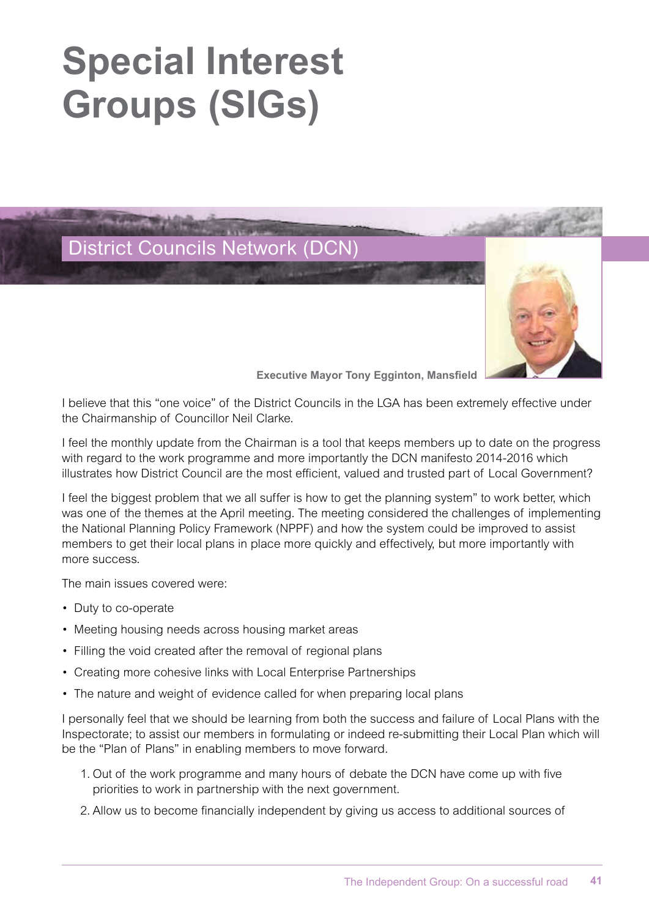# Special Interest Groups (SIGs)

## District Councils Network (DCN)

**Executive Mayor Tony Egginton, Mansfield**

I believe that this "one voice" of the District Councils in the LGA has been extremely effective under the Chairmanship of Councillor Neil Clarke.

I feel the monthly update from the Chairman is a tool that keeps members up to date on the progress with regard to the work programme and more importantly the DCN manifesto 2014-2016 which illustrates how District Council are the most efficient, valued and trusted part of Local Government?

I feel the biggest problem that we all suffer is how to get the planning system" to work better, which was one of the themes at the April meeting. The meeting considered the challenges of implementing the National Planning Policy Framework (NPPF) and how the system could be improved to assist members to get their local plans in place more quickly and effectively, but more importantly with more success.

The main issues covered were:

- Duty to co-operate
- Meeting housing needs across housing market areas
- Filling the void created after the removal of regional plans
- Creating more cohesive links with Local Enterprise Partnerships
- The nature and weight of evidence called for when preparing local plans

I personally feel that we should be learning from both the success and failure of Local Plans with the Inspectorate; to assist our members in formulating or indeed re-submitting their Local Plan which will be the "Plan of Plans" in enabling members to move forward.

1. Out of the work programme and many hours of debate the DCN have come up with five priorities to work in partnership with the next government.
2. Allow us to become financially independent by giving us access to additional sources of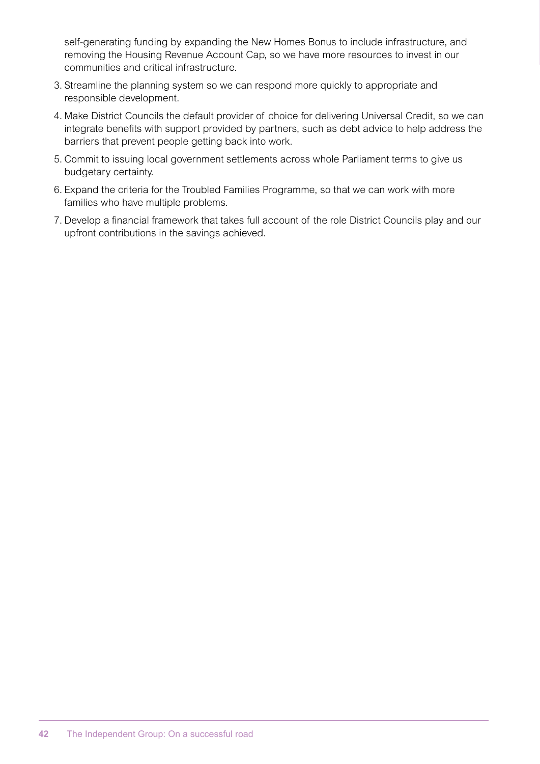self-generating funding by expanding the New Homes Bonus to include infrastructure, and removing the Housing Revenue Account Cap, so we have more resources to invest in our communities and critical infrastructure.

3. Streamline the planning system so we can respond more quickly to appropriate and responsible development.
4. Make District Councils the default provider of choice for delivering Universal Credit, so we can integrate benefits with support provided by partners, such as debt advice to help address the barriers that prevent people getting back into work.
5. Commit to issuing local government settlements across whole Parliament terms to give us budgetary certainty.
6. Expand the criteria for the Troubled Families Programme, so that we can work with more families who have multiple problems.
7. Develop a financial framework that takes full account of the role District Councils play and our upfront contributions in the savings achieved.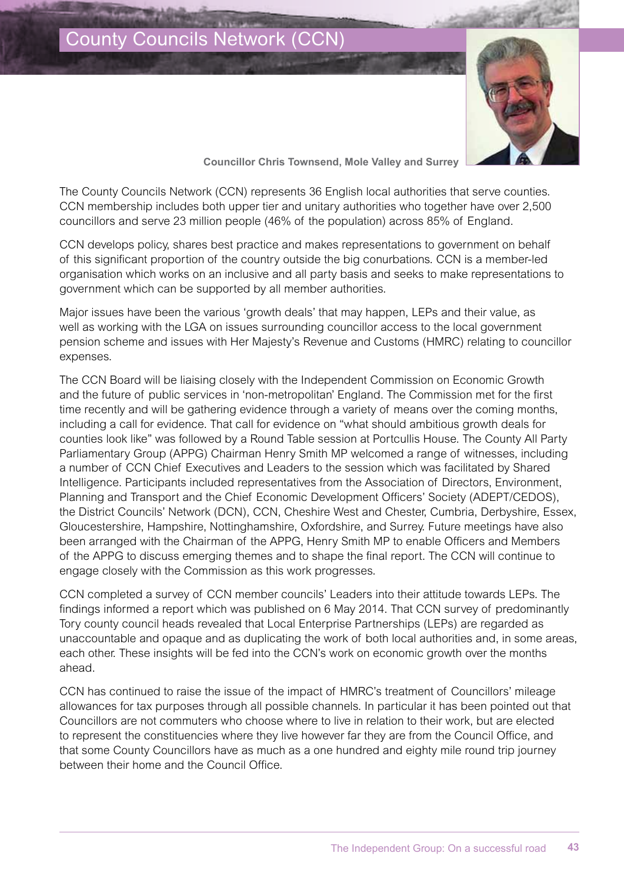# County Councils Network (CCN)

**Councillor Chris Townsend, Mole Valley and Surrey**

The County Councils Network (CCN) represents 36 English local authorities that serve counties. CCN membership includes both upper tier and unitary authorities who together have over 2,500 councillors and serve 23 million people (46% of the population) across 85% of England.

CCN develops policy, shares best practice and makes representations to government on behalf of this significant proportion of the country outside the big conurbations. CCN is a member-led organisation which works on an inclusive and all party basis and seeks to make representations to government which can be supported by all member authorities.

Major issues have been the various 'growth deals' that may happen, LEPs and their value, as well as working with the LGA on issues surrounding councillor access to the local government pension scheme and issues with Her Majesty's Revenue and Customs (HMRC) relating to councillor expenses.

The CCN Board will be liaising closely with the Independent Commission on Economic Growth and the future of public services in 'non-metropolitan' England. The Commission met for the first time recently and will be gathering evidence through a variety of means over the coming months, including a call for evidence. That call for evidence on "what should ambitious growth deals for counties look like" was followed by a Round Table session at Portcullis House. The County All Party Parliamentary Group (APPG) Chairman Henry Smith MP welcomed a range of witnesses, including a number of CCN Chief Executives and Leaders to the session which was facilitated by Shared Intelligence. Participants included representatives from the Association of Directors, Environment, Planning and Transport and the Chief Economic Development Officers' Society (ADEPT/CEDOS), the District Councils' Network (DCN), CCN, Cheshire West and Chester, Cumbria, Derbyshire, Essex, Gloucestershire, Hampshire, Nottinghamshire, Oxfordshire, and Surrey. Future meetings have also been arranged with the Chairman of the APPG, Henry Smith MP to enable Officers and Members of the APPG to discuss emerging themes and to shape the final report. The CCN will continue to engage closely with the Commission as this work progresses.

CCN completed a survey of CCN member councils' Leaders into their attitude towards LEPs. The findings informed a report which was published on 6 May 2014. That CCN survey of predominantly Tory county council heads revealed that Local Enterprise Partnerships (LEPs) are regarded as unaccountable and opaque and as duplicating the work of both local authorities and, in some areas, each other. These insights will be fed into the CCN's work on economic growth over the months ahead.

CCN has continued to raise the issue of the impact of HMRC's treatment of Councillors' mileage allowances for tax purposes through all possible channels. In particular it has been pointed out that Councillors are not commuters who choose where to live in relation to their work, but are elected to represent the constituencies where they live however far they are from the Council Office, and that some County Councillors have as much as a one hundred and eighty mile round trip journey between their home and the Council Office.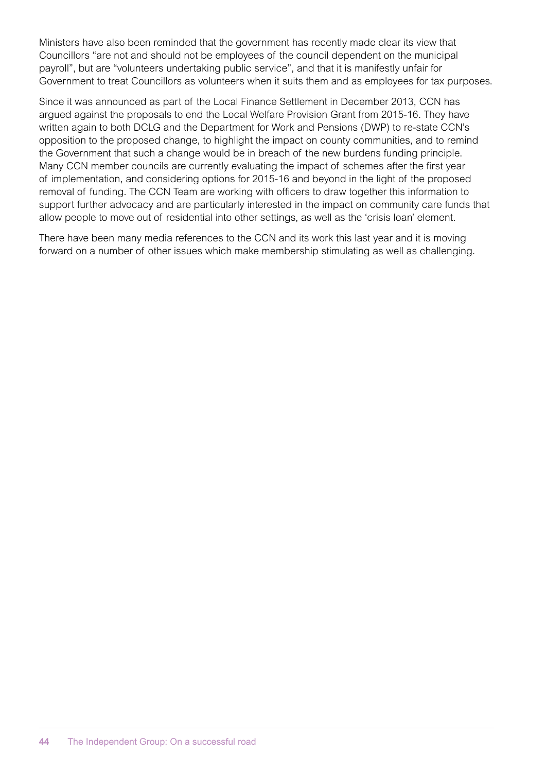Ministers have also been reminded that the government has recently made clear its view that Councillors "are not and should not be employees of the council dependent on the municipal payroll", but are "volunteers undertaking public service", and that it is manifestly unfair for Government to treat Councillors as volunteers when it suits them and as employees for tax purposes.

Since it was announced as part of the Local Finance Settlement in December 2013, CCN has argued against the proposals to end the Local Welfare Provision Grant from 2015-16. They have written again to both DCLG and the Department for Work and Pensions (DWP) to re-state CCN's opposition to the proposed change, to highlight the impact on county communities, and to remind the Government that such a change would be in breach of the new burdens funding principle. Many CCN member councils are currently evaluating the impact of schemes after the first year of implementation, and considering options for 2015-16 and beyond in the light of the proposed removal of funding. The CCN Team are working with officers to draw together this information to support further advocacy and are particularly interested in the impact on community care funds that allow people to move out of residential into other settings, as well as the 'crisis loan' element.

There have been many media references to the CCN and its work this last year and it is moving forward on a number of other issues which make membership stimulating as well as challenging.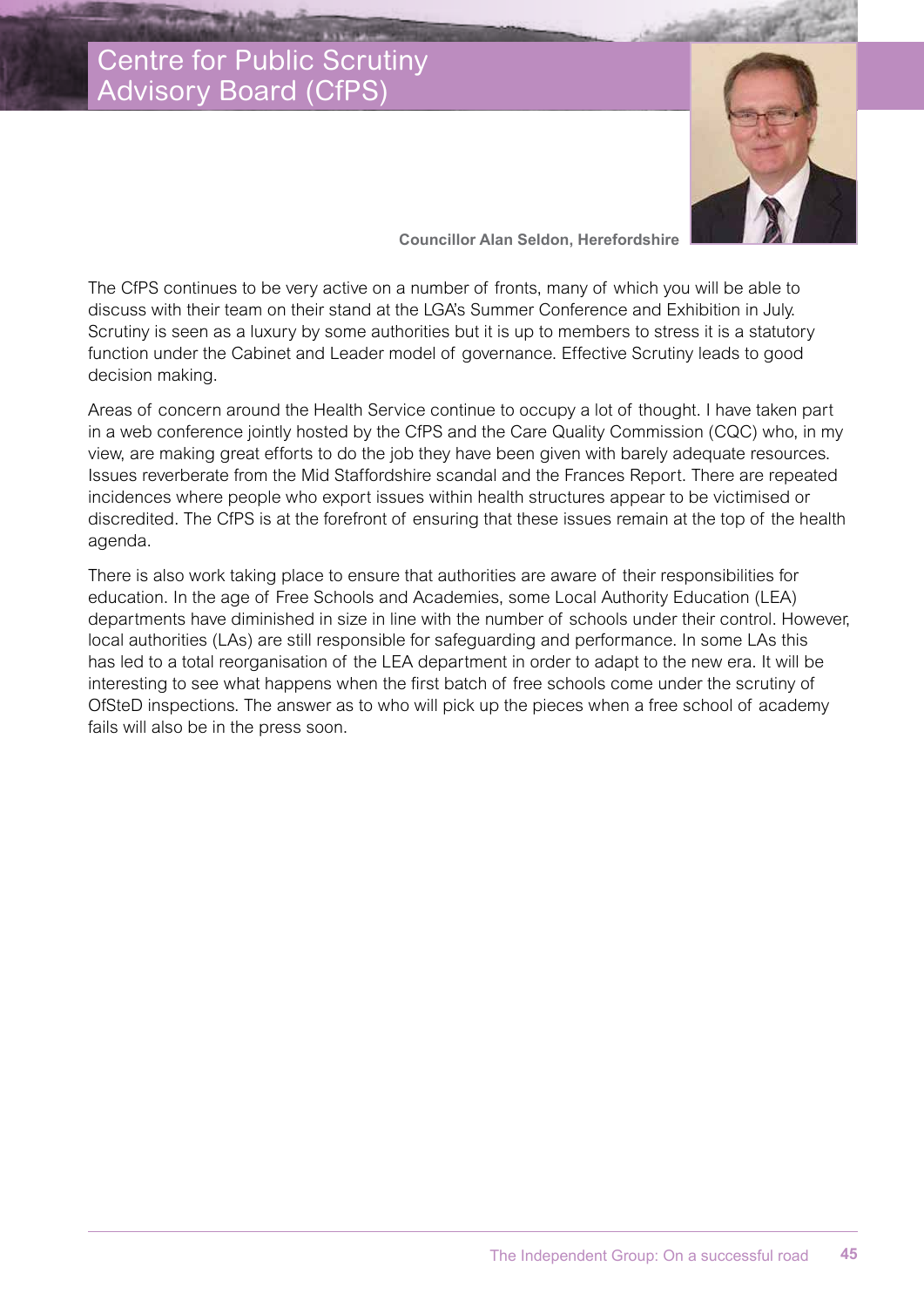# Centre for Public Scrutiny Advisory Board (CfPS)

**Councillor Alan Seldon, Herefordshire**

The CfPS continues to be very active on a number of fronts, many of which you will be able to discuss with their team on their stand at the LGA's Summer Conference and Exhibition in July. Scrutiny is seen as a luxury by some authorities but it is up to members to stress it is a statutory function under the Cabinet and Leader model of governance. Effective Scrutiny leads to good decision making.

Areas of concern around the Health Service continue to occupy a lot of thought. I have taken part in a web conference jointly hosted by the CfPS and the Care Quality Commission (CQC) who, in my view, are making great efforts to do the job they have been given with barely adequate resources. Issues reverberate from the Mid Staffordshire scandal and the Frances Report. There are repeated incidences where people who export issues within health structures appear to be victimised or discredited. The CfPS is at the forefront of ensuring that these issues remain at the top of the health agenda.

There is also work taking place to ensure that authorities are aware of their responsibilities for education. In the age of Free Schools and Academies, some Local Authority Education (LEA) departments have diminished in size in line with the number of schools under their control. However, local authorities (LAs) are still responsible for safeguarding and performance. In some LAs this has led to a total reorganisation of the LEA department in order to adapt to the new era. It will be interesting to see what happens when the first batch of free schools come under the scrutiny of OfSteD inspections. The answer as to who will pick up the pieces when a free school of academy fails will also be in the press soon.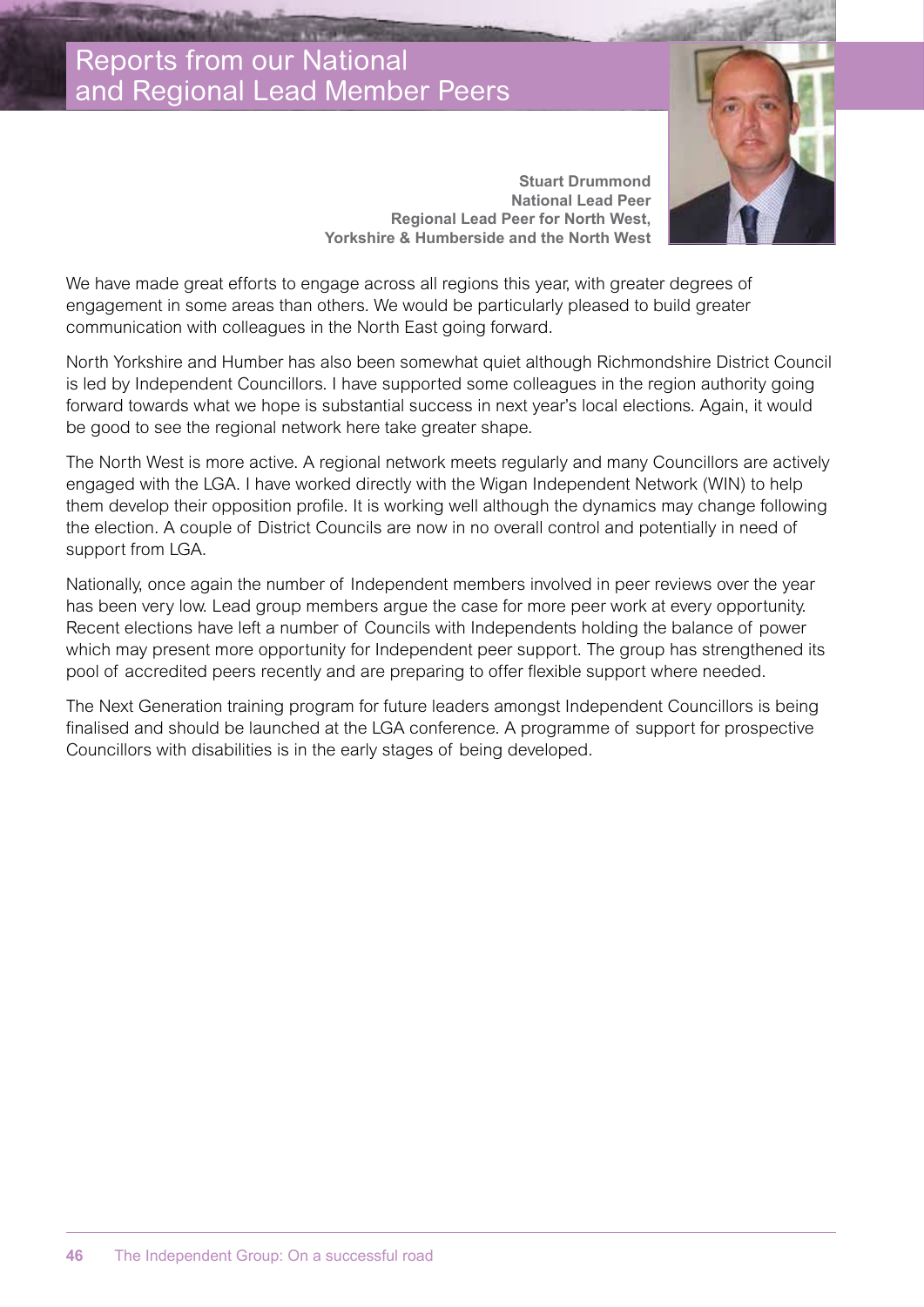# Reports from our National and Regional Lead Member Peers

**Stuart Drummond**
**National Lead Peer**
**Regional Lead Peer for North West, Yorkshire & Humberside and the North West**

We have made great efforts to engage across all regions this year, with greater degrees of engagement in some areas than others. We would be particularly pleased to build greater communication with colleagues in the North East going forward.

North Yorkshire and Humber has also been somewhat quiet although Richmondshire District Council is led by Independent Councillors. I have supported some colleagues in the region authority going forward towards what we hope is substantial success in next year's local elections. Again, it would be good to see the regional network here take greater shape.

The North West is more active. A regional network meets regularly and many Councillors are actively engaged with the LGA. I have worked directly with the Wigan Independent Network (WIN) to help them develop their opposition profile. It is working well although the dynamics may change following the election. A couple of District Councils are now in no overall control and potentially in need of support from LGA.

Nationally, once again the number of Independent members involved in peer reviews over the year has been very low. Lead group members argue the case for more peer work at every opportunity. Recent elections have left a number of Councils with Independents holding the balance of power which may present more opportunity for Independent peer support. The group has strengthened its pool of accredited peers recently and are preparing to offer flexible support where needed.

The Next Generation training program for future leaders amongst Independent Councillors is being finalised and should be launched at the LGA conference. A programme of support for prospective Councillors with disabilities is in the early stages of being developed.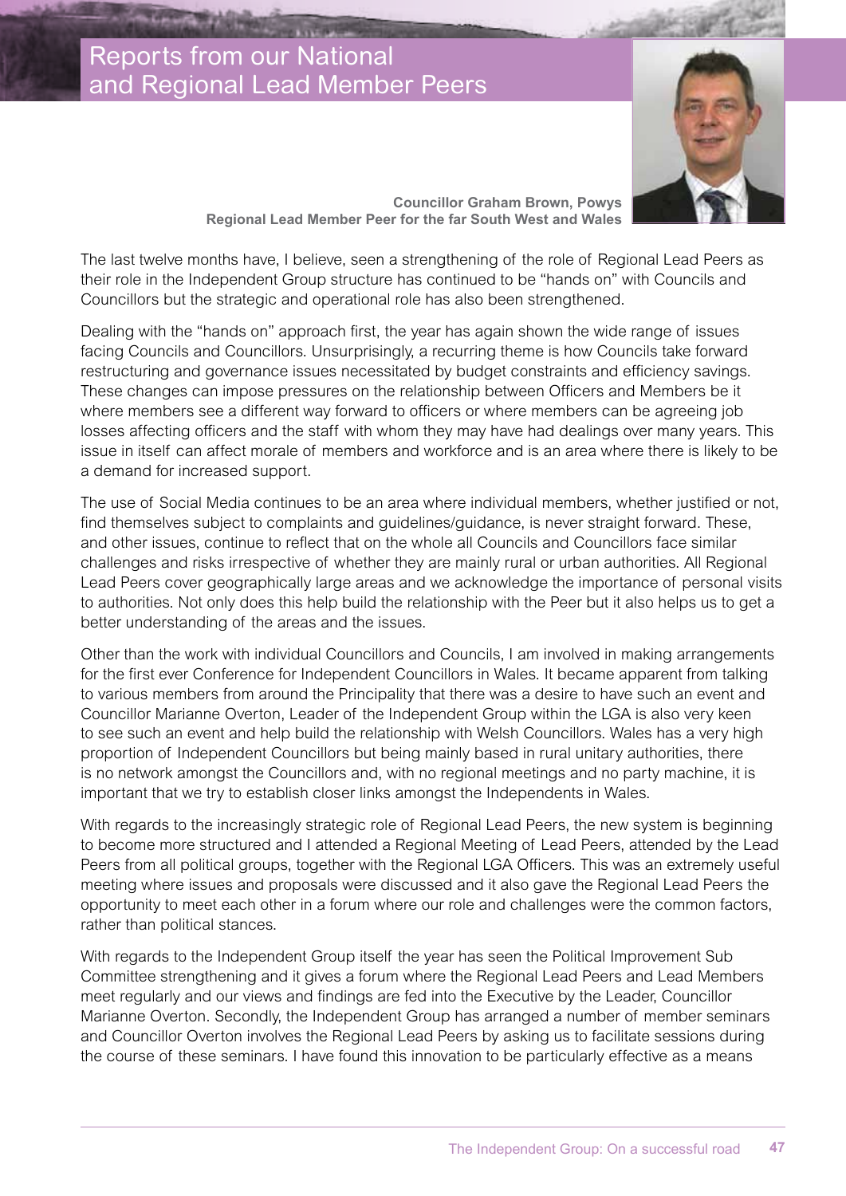# Reports from our National and Regional Lead Member Peers

**Councillor Graham Brown, Powys**
**Regional Lead Member Peer for the far South West and Wales**

The last twelve months have, I believe, seen a strengthening of the role of Regional Lead Peers as their role in the Independent Group structure has continued to be "hands on" with Councils and Councillors but the strategic and operational role has also been strengthened.

Dealing with the "hands on" approach first, the year has again shown the wide range of issues facing Councils and Councillors. Unsurprisingly, a recurring theme is how Councils take forward restructuring and governance issues necessitated by budget constraints and efficiency savings. These changes can impose pressures on the relationship between Officers and Members be it where members see a different way forward to officers or where members can be agreeing job losses affecting officers and the staff with whom they may have had dealings over many years. This issue in itself can affect morale of members and workforce and is an area where there is likely to be a demand for increased support.

The use of Social Media continues to be an area where individual members, whether justified or not, find themselves subject to complaints and guidelines/guidance, is never straight forward. These, and other issues, continue to reflect that on the whole all Councils and Councillors face similar challenges and risks irrespective of whether they are mainly rural or urban authorities. All Regional Lead Peers cover geographically large areas and we acknowledge the importance of personal visits to authorities. Not only does this help build the relationship with the Peer but it also helps us to get a better understanding of the areas and the issues.

Other than the work with individual Councillors and Councils, I am involved in making arrangements for the first ever Conference for Independent Councillors in Wales. It became apparent from talking to various members from around the Principality that there was a desire to have such an event and Councillor Marianne Overton, Leader of the Independent Group within the LGA is also very keen to see such an event and help build the relationship with Welsh Councillors. Wales has a very high proportion of Independent Councillors but being mainly based in rural unitary authorities, there is no network amongst the Councillors and, with no regional meetings and no party machine, it is important that we try to establish closer links amongst the Independents in Wales.

With regards to the increasingly strategic role of Regional Lead Peers, the new system is beginning to become more structured and I attended a Regional Meeting of Lead Peers, attended by the Lead Peers from all political groups, together with the Regional LGA Officers. This was an extremely useful meeting where issues and proposals were discussed and it also gave the Regional Lead Peers the opportunity to meet each other in a forum where our role and challenges were the common factors, rather than political stances.

With regards to the Independent Group itself the year has seen the Political Improvement Sub Committee strengthening and it gives a forum where the Regional Lead Peers and Lead Members meet regularly and our views and findings are fed into the Executive by the Leader, Councillor Marianne Overton. Secondly, the Independent Group has arranged a number of member seminars and Councillor Overton involves the Regional Lead Peers by asking us to facilitate sessions during the course of these seminars. I have found this innovation to be particularly effective as a means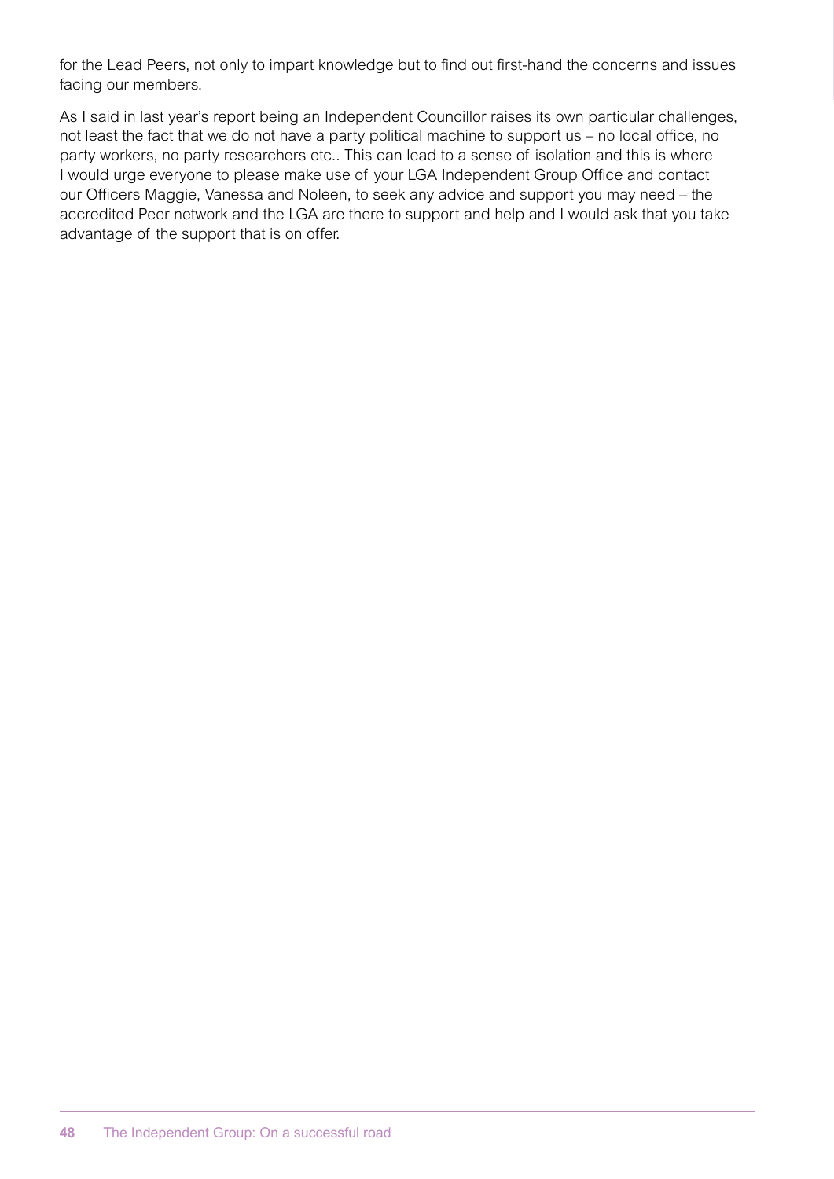for the Lead Peers, not only to impart knowledge but to find out first-hand the concerns and issues facing our members.

As I said in last year's report being an Independent Councillor raises its own particular challenges, not least the fact that we do not have a party political machine to support us – no local office, no party workers, no party researchers etc.. This can lead to a sense of isolation and this is where I would urge everyone to please make use of your LGA Independent Group Office and contact our Officers Maggie, Vanessa and Noleen, to seek any advice and support you may need – the accredited Peer network and the LGA are there to support and help and I would ask that you take advantage of the support that is on offer.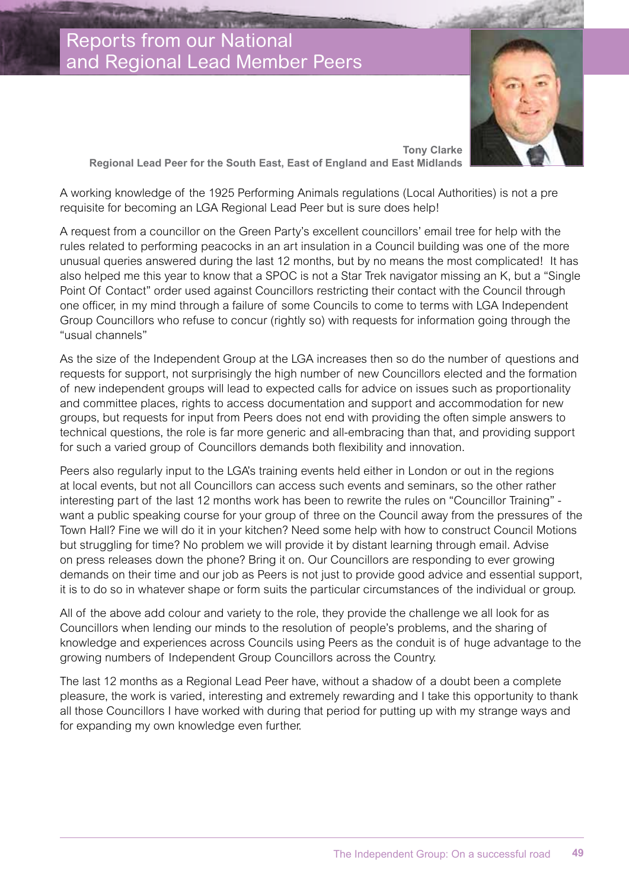# Reports from our National and Regional Lead Member Peers

**Tony Clarke**
**Regional Lead Peer for the South East, East of England and East Midlands**

A working knowledge of the 1925 Performing Animals regulations (Local Authorities) is not a pre requisite for becoming an LGA Regional Lead Peer but is sure does help!

A request from a councillor on the Green Party's excellent councillors' email tree for help with the rules related to performing peacocks in an art insulation in a Council building was one of the more unusual queries answered during the last 12 months, but by no means the most complicated! It has also helped me this year to know that a SPOC is not a Star Trek navigator missing an K, but a "Single Point Of Contact" order used against Councillors restricting their contact with the Council through one officer, in my mind through a failure of some Councils to come to terms with LGA Independent Group Councillors who refuse to concur (rightly so) with requests for information going through the "usual channels"

As the size of the Independent Group at the LGA increases then so do the number of questions and requests for support, not surprisingly the high number of new Councillors elected and the formation of new independent groups will lead to expected calls for advice on issues such as proportionality and committee places, rights to access documentation and support and accommodation for new groups, but requests for input from Peers does not end with providing the often simple answers to technical questions, the role is far more generic and all-embracing than that, and providing support for such a varied group of Councillors demands both flexibility and innovation.

Peers also regularly input to the LGA's training events held either in London or out in the regions at local events, but not all Councillors can access such events and seminars, so the other rather interesting part of the last 12 months work has been to rewrite the rules on "Councillor Training" - want a public speaking course for your group of three on the Council away from the pressures of the Town Hall? Fine we will do it in your kitchen? Need some help with how to construct Council Motions but struggling for time? No problem we will provide it by distant learning through email. Advise on press releases down the phone? Bring it on. Our Councillors are responding to ever growing demands on their time and our job as Peers is not just to provide good advice and essential support, it is to do so in whatever shape or form suits the particular circumstances of the individual or group.

All of the above add colour and variety to the role, they provide the challenge we all look for as Councillors when lending our minds to the resolution of people's problems, and the sharing of knowledge and experiences across Councils using Peers as the conduit is of huge advantage to the growing numbers of Independent Group Councillors across the Country.

The last 12 months as a Regional Lead Peer have, without a shadow of a doubt been a complete pleasure, the work is varied, interesting and extremely rewarding and I take this opportunity to thank all those Councillors I have worked with during that period for putting up with my strange ways and for expanding my own knowledge even further.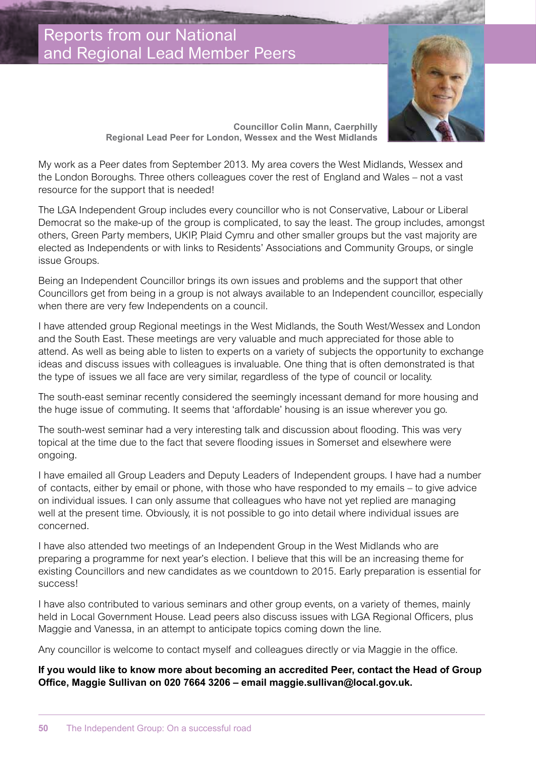# Reports from our National and Regional Lead Member Peers

**Councillor Colin Mann, Caerphilly**
**Regional Lead Peer for London, Wessex and the West Midlands**

My work as a Peer dates from September 2013. My area covers the West Midlands, Wessex and the London Boroughs. Three others colleagues cover the rest of England and Wales – not a vast resource for the support that is needed!

The LGA Independent Group includes every councillor who is not Conservative, Labour or Liberal Democrat so the make-up of the group is complicated, to say the least. The group includes, amongst others, Green Party members, UKIP, Plaid Cymru and other smaller groups but the vast majority are elected as Independents or with links to Residents' Associations and Community Groups, or single issue Groups.

Being an Independent Councillor brings its own issues and problems and the support that other Councillors get from being in a group is not always available to an Independent councillor, especially when there are very few Independents on a council.

I have attended group Regional meetings in the West Midlands, the South West/Wessex and London and the South East. These meetings are very valuable and much appreciated for those able to attend. As well as being able to listen to experts on a variety of subjects the opportunity to exchange ideas and discuss issues with colleagues is invaluable. One thing that is often demonstrated is that the type of issues we all face are very similar, regardless of the type of council or locality.

The south-east seminar recently considered the seemingly incessant demand for more housing and the huge issue of commuting. It seems that 'affordable' housing is an issue wherever you go.

The south-west seminar had a very interesting talk and discussion about flooding. This was very topical at the time due to the fact that severe flooding issues in Somerset and elsewhere were ongoing.

I have emailed all Group Leaders and Deputy Leaders of Independent groups. I have had a number of contacts, either by email or phone, with those who have responded to my emails – to give advice on individual issues. I can only assume that colleagues who have not yet replied are managing well at the present time. Obviously, it is not possible to go into detail where individual issues are concerned.

I have also attended two meetings of an Independent Group in the West Midlands who are preparing a programme for next year's election. I believe that this will be an increasing theme for existing Councillors and new candidates as we countdown to 2015. Early preparation is essential for success!

I have also contributed to various seminars and other group events, on a variety of themes, mainly held in Local Government House. Lead peers also discuss issues with LGA Regional Officers, plus Maggie and Vanessa, in an attempt to anticipate topics coming down the line.

Any councillor is welcome to contact myself and colleagues directly or via Maggie in the office.

**If you would like to know more about becoming an accredited Peer, contact the Head of Group Office, Maggie Sullivan on 020 7664 3206 – email maggie.sullivan@local.gov.uk.**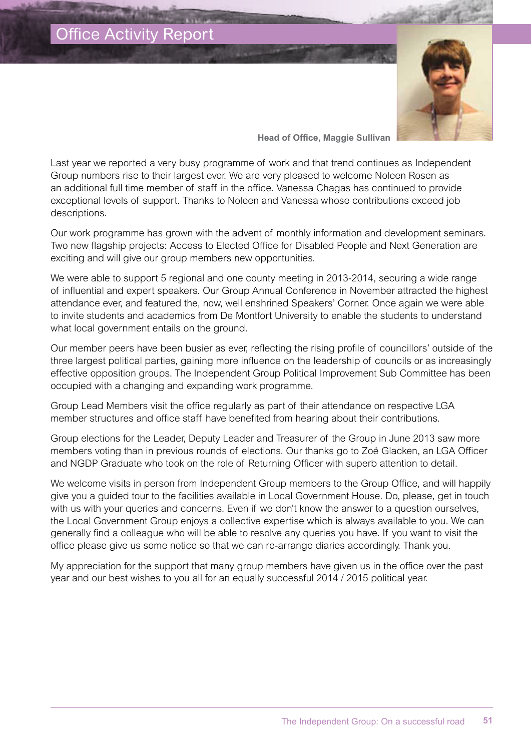# Office Activity Report

**Head of Office, Maggie Sullivan**

Last year we reported a very busy programme of work and that trend continues as Independent Group numbers rise to their largest ever. We are very pleased to welcome Noleen Rosen as an additional full time member of staff in the office. Vanessa Chagas has continued to provide exceptional levels of support. Thanks to Noleen and Vanessa whose contributions exceed job descriptions.

Our work programme has grown with the advent of monthly information and development seminars. Two new flagship projects: Access to Elected Office for Disabled People and Next Generation are exciting and will give our group members new opportunities.

We were able to support 5 regional and one county meeting in 2013-2014, securing a wide range of influential and expert speakers. Our Group Annual Conference in November attracted the highest attendance ever, and featured the, now, well enshrined Speakers' Corner. Once again we were able to invite students and academics from De Montfort University to enable the students to understand what local government entails on the ground.

Our member peers have been busier as ever, reflecting the rising profile of councillors' outside of the three largest political parties, gaining more influence on the leadership of councils or as increasingly effective opposition groups. The Independent Group Political Improvement Sub Committee has been occupied with a changing and expanding work programme.

Group Lead Members visit the office regularly as part of their attendance on respective LGA member structures and office staff have benefited from hearing about their contributions.

Group elections for the Leader, Deputy Leader and Treasurer of the Group in June 2013 saw more members voting than in previous rounds of elections. Our thanks go to Zoë Glacken, an LGA Officer and NGDP Graduate who took on the role of Returning Officer with superb attention to detail.

We welcome visits in person from Independent Group members to the Group Office, and will happily give you a guided tour to the facilities available in Local Government House. Do, please, get in touch with us with your queries and concerns. Even if we don't know the answer to a question ourselves, the Local Government Group enjoys a collective expertise which is always available to you. We can generally find a colleague who will be able to resolve any queries you have. If you want to visit the office please give us some notice so that we can re-arrange diaries accordingly. Thank you.

My appreciation for the support that many group members have given us in the office over the past year and our best wishes to you all for an equally successful 2014 / 2015 political year.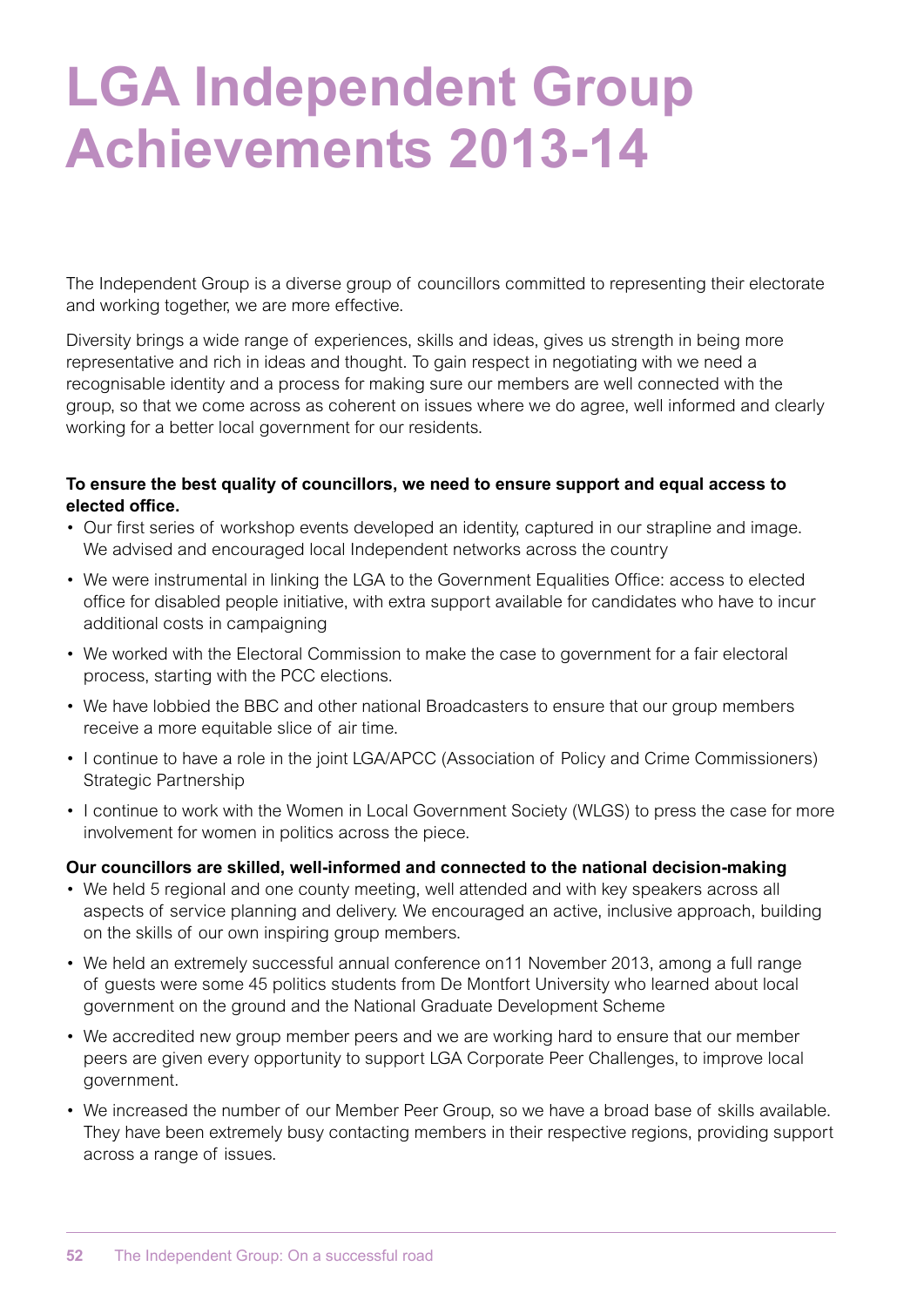# LGA Independent Group Achievements 2013-14

The Independent Group is a diverse group of councillors committed to representing their electorate and working together, we are more effective.

Diversity brings a wide range of experiences, skills and ideas, gives us strength in being more representative and rich in ideas and thought. To gain respect in negotiating with we need a recognisable identity and a process for making sure our members are well connected with the group, so that we come across as coherent on issues where we do agree, well informed and clearly working for a better local government for our residents.

**To ensure the best quality of councillors, we need to ensure support and equal access to elected office.**

- Our first series of workshop events developed an identity, captured in our strapline and image. We advised and encouraged local Independent networks across the country
- We were instrumental in linking the LGA to the Government Equalities Office: access to elected office for disabled people initiative, with extra support available for candidates who have to incur additional costs in campaigning
- We worked with the Electoral Commission to make the case to government for a fair electoral process, starting with the PCC elections.
- We have lobbied the BBC and other national Broadcasters to ensure that our group members receive a more equitable slice of air time.
- I continue to have a role in the joint LGA/APCC (Association of Policy and Crime Commissioners) Strategic Partnership
- I continue to work with the Women in Local Government Society (WLGS) to press the case for more involvement for women in politics across the piece.

**Our councillors are skilled, well-informed and connected to the national decision-making**

- We held 5 regional and one county meeting, well attended and with key speakers across all aspects of service planning and delivery. We encouraged an active, inclusive approach, building on the skills of our own inspiring group members.
- We held an extremely successful annual conference on11 November 2013, among a full range of guests were some 45 politics students from De Montfort University who learned about local government on the ground and the National Graduate Development Scheme
- We accredited new group member peers and we are working hard to ensure that our member peers are given every opportunity to support LGA Corporate Peer Challenges, to improve local government.
- We increased the number of our Member Peer Group, so we have a broad base of skills available. They have been extremely busy contacting members in their respective regions, providing support across a range of issues.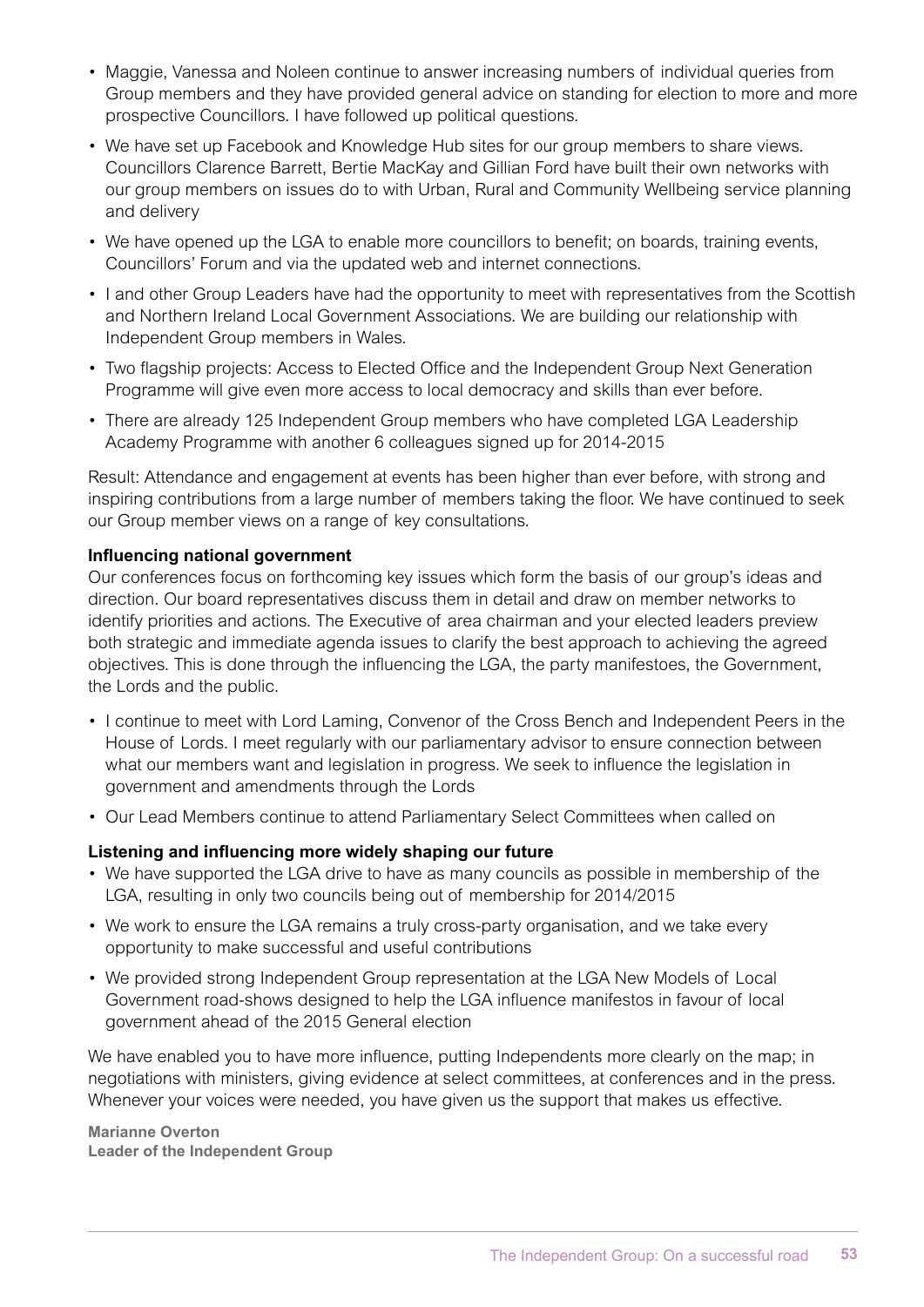- Maggie, Vanessa and Noleen continue to answer increasing numbers of individual queries from Group members and they have provided general advice on standing for election to more and more prospective Councillors. I have followed up political questions.
- We have set up Facebook and Knowledge Hub sites for our group members to share views. Councillors Clarence Barrett, Bertie MacKay and Gillian Ford have built their own networks with our group members on issues do to with Urban, Rural and Community Wellbeing service planning and delivery
- We have opened up the LGA to enable more councillors to benefit; on boards, training events, Councillors' Forum and via the updated web and internet connections.
- I and other Group Leaders have had the opportunity to meet with representatives from the Scottish and Northern Ireland Local Government Associations. We are building our relationship with Independent Group members in Wales.
- Two flagship projects: Access to Elected Office and the Independent Group Next Generation Programme will give even more access to local democracy and skills than ever before.
- There are already 125 Independent Group members who have completed LGA Leadership Academy Programme with another 6 colleagues signed up for 2014-2015

Result: Attendance and engagement at events has been higher than ever before, with strong and inspiring contributions from a large number of members taking the floor. We have continued to seek our Group member views on a range of key consultations.

**Influencing national government**

Our conferences focus on forthcoming key issues which form the basis of our group's ideas and direction. Our board representatives discuss them in detail and draw on member networks to identify priorities and actions. The Executive of area chairman and your elected leaders preview both strategic and immediate agenda issues to clarify the best approach to achieving the agreed objectives. This is done through the influencing the LGA, the party manifestoes, the Government, the Lords and the public.

- I continue to meet with Lord Laming, Convenor of the Cross Bench and Independent Peers in the House of Lords. I meet regularly with our parliamentary advisor to ensure connection between what our members want and legislation in progress. We seek to influence the legislation in government and amendments through the Lords
- Our Lead Members continue to attend Parliamentary Select Committees when called on

**Listening and influencing more widely shaping our future**

- We have supported the LGA drive to have as many councils as possible in membership of the LGA, resulting in only two councils being out of membership for 2014/2015
- We work to ensure the LGA remains a truly cross-party organisation, and we take every opportunity to make successful and useful contributions
- We provided strong Independent Group representation at the LGA New Models of Local Government road-shows designed to help the LGA influence manifestos in favour of local government ahead of the 2015 General election

We have enabled you to have more influence, putting Independents more clearly on the map; in negotiations with ministers, giving evidence at select committees, at conferences and in the press. Whenever your voices were needed, you have given us the support that makes us effective.

**Marianne Overton**
**Leader of the Independent Group**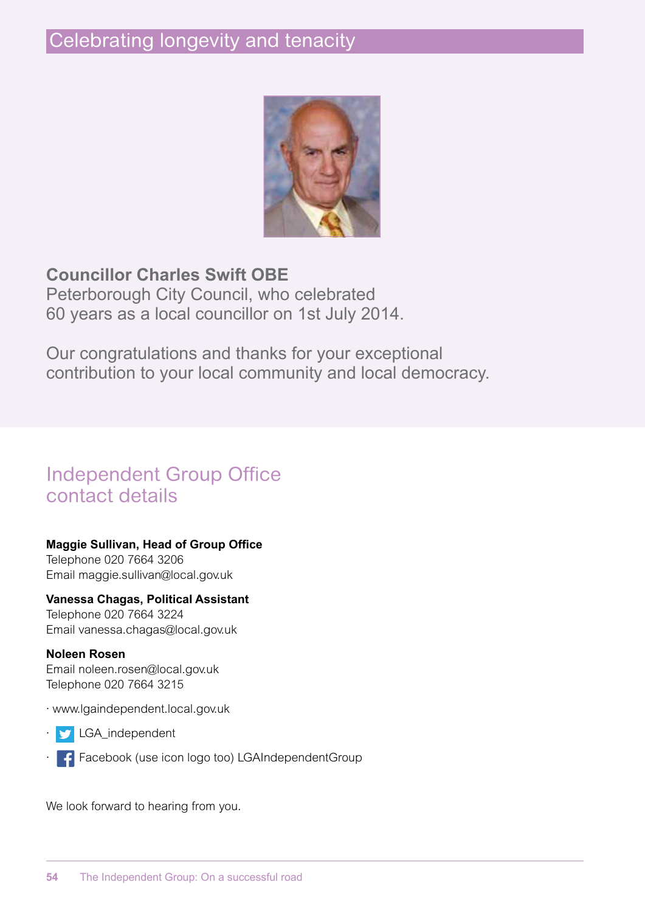## Celebrating longevity and tenacity

**Councillor Charles Swift OBE**
Peterborough City Council, who celebrated 60 years as a local councillor on 1st July 2014.

Our congratulations and thanks for your exceptional contribution to your local community and local democracy.

## Independent Group Office contact details

**Maggie Sullivan, Head of Group Office**
Telephone 020 7664 3206
Email maggie.sullivan@local.gov.uk

**Vanessa Chagas, Political Assistant**
Telephone 020 7664 3224
Email vanessa.chagas@local.gov.uk

**Noleen Rosen**
Email noleen.rosen@local.gov.uk
Telephone 020 7664 3215

- www.lgaindependent.local.gov.uk
- LGA_independent
- Facebook (use icon logo too) LGAIndependentGroup

We look forward to hearing from you.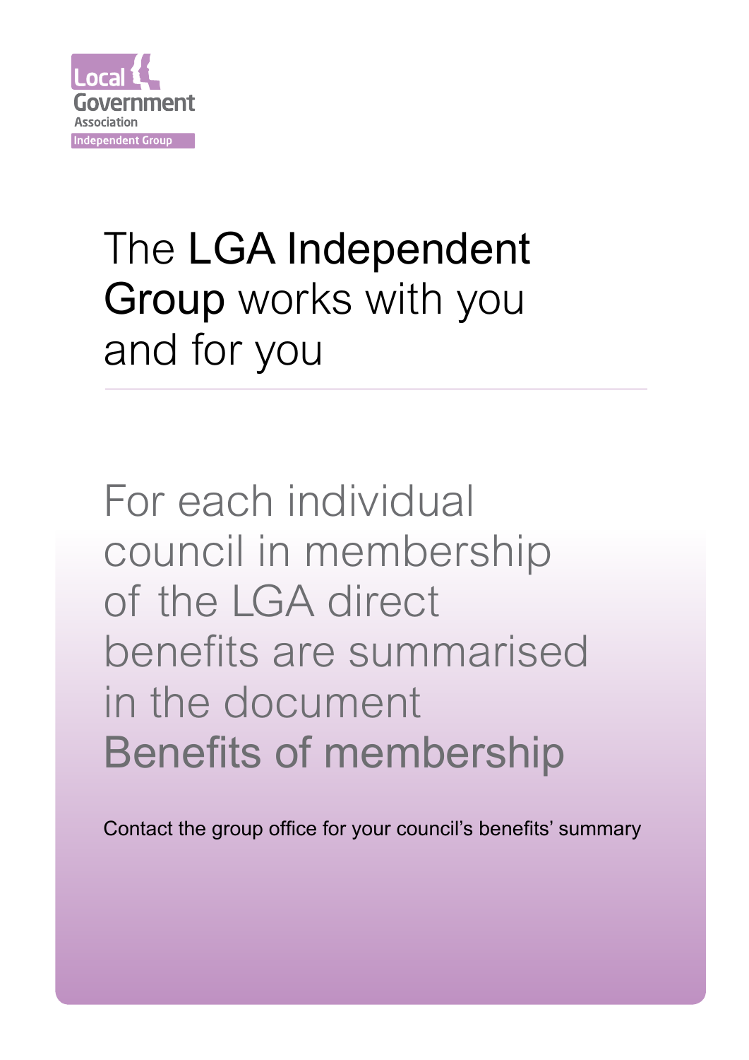Local Government Association Independent Group

# The **LGA Independent Group** works with you and for you

---

## For each individual council in membership of the LGA direct benefits are summarised in the document **Benefits of membership**

Contact the group office for your council's benefits' summary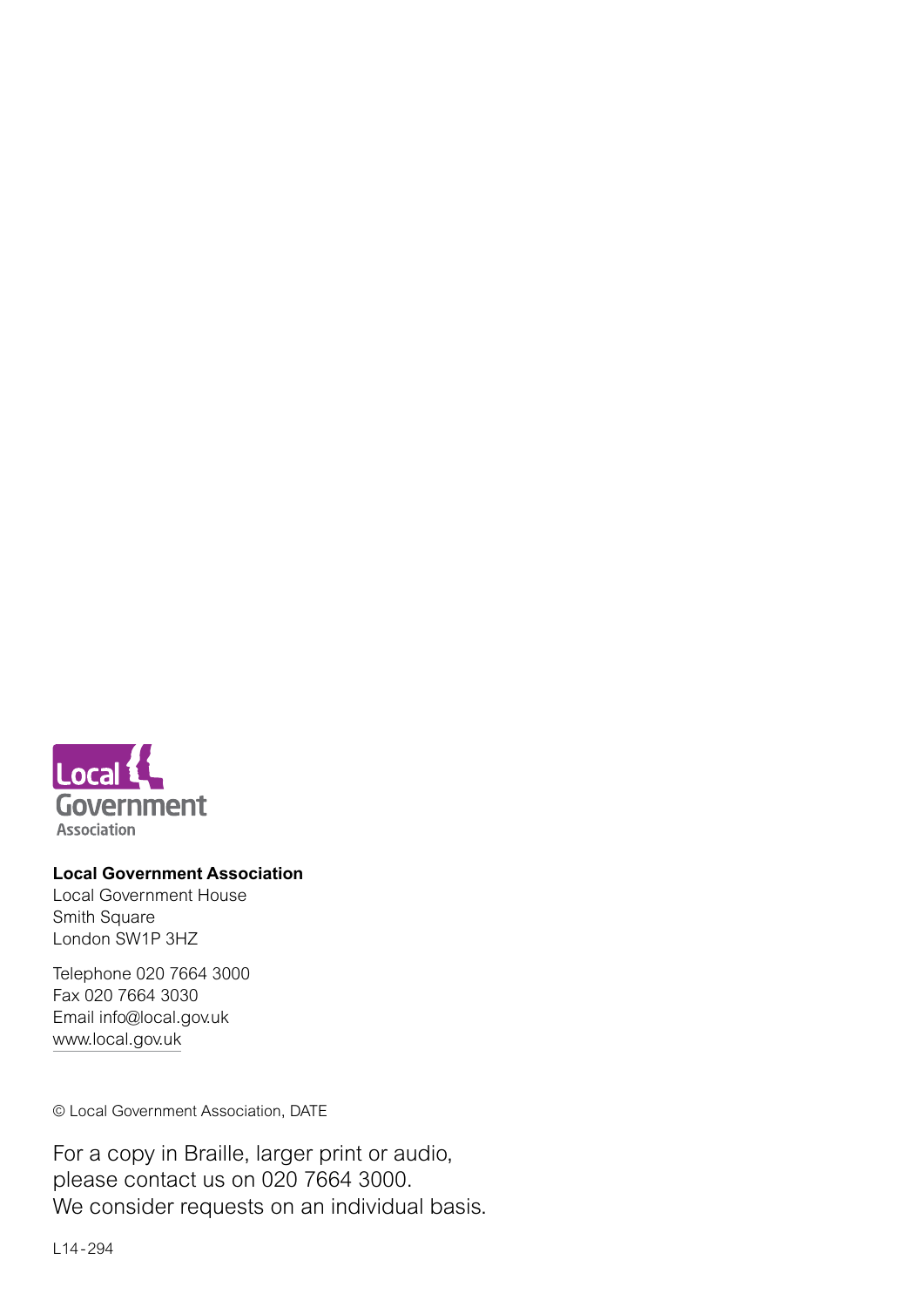Local Government Association

**Local Government Association**
Local Government House
Smith Square
London SW1P 3HZ

Telephone 020 7664 3000
Fax 020 7664 3030
Email info@local.gov.uk
www.local.gov.uk

© Local Government Association, DATE

For a copy in Braille, larger print or audio, please contact us on 020 7664 3000. We consider requests on an individual basis.

L14-294